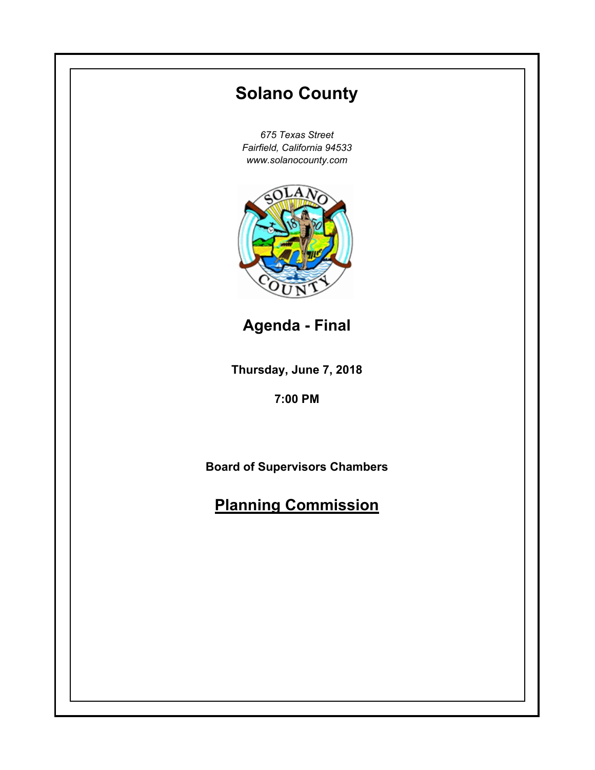# Solano County

*675 Texas Street*
*Fairfield, California 94533*
*www.solanocounty.com*

## Agenda - Final

**Thursday, June 7, 2018**

**7:00 PM**

**Board of Supervisors Chambers**

## Planning Commission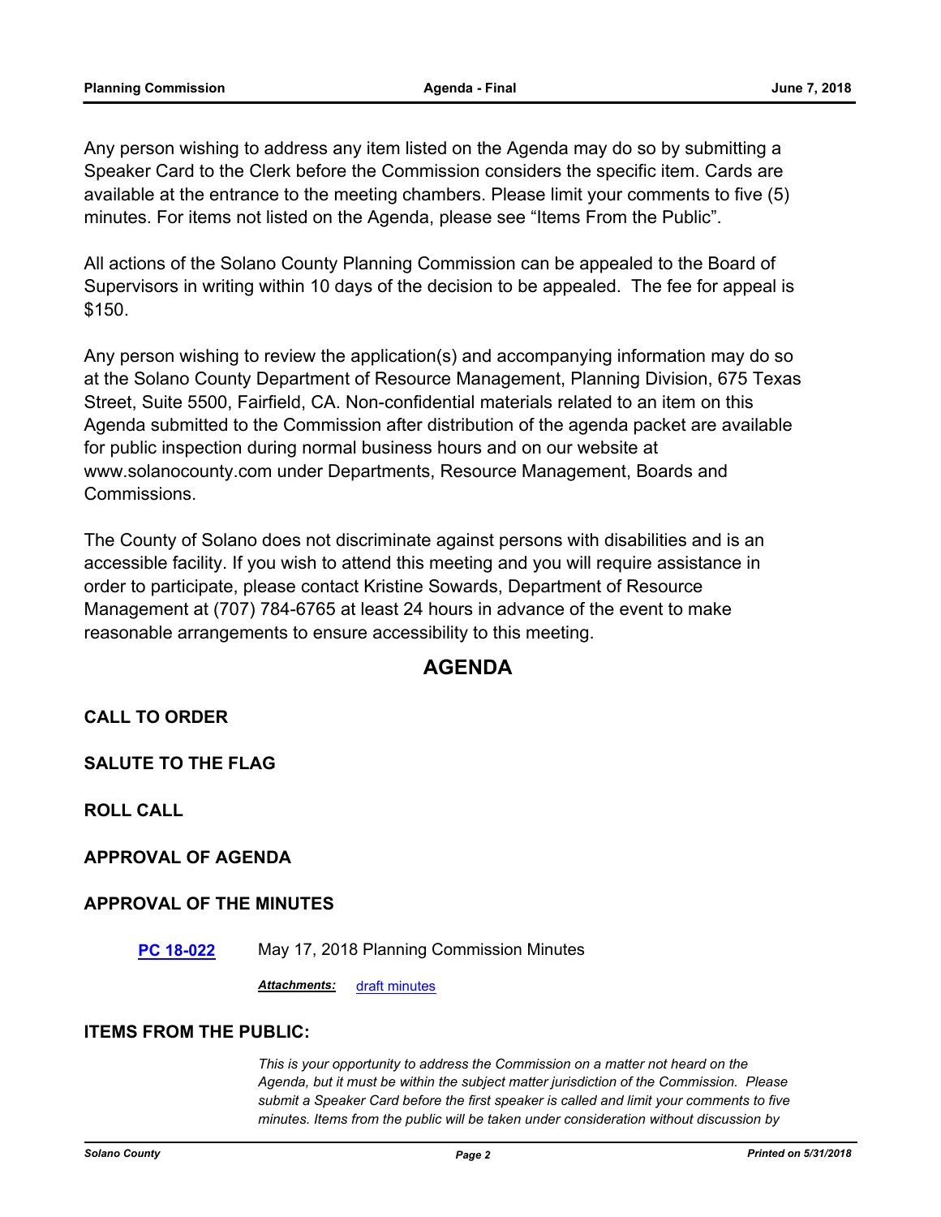Any person wishing to address any item listed on the Agenda may do so by submitting a Speaker Card to the Clerk before the Commission considers the specific item. Cards are available at the entrance to the meeting chambers. Please limit your comments to five (5) minutes. For items not listed on the Agenda, please see "Items From the Public".

All actions of the Solano County Planning Commission can be appealed to the Board of Supervisors in writing within 10 days of the decision to be appealed. The fee for appeal is $150.

Any person wishing to review the application(s) and accompanying information may do so at the Solano County Department of Resource Management, Planning Division, 675 Texas Street, Suite 5500, Fairfield, CA. Non-confidential materials related to an item on this Agenda submitted to the Commission after distribution of the agenda packet are available for public inspection during normal business hours and on our website at www.solanocounty.com under Departments, Resource Management, Boards and Commissions.

The County of Solano does not discriminate against persons with disabilities and is an accessible facility. If you wish to attend this meeting and you will require assistance in order to participate, please contact Kristine Sowards, Department of Resource Management at (707) 784-6765 at least 24 hours in advance of the event to make reasonable arrangements to ensure accessibility to this meeting.

## AGENDA

### CALL TO ORDER

### SALUTE TO THE FLAG

### ROLL CALL

### APPROVAL OF AGENDA

### APPROVAL OF THE MINUTES

**PC 18-022** May 17, 2018 Planning Commission Minutes

***Attachments:*** draft minutes

### ITEMS FROM THE PUBLIC:

*This is your opportunity to address the Commission on a matter not heard on the Agenda, but it must be within the subject matter jurisdiction of the Commission. Please submit a Speaker Card before the first speaker is called and limit your comments to five minutes. Items from the public will be taken under consideration without discussion by*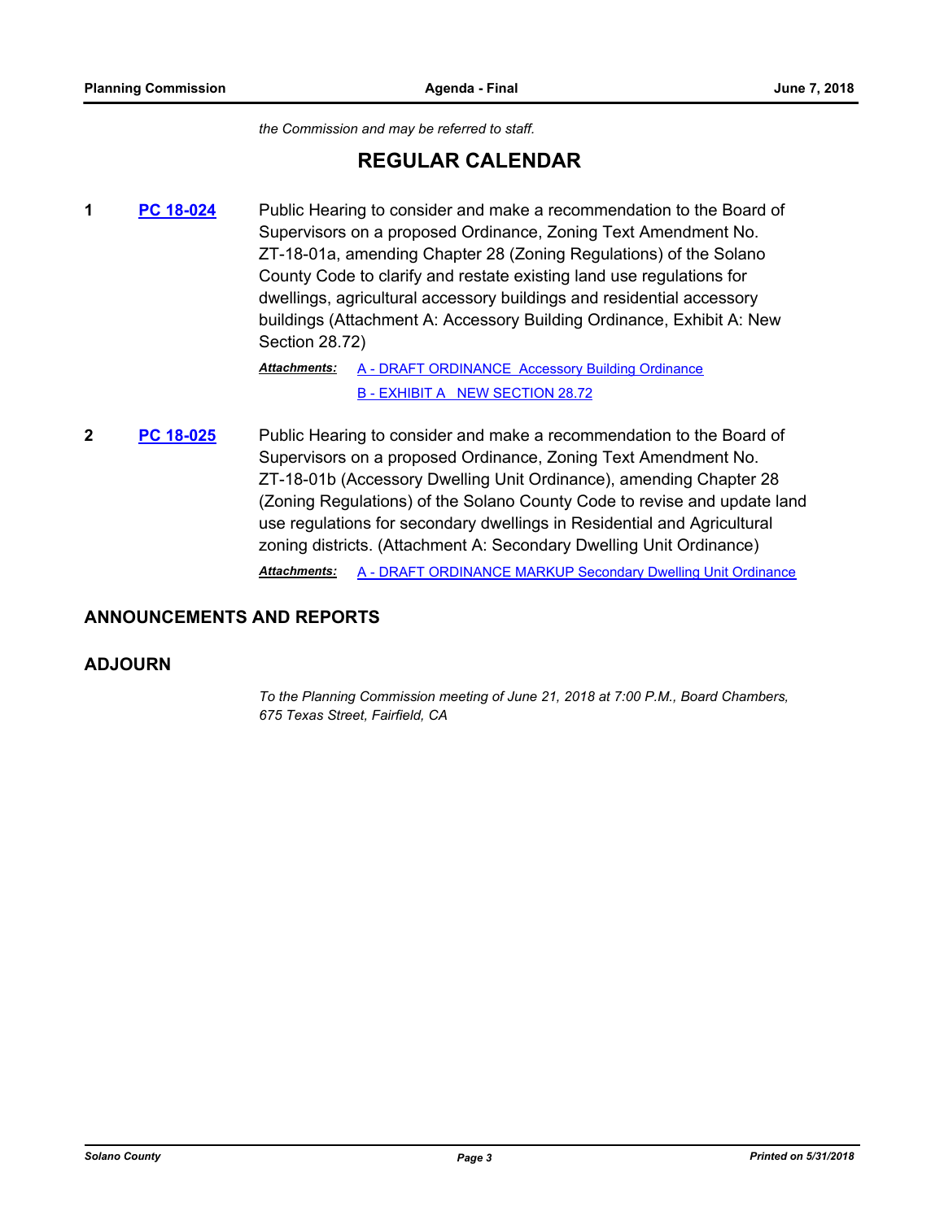*the Commission and may be referred to staff.*

## REGULAR CALENDAR

**1** **PC 18-024** Public Hearing to consider and make a recommendation to the Board of Supervisors on a proposed Ordinance, Zoning Text Amendment No. ZT-18-01a, amending Chapter 28 (Zoning Regulations) of the Solano County Code to clarify and restate existing land use regulations for dwellings, agricultural accessory buildings and residential accessory buildings (Attachment A: Accessory Building Ordinance, Exhibit A: New Section 28.72)

***Attachments:*** A - DRAFT ORDINANCE Accessory Building Ordinance
B - EXHIBIT A NEW SECTION 28.72

**2** **PC 18-025** Public Hearing to consider and make a recommendation to the Board of Supervisors on a proposed Ordinance, Zoning Text Amendment No. ZT-18-01b (Accessory Dwelling Unit Ordinance), amending Chapter 28 (Zoning Regulations) of the Solano County Code to revise and update land use regulations for secondary dwellings in Residential and Agricultural zoning districts. (Attachment A: Secondary Dwelling Unit Ordinance)

***Attachments:*** A - DRAFT ORDINANCE MARKUP Secondary Dwelling Unit Ordinance

### ANNOUNCEMENTS AND REPORTS

### ADJOURN

*To the Planning Commission meeting of June 21, 2018 at 7:00 P.M., Board Chambers, 675 Texas Street, Fairfield, CA*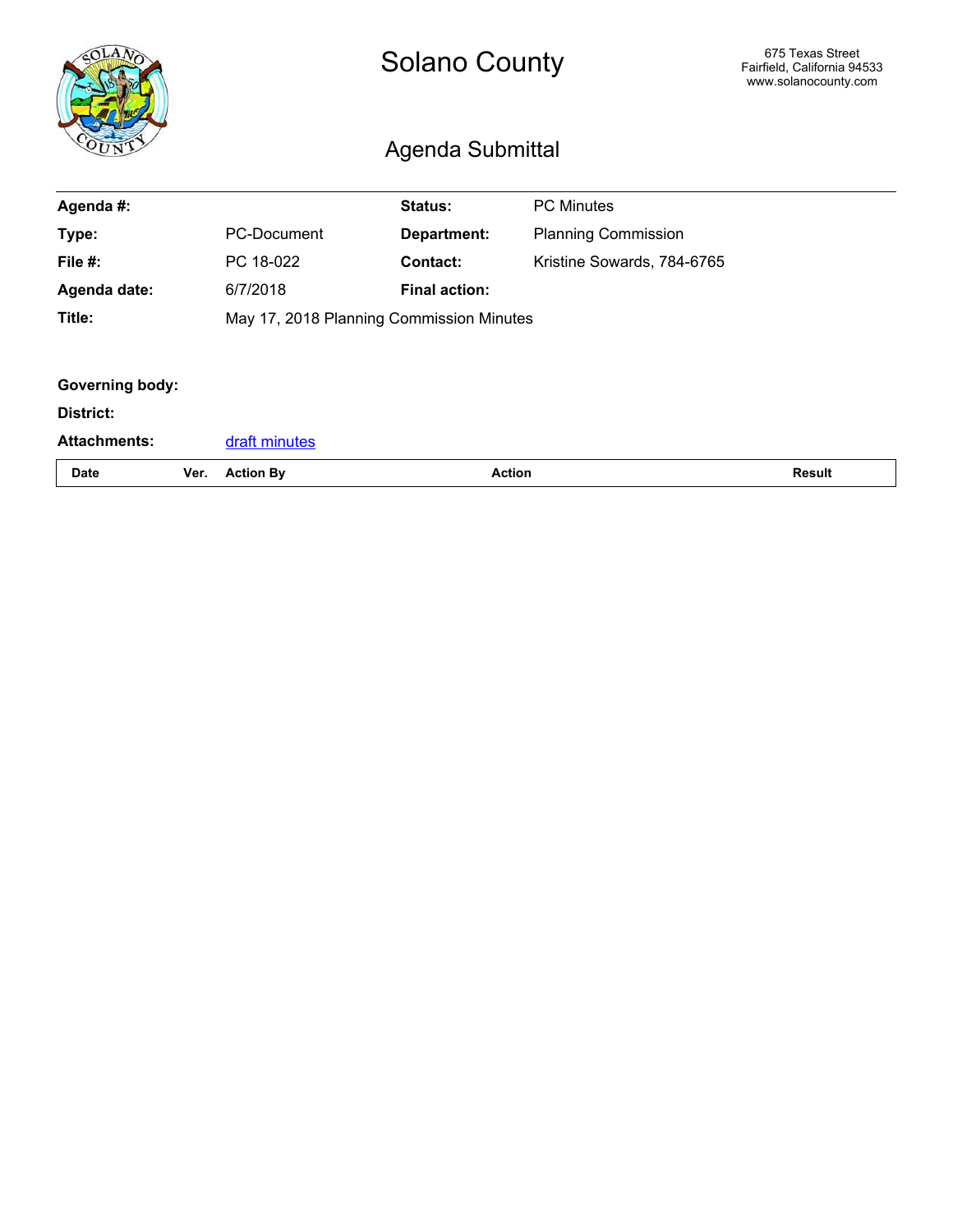# Solano County

675 Texas Street
Fairfield, California 94533
www.solanocounty.com

## Agenda Submittal

| | | | |
|---|---|---|---|
| **Agenda #:** | | **Status:** | PC Minutes |
| **Type:** | PC-Document | **Department:** | Planning Commission |
| **File #:** | PC 18-022 | **Contact:** | Kristine Sowards, 784-6765 |
| **Agenda date:** | 6/7/2018 | **Final action:** | |
| **Title:** | May 17, 2018 Planning Commission Minutes | | |

**Governing body:**

**District:**

**Attachments:** draft minutes

| Date | Ver. | Action By | Action | Result |
|---|---|---|---|---|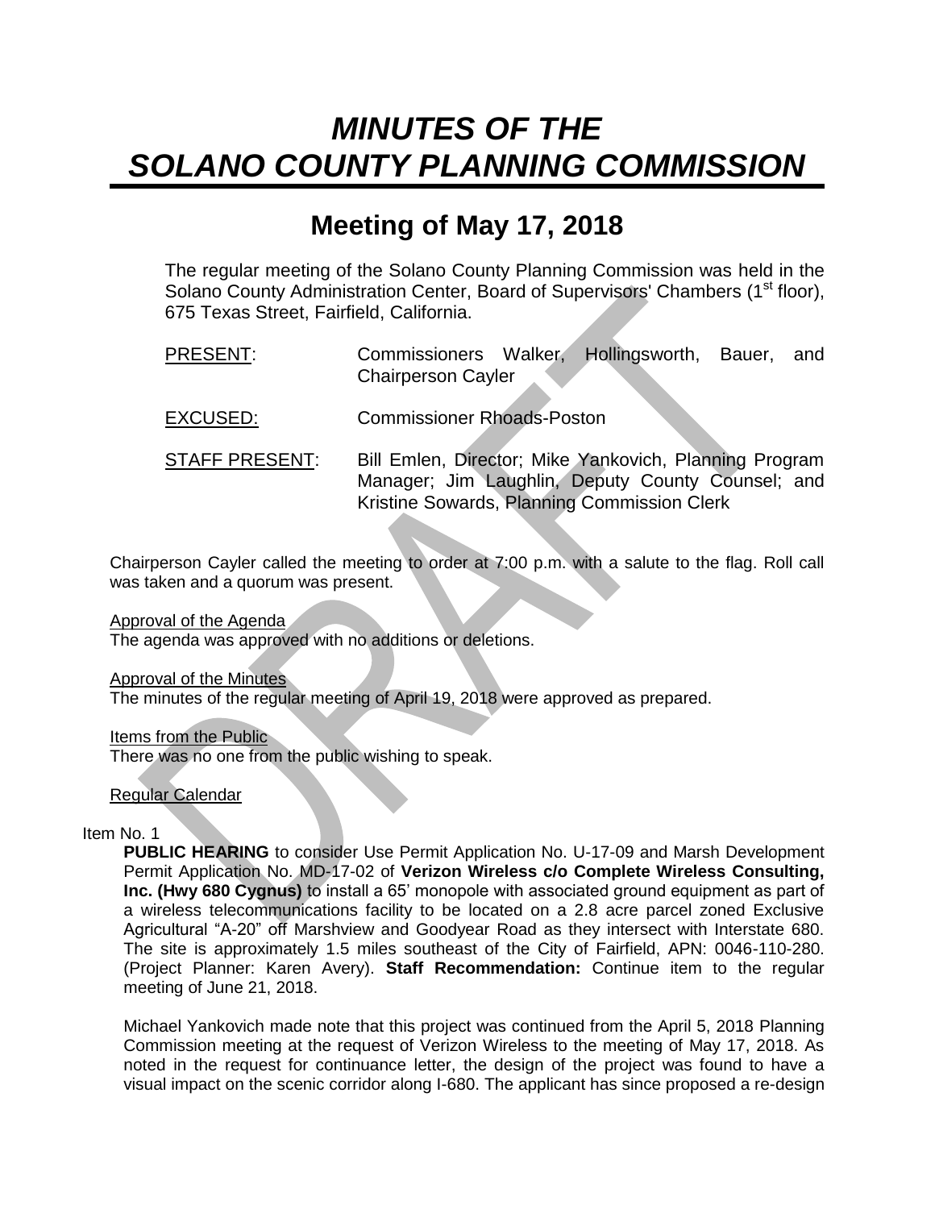# *MINUTES OF THE SOLANO COUNTY PLANNING COMMISSION*

## Meeting of May 17, 2018

The regular meeting of the Solano County Planning Commission was held in the Solano County Administration Center, Board of Supervisors' Chambers (1st floor), 675 Texas Street, Fairfield, California.

PRESENT: Commissioners Walker, Hollingsworth, Bauer, and Chairperson Cayler

EXCUSED: Commissioner Rhoads-Poston

STAFF PRESENT: Bill Emlen, Director; Mike Yankovich, Planning Program Manager; Jim Laughlin, Deputy County Counsel; and Kristine Sowards, Planning Commission Clerk

Chairperson Cayler called the meeting to order at 7:00 p.m. with a salute to the flag. Roll call was taken and a quorum was present.

Approval of the Agenda
The agenda was approved with no additions or deletions.

Approval of the Minutes
The minutes of the regular meeting of April 19, 2018 were approved as prepared.

Items from the Public
There was no one from the public wishing to speak.

Regular Calendar

Item No. 1

**PUBLIC HEARING** to consider Use Permit Application No. U-17-09 and Marsh Development Permit Application No. MD-17-02 of **Verizon Wireless c/o Complete Wireless Consulting, Inc. (Hwy 680 Cygnus)** to install a 65' monopole with associated ground equipment as part of a wireless telecommunications facility to be located on a 2.8 acre parcel zoned Exclusive Agricultural "A-20" off Marshview and Goodyear Road as they intersect with Interstate 680. The site is approximately 1.5 miles southeast of the City of Fairfield, APN: 0046-110-280. (Project Planner: Karen Avery). **Staff Recommendation:** Continue item to the regular meeting of June 21, 2018.

Michael Yankovich made note that this project was continued from the April 5, 2018 Planning Commission meeting at the request of Verizon Wireless to the meeting of May 17, 2018. As noted in the request for continuance letter, the design of the project was found to have a visual impact on the scenic corridor along I-680. The applicant has since proposed a re-design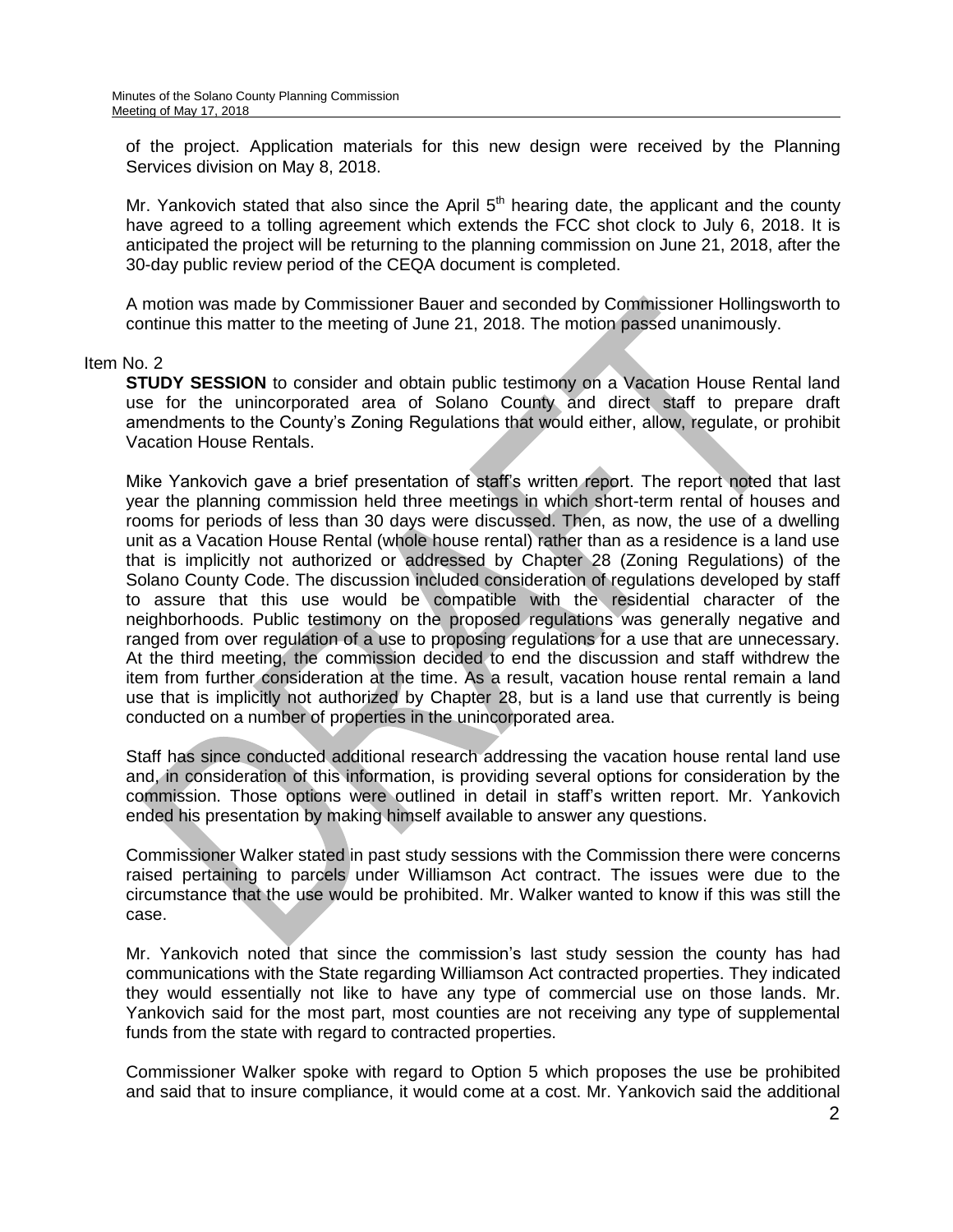of the project. Application materials for this new design were received by the Planning Services division on May 8, 2018.

Mr. Yankovich stated that also since the April 5th hearing date, the applicant and the county have agreed to a tolling agreement which extends the FCC shot clock to July 6, 2018. It is anticipated the project will be returning to the planning commission on June 21, 2018, after the 30-day public review period of the CEQA document is completed.

A motion was made by Commissioner Bauer and seconded by Commissioner Hollingsworth to continue this matter to the meeting of June 21, 2018. The motion passed unanimously.

Item No. 2

**STUDY SESSION** to consider and obtain public testimony on a Vacation House Rental land use for the unincorporated area of Solano County and direct staff to prepare draft amendments to the County's Zoning Regulations that would either, allow, regulate, or prohibit Vacation House Rentals.

Mike Yankovich gave a brief presentation of staff's written report. The report noted that last year the planning commission held three meetings in which short-term rental of houses and rooms for periods of less than 30 days were discussed. Then, as now, the use of a dwelling unit as a Vacation House Rental (whole house rental) rather than as a residence is a land use that is implicitly not authorized or addressed by Chapter 28 (Zoning Regulations) of the Solano County Code. The discussion included consideration of regulations developed by staff to assure that this use would be compatible with the residential character of the neighborhoods. Public testimony on the proposed regulations was generally negative and ranged from over regulation of a use to proposing regulations for a use that are unnecessary. At the third meeting, the commission decided to end the discussion and staff withdrew the item from further consideration at the time. As a result, vacation house rental remain a land use that is implicitly not authorized by Chapter 28, but is a land use that currently is being conducted on a number of properties in the unincorporated area.

Staff has since conducted additional research addressing the vacation house rental land use and, in consideration of this information, is providing several options for consideration by the commission. Those options were outlined in detail in staff's written report. Mr. Yankovich ended his presentation by making himself available to answer any questions.

Commissioner Walker stated in past study sessions with the Commission there were concerns raised pertaining to parcels under Williamson Act contract. The issues were due to the circumstance that the use would be prohibited. Mr. Walker wanted to know if this was still the case.

Mr. Yankovich noted that since the commission's last study session the county has had communications with the State regarding Williamson Act contracted properties. They indicated they would essentially not like to have any type of commercial use on those lands. Mr. Yankovich said for the most part, most counties are not receiving any type of supplemental funds from the state with regard to contracted properties.

Commissioner Walker spoke with regard to Option 5 which proposes the use be prohibited and said that to insure compliance, it would come at a cost. Mr. Yankovich said the additional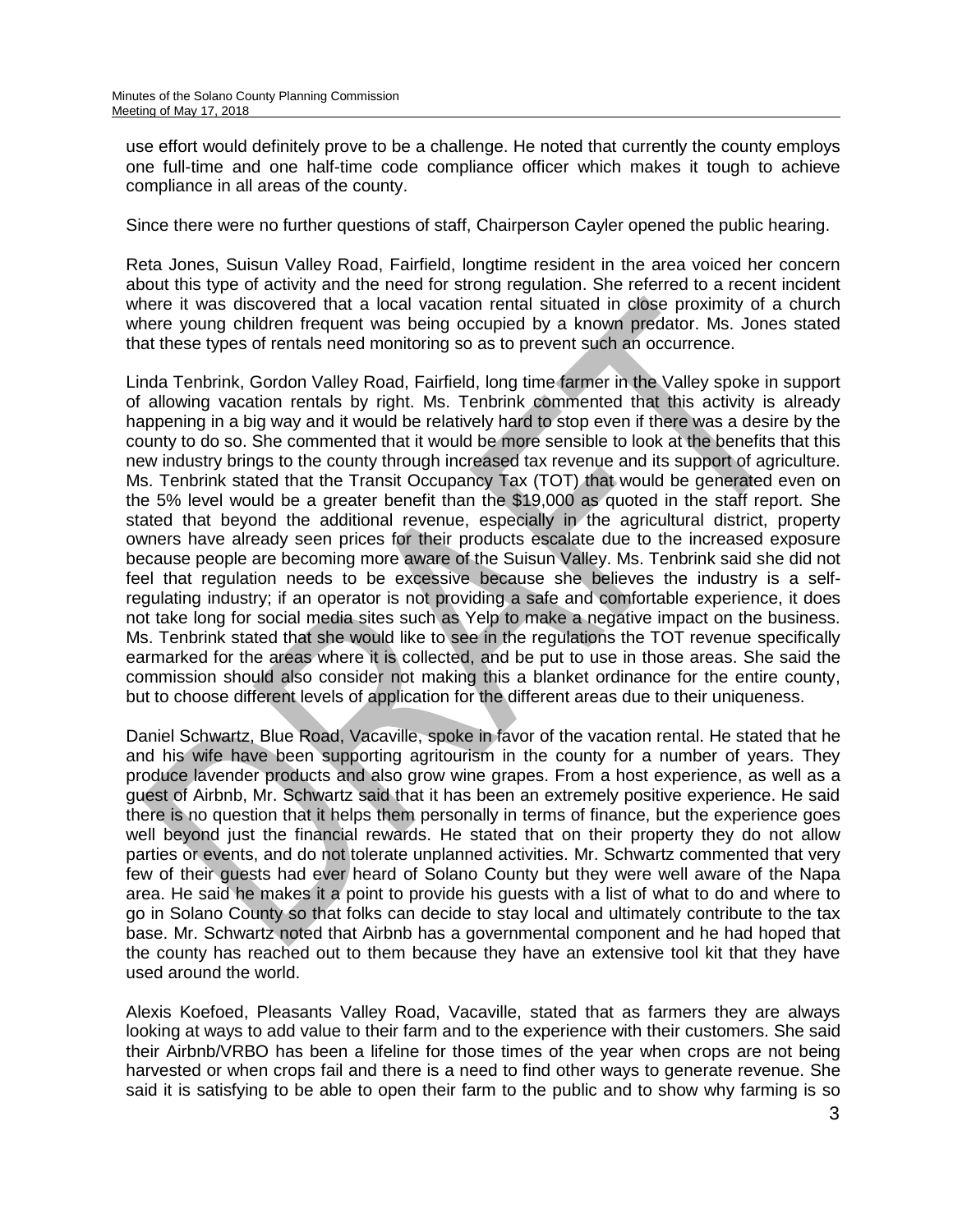use effort would definitely prove to be a challenge. He noted that currently the county employs one full-time and one half-time code compliance officer which makes it tough to achieve compliance in all areas of the county.

Since there were no further questions of staff, Chairperson Cayler opened the public hearing.

Reta Jones, Suisun Valley Road, Fairfield, longtime resident in the area voiced her concern about this type of activity and the need for strong regulation. She referred to a recent incident where it was discovered that a local vacation rental situated in close proximity of a church where young children frequent was being occupied by a known predator. Ms. Jones stated that these types of rentals need monitoring so as to prevent such an occurrence.

Linda Tenbrink, Gordon Valley Road, Fairfield, long time farmer in the Valley spoke in support of allowing vacation rentals by right. Ms. Tenbrink commented that this activity is already happening in a big way and it would be relatively hard to stop even if there was a desire by the county to do so. She commented that it would be more sensible to look at the benefits that this new industry brings to the county through increased tax revenue and its support of agriculture. Ms. Tenbrink stated that the Transit Occupancy Tax (TOT) that would be generated even on the 5% level would be a greater benefit than the $19,000 as quoted in the staff report. She stated that beyond the additional revenue, especially in the agricultural district, property owners have already seen prices for their products escalate due to the increased exposure because people are becoming more aware of the Suisun Valley. Ms. Tenbrink said she did not feel that regulation needs to be excessive because she believes the industry is a self-regulating industry; if an operator is not providing a safe and comfortable experience, it does not take long for social media sites such as Yelp to make a negative impact on the business. Ms. Tenbrink stated that she would like to see in the regulations the TOT revenue specifically earmarked for the areas where it is collected, and be put to use in those areas. She said the commission should also consider not making this a blanket ordinance for the entire county, but to choose different levels of application for the different areas due to their uniqueness.

Daniel Schwartz, Blue Road, Vacaville, spoke in favor of the vacation rental. He stated that he and his wife have been supporting agritourism in the county for a number of years. They produce lavender products and also grow wine grapes. From a host experience, as well as a guest of Airbnb, Mr. Schwartz said that it has been an extremely positive experience. He said there is no question that it helps them personally in terms of finance, but the experience goes well beyond just the financial rewards. He stated that on their property they do not allow parties or events, and do not tolerate unplanned activities. Mr. Schwartz commented that very few of their guests had ever heard of Solano County but they were well aware of the Napa area. He said he makes it a point to provide his guests with a list of what to do and where to go in Solano County so that folks can decide to stay local and ultimately contribute to the tax base. Mr. Schwartz noted that Airbnb has a governmental component and he had hoped that the county has reached out to them because they have an extensive tool kit that they have used around the world.

Alexis Koefoed, Pleasants Valley Road, Vacaville, stated that as farmers they are always looking at ways to add value to their farm and to the experience with their customers. She said their Airbnb/VRBO has been a lifeline for those times of the year when crops are not being harvested or when crops fail and there is a need to find other ways to generate revenue. She said it is satisfying to be able to open their farm to the public and to show why farming is so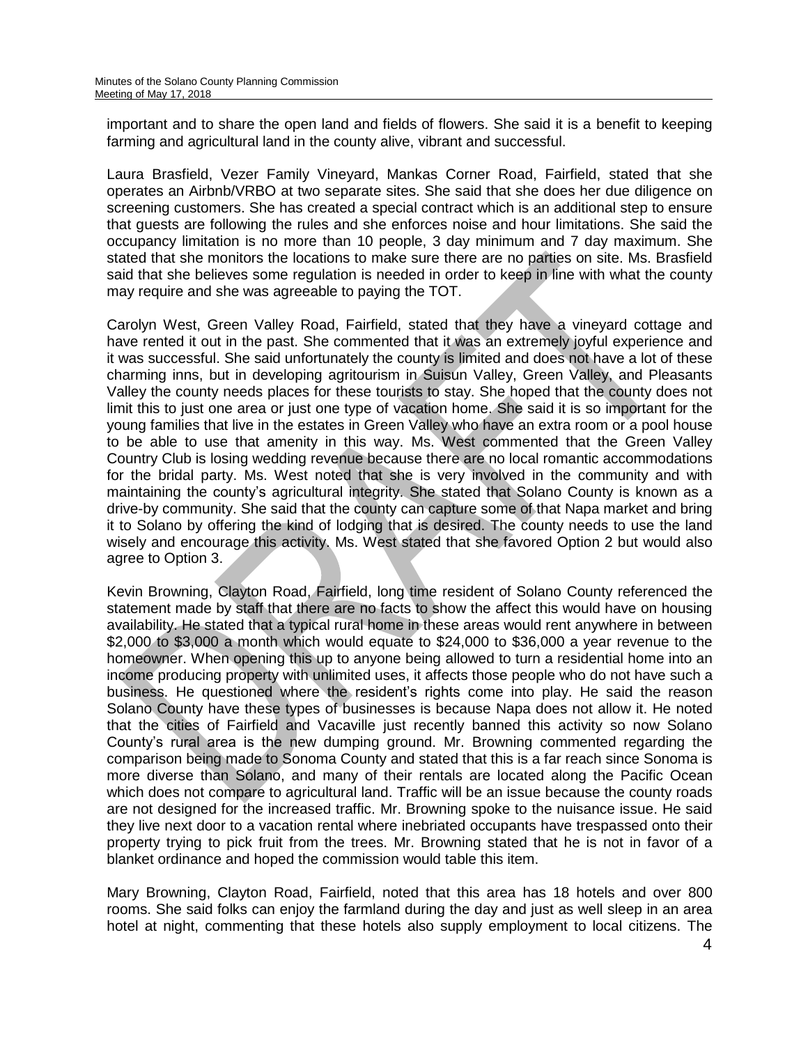important and to share the open land and fields of flowers. She said it is a benefit to keeping farming and agricultural land in the county alive, vibrant and successful.

Laura Brasfield, Vezer Family Vineyard, Mankas Corner Road, Fairfield, stated that she operates an Airbnb/VRBO at two separate sites. She said that she does her due diligence on screening customers. She has created a special contract which is an additional step to ensure that guests are following the rules and she enforces noise and hour limitations. She said the occupancy limitation is no more than 10 people, 3 day minimum and 7 day maximum. She stated that she monitors the locations to make sure there are no parties on site. Ms. Brasfield said that she believes some regulation is needed in order to keep in line with what the county may require and she was agreeable to paying the TOT.

Carolyn West, Green Valley Road, Fairfield, stated that they have a vineyard cottage and have rented it out in the past. She commented that it was an extremely joyful experience and it was successful. She said unfortunately the county is limited and does not have a lot of these charming inns, but in developing agritourism in Suisun Valley, Green Valley, and Pleasants Valley the county needs places for these tourists to stay. She hoped that the county does not limit this to just one area or just one type of vacation home. She said it is so important for the young families that live in the estates in Green Valley who have an extra room or a pool house to be able to use that amenity in this way. Ms. West commented that the Green Valley Country Club is losing wedding revenue because there are no local romantic accommodations for the bridal party. Ms. West noted that she is very involved in the community and with maintaining the county's agricultural integrity. She stated that Solano County is known as a drive-by community. She said that the county can capture some of that Napa market and bring it to Solano by offering the kind of lodging that is desired. The county needs to use the land wisely and encourage this activity. Ms. West stated that she favored Option 2 but would also agree to Option 3.

Kevin Browning, Clayton Road, Fairfield, long time resident of Solano County referenced the statement made by staff that there are no facts to show the affect this would have on housing availability. He stated that a typical rural home in these areas would rent anywhere in between $2,000 to $3,000 a month which would equate to $24,000 to $36,000 a year revenue to the homeowner. When opening this up to anyone being allowed to turn a residential home into an income producing property with unlimited uses, it affects those people who do not have such a business. He questioned where the resident's rights come into play. He said the reason Solano County have these types of businesses is because Napa does not allow it. He noted that the cities of Fairfield and Vacaville just recently banned this activity so now Solano County's rural area is the new dumping ground. Mr. Browning commented regarding the comparison being made to Sonoma County and stated that this is a far reach since Sonoma is more diverse than Solano, and many of their rentals are located along the Pacific Ocean which does not compare to agricultural land. Traffic will be an issue because the county roads are not designed for the increased traffic. Mr. Browning spoke to the nuisance issue. He said they live next door to a vacation rental where inebriated occupants have trespassed onto their property trying to pick fruit from the trees. Mr. Browning stated that he is not in favor of a blanket ordinance and hoped the commission would table this item.

Mary Browning, Clayton Road, Fairfield, noted that this area has 18 hotels and over 800 rooms. She said folks can enjoy the farmland during the day and just as well sleep in an area hotel at night, commenting that these hotels also supply employment to local citizens. The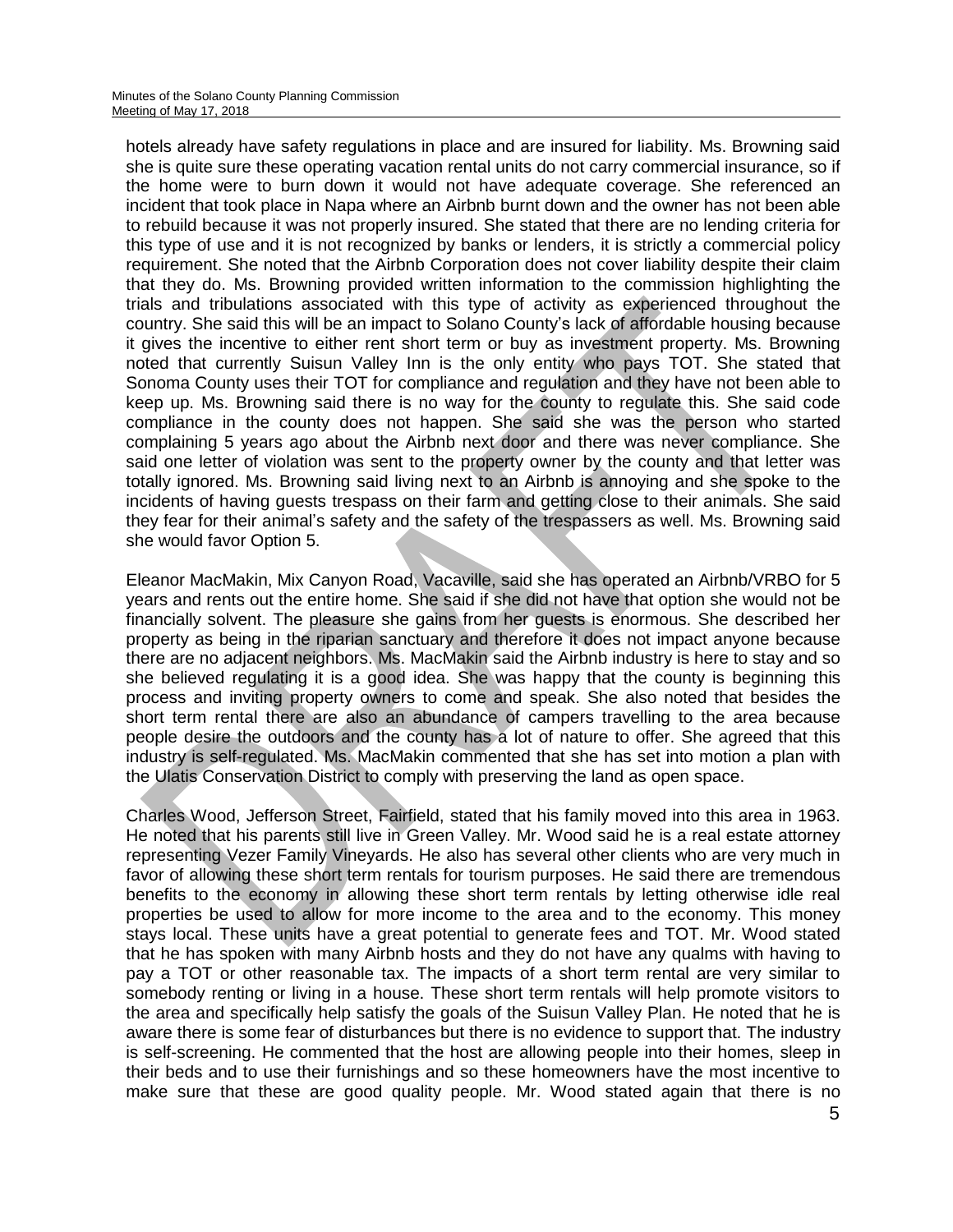hotels already have safety regulations in place and are insured for liability. Ms. Browning said she is quite sure these operating vacation rental units do not carry commercial insurance, so if the home were to burn down it would not have adequate coverage. She referenced an incident that took place in Napa where an Airbnb burnt down and the owner has not been able to rebuild because it was not properly insured. She stated that there are no lending criteria for this type of use and it is not recognized by banks or lenders, it is strictly a commercial policy requirement. She noted that the Airbnb Corporation does not cover liability despite their claim that they do. Ms. Browning provided written information to the commission highlighting the trials and tribulations associated with this type of activity as experienced throughout the country. She said this will be an impact to Solano County's lack of affordable housing because it gives the incentive to either rent short term or buy as investment property. Ms. Browning noted that currently Suisun Valley Inn is the only entity who pays TOT. She stated that Sonoma County uses their TOT for compliance and regulation and they have not been able to keep up. Ms. Browning said there is no way for the county to regulate this. She said code compliance in the county does not happen. She said she was the person who started complaining 5 years ago about the Airbnb next door and there was never compliance. She said one letter of violation was sent to the property owner by the county and that letter was totally ignored. Ms. Browning said living next to an Airbnb is annoying and she spoke to the incidents of having guests trespass on their farm and getting close to their animals. She said they fear for their animal's safety and the safety of the trespassers as well. Ms. Browning said she would favor Option 5.

Eleanor MacMakin, Mix Canyon Road, Vacaville, said she has operated an Airbnb/VRBO for 5 years and rents out the entire home. She said if she did not have that option she would not be financially solvent. The pleasure she gains from her guests is enormous. She described her property as being in the riparian sanctuary and therefore it does not impact anyone because there are no adjacent neighbors. Ms. MacMakin said the Airbnb industry is here to stay and so she believed regulating it is a good idea. She was happy that the county is beginning this process and inviting property owners to come and speak. She also noted that besides the short term rental there are also an abundance of campers travelling to the area because people desire the outdoors and the county has a lot of nature to offer. She agreed that this industry is self-regulated. Ms. MacMakin commented that she has set into motion a plan with the Ulatis Conservation District to comply with preserving the land as open space.

Charles Wood, Jefferson Street, Fairfield, stated that his family moved into this area in 1963. He noted that his parents still live in Green Valley. Mr. Wood said he is a real estate attorney representing Vezer Family Vineyards. He also has several other clients who are very much in favor of allowing these short term rentals for tourism purposes. He said there are tremendous benefits to the economy in allowing these short term rentals by letting otherwise idle real properties be used to allow for more income to the area and to the economy. This money stays local. These units have a great potential to generate fees and TOT. Mr. Wood stated that he has spoken with many Airbnb hosts and they do not have any qualms with having to pay a TOT or other reasonable tax. The impacts of a short term rental are very similar to somebody renting or living in a house. These short term rentals will help promote visitors to the area and specifically help satisfy the goals of the Suisun Valley Plan. He noted that he is aware there is some fear of disturbances but there is no evidence to support that. The industry is self-screening. He commented that the host are allowing people into their homes, sleep in their beds and to use their furnishings and so these homeowners have the most incentive to make sure that these are good quality people. Mr. Wood stated again that there is no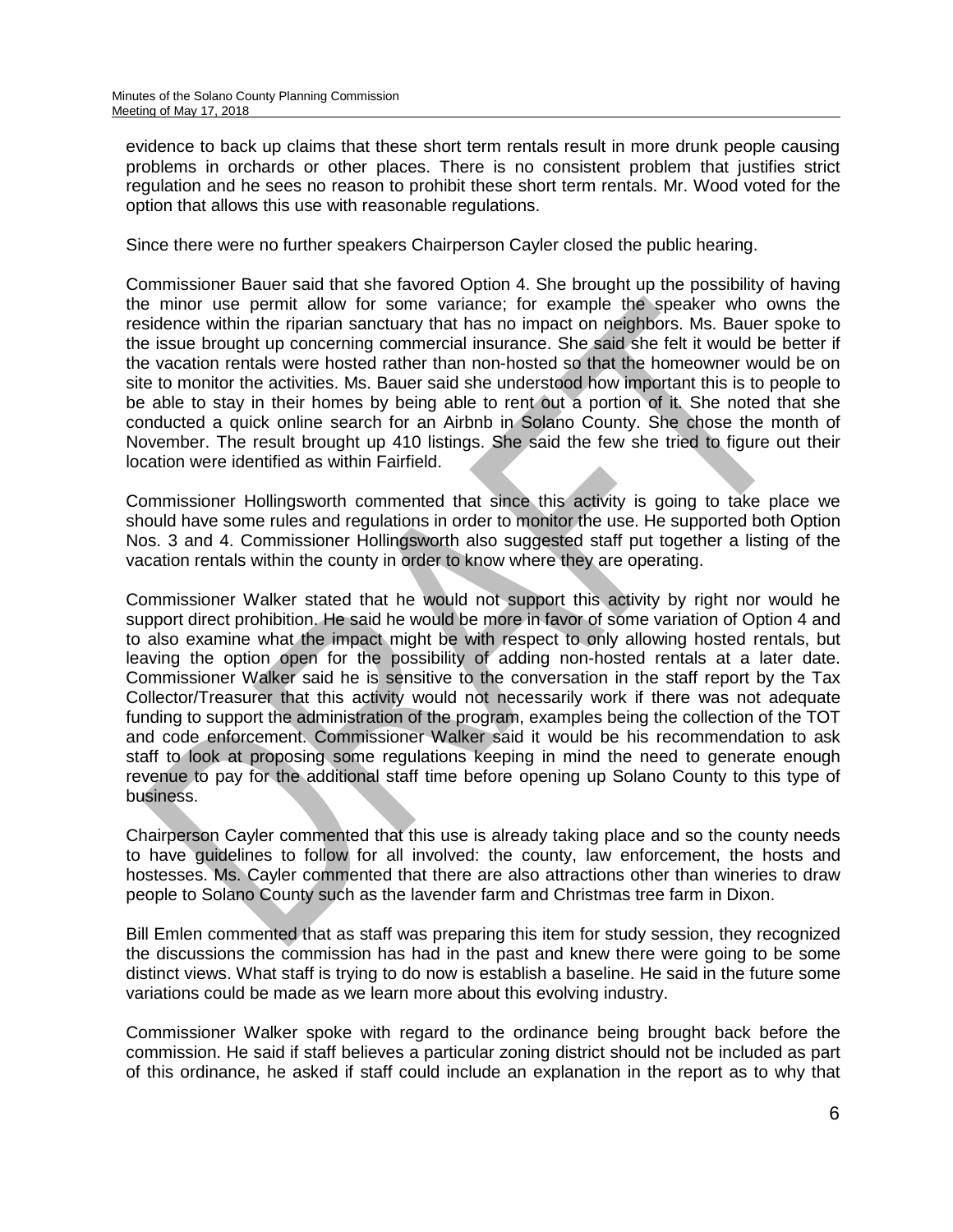evidence to back up claims that these short term rentals result in more drunk people causing problems in orchards or other places. There is no consistent problem that justifies strict regulation and he sees no reason to prohibit these short term rentals. Mr. Wood voted for the option that allows this use with reasonable regulations.

Since there were no further speakers Chairperson Cayler closed the public hearing.

Commissioner Bauer said that she favored Option 4. She brought up the possibility of having the minor use permit allow for some variance; for example the speaker who owns the residence within the riparian sanctuary that has no impact on neighbors. Ms. Bauer spoke to the issue brought up concerning commercial insurance. She said she felt it would be better if the vacation rentals were hosted rather than non-hosted so that the homeowner would be on site to monitor the activities. Ms. Bauer said she understood how important this is to people to be able to stay in their homes by being able to rent out a portion of it. She noted that she conducted a quick online search for an Airbnb in Solano County. She chose the month of November. The result brought up 410 listings. She said the few she tried to figure out their location were identified as within Fairfield.

Commissioner Hollingsworth commented that since this activity is going to take place we should have some rules and regulations in order to monitor the use. He supported both Option Nos. 3 and 4. Commissioner Hollingsworth also suggested staff put together a listing of the vacation rentals within the county in order to know where they are operating.

Commissioner Walker stated that he would not support this activity by right nor would he support direct prohibition. He said he would be more in favor of some variation of Option 4 and to also examine what the impact might be with respect to only allowing hosted rentals, but leaving the option open for the possibility of adding non-hosted rentals at a later date. Commissioner Walker said he is sensitive to the conversation in the staff report by the Tax Collector/Treasurer that this activity would not necessarily work if there was not adequate funding to support the administration of the program, examples being the collection of the TOT and code enforcement. Commissioner Walker said it would be his recommendation to ask staff to look at proposing some regulations keeping in mind the need to generate enough revenue to pay for the additional staff time before opening up Solano County to this type of business.

Chairperson Cayler commented that this use is already taking place and so the county needs to have guidelines to follow for all involved: the county, law enforcement, the hosts and hostesses. Ms. Cayler commented that there are also attractions other than wineries to draw people to Solano County such as the lavender farm and Christmas tree farm in Dixon.

Bill Emlen commented that as staff was preparing this item for study session, they recognized the discussions the commission has had in the past and knew there were going to be some distinct views. What staff is trying to do now is establish a baseline. He said in the future some variations could be made as we learn more about this evolving industry.

Commissioner Walker spoke with regard to the ordinance being brought back before the commission. He said if staff believes a particular zoning district should not be included as part of this ordinance, he asked if staff could include an explanation in the report as to why that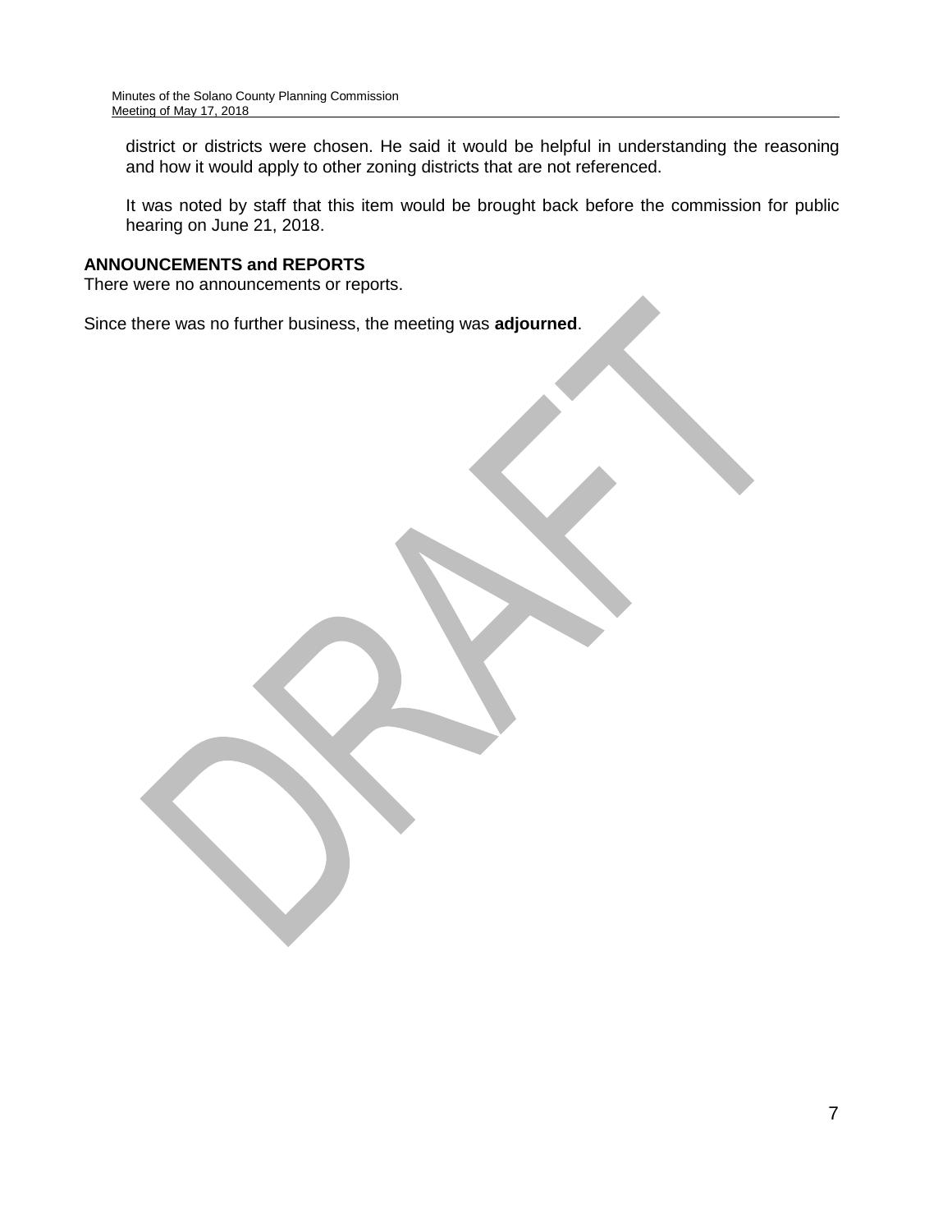district or districts were chosen. He said it would be helpful in understanding the reasoning and how it would apply to other zoning districts that are not referenced.

It was noted by staff that this item would be brought back before the commission for public hearing on June 21, 2018.

**ANNOUNCEMENTS and REPORTS**

There were no announcements or reports.

Since there was no further business, the meeting was **adjourned**.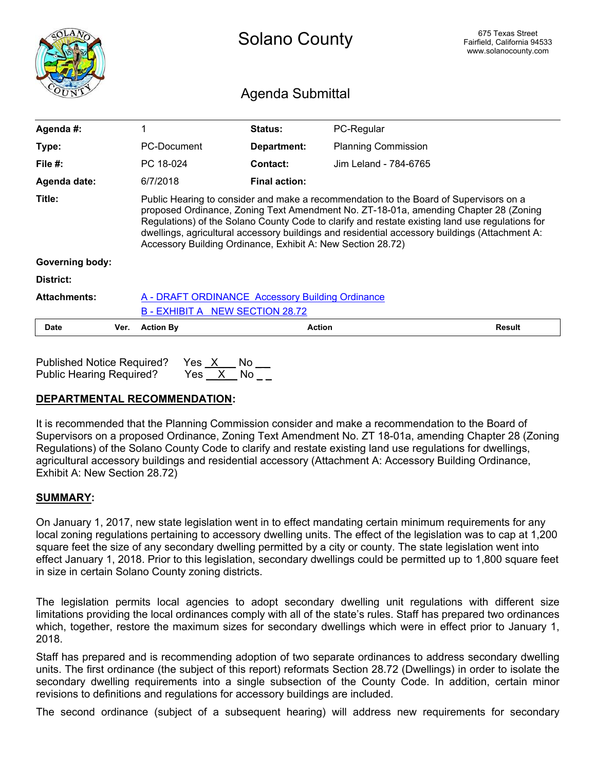# Solano County

675 Texas Street
Fairfield, California 94533
www.solanocounty.com

## Agenda Submittal

| | | | |
|---|---|---|---|
| **Agenda #:** | 1 | **Status:** | PC-Regular |
| **Type:** | PC-Document | **Department:** | Planning Commission |
| **File #:** | PC 18-024 | **Contact:** | Jim Leland - 784-6765 |
| **Agenda date:** | 6/7/2018 | **Final action:** | |
| **Title:** | Public Hearing to consider and make a recommendation to the Board of Supervisors on a proposed Ordinance, Zoning Text Amendment No. ZT-18-01a, amending Chapter 28 (Zoning Regulations) of the Solano County Code to clarify and restate existing land use regulations for dwellings, agricultural accessory buildings and residential accessory buildings (Attachment A: Accessory Building Ordinance, Exhibit A: New Section 28.72) | | |
| **Governing body:** | | | |
| **District:** | | | |
| **Attachments:** | A - DRAFT ORDINANCE Accessory Building Ordinance<br>B - EXHIBIT A NEW SECTION 28.72 | | |

| Date | Ver. | Action By | Action | Result |
|---|---|---|---|---|

Published Notice Required? Yes \_X\_\_ No \_\_
Public Hearing Required? Yes \_\_X\_\_ No \_ \_

**DEPARTMENTAL RECOMMENDATION:**

It is recommended that the Planning Commission consider and make a recommendation to the Board of Supervisors on a proposed Ordinance, Zoning Text Amendment No. ZT 18-01a, amending Chapter 28 (Zoning Regulations) of the Solano County Code to clarify and restate existing land use regulations for dwellings, agricultural accessory buildings and residential accessory (Attachment A: Accessory Building Ordinance, Exhibit A: New Section 28.72)

**SUMMARY:**

On January 1, 2017, new state legislation went in to effect mandating certain minimum requirements for any local zoning regulations pertaining to accessory dwelling units. The effect of the legislation was to cap at 1,200 square feet the size of any secondary dwelling permitted by a city or county. The state legislation went into effect January 1, 2018. Prior to this legislation, secondary dwellings could be permitted up to 1,800 square feet in size in certain Solano County zoning districts.

The legislation permits local agencies to adopt secondary dwelling unit regulations with different size limitations providing the local ordinances comply with all of the state's rules. Staff has prepared two ordinances which, together, restore the maximum sizes for secondary dwellings which were in effect prior to January 1, 2018.

Staff has prepared and is recommending adoption of two separate ordinances to address secondary dwelling units. The first ordinance (the subject of this report) reformats Section 28.72 (Dwellings) in order to isolate the secondary dwelling requirements into a single subsection of the County Code. In addition, certain minor revisions to definitions and regulations for accessory buildings are included.

The second ordinance (subject of a subsequent hearing) will address new requirements for secondary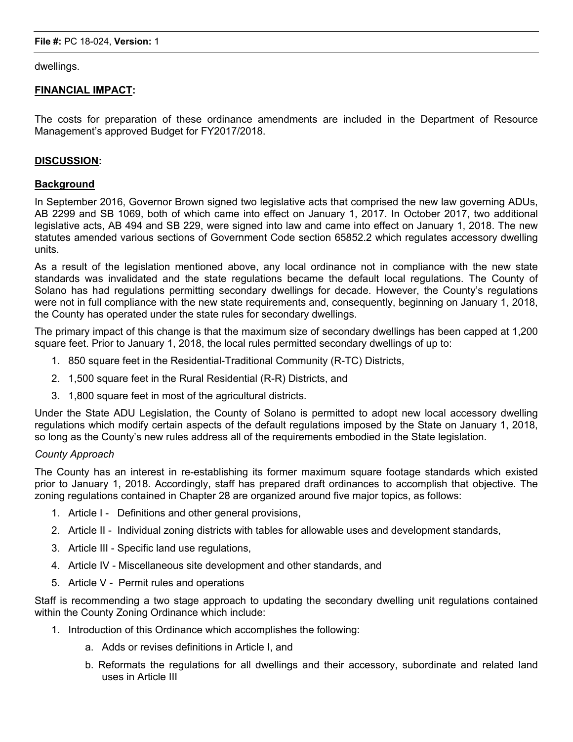dwellings.

## **FINANCIAL IMPACT:**

The costs for preparation of these ordinance amendments are included in the Department of Resource Management's approved Budget for FY2017/2018.

## **DISCUSSION:**

### **Background**

In September 2016, Governor Brown signed two legislative acts that comprised the new law governing ADUs, AB 2299 and SB 1069, both of which came into effect on January 1, 2017. In October 2017, two additional legislative acts, AB 494 and SB 229, were signed into law and came into effect on January 1, 2018. The new statutes amended various sections of Government Code section 65852.2 which regulates accessory dwelling units.

As a result of the legislation mentioned above, any local ordinance not in compliance with the new state standards was invalidated and the state regulations became the default local regulations. The County of Solano has had regulations permitting secondary dwellings for decade. However, the County's regulations were not in full compliance with the new state requirements and, consequently, beginning on January 1, 2018, the County has operated under the state rules for secondary dwellings.

The primary impact of this change is that the maximum size of secondary dwellings has been capped at 1,200 square feet. Prior to January 1, 2018, the local rules permitted secondary dwellings of up to:

1. 850 square feet in the Residential-Traditional Community (R-TC) Districts,
2. 1,500 square feet in the Rural Residential (R-R) Districts, and
3. 1,800 square feet in most of the agricultural districts.

Under the State ADU Legislation, the County of Solano is permitted to adopt new local accessory dwelling regulations which modify certain aspects of the default regulations imposed by the State on January 1, 2018, so long as the County's new rules address all of the requirements embodied in the State legislation.

*County Approach*

The County has an interest in re-establishing its former maximum square footage standards which existed prior to January 1, 2018. Accordingly, staff has prepared draft ordinances to accomplish that objective. The zoning regulations contained in Chapter 28 are organized around five major topics, as follows:

1. Article I - Definitions and other general provisions,
2. Article II - Individual zoning districts with tables for allowable uses and development standards,
3. Article III - Specific land use regulations,
4. Article IV - Miscellaneous site development and other standards, and
5. Article V - Permit rules and operations

Staff is recommending a two stage approach to updating the secondary dwelling unit regulations contained within the County Zoning Ordinance which include:

1. Introduction of this Ordinance which accomplishes the following:
    a. Adds or revises definitions in Article I, and
    b. Reformats the regulations for all dwellings and their accessory, subordinate and related land uses in Article III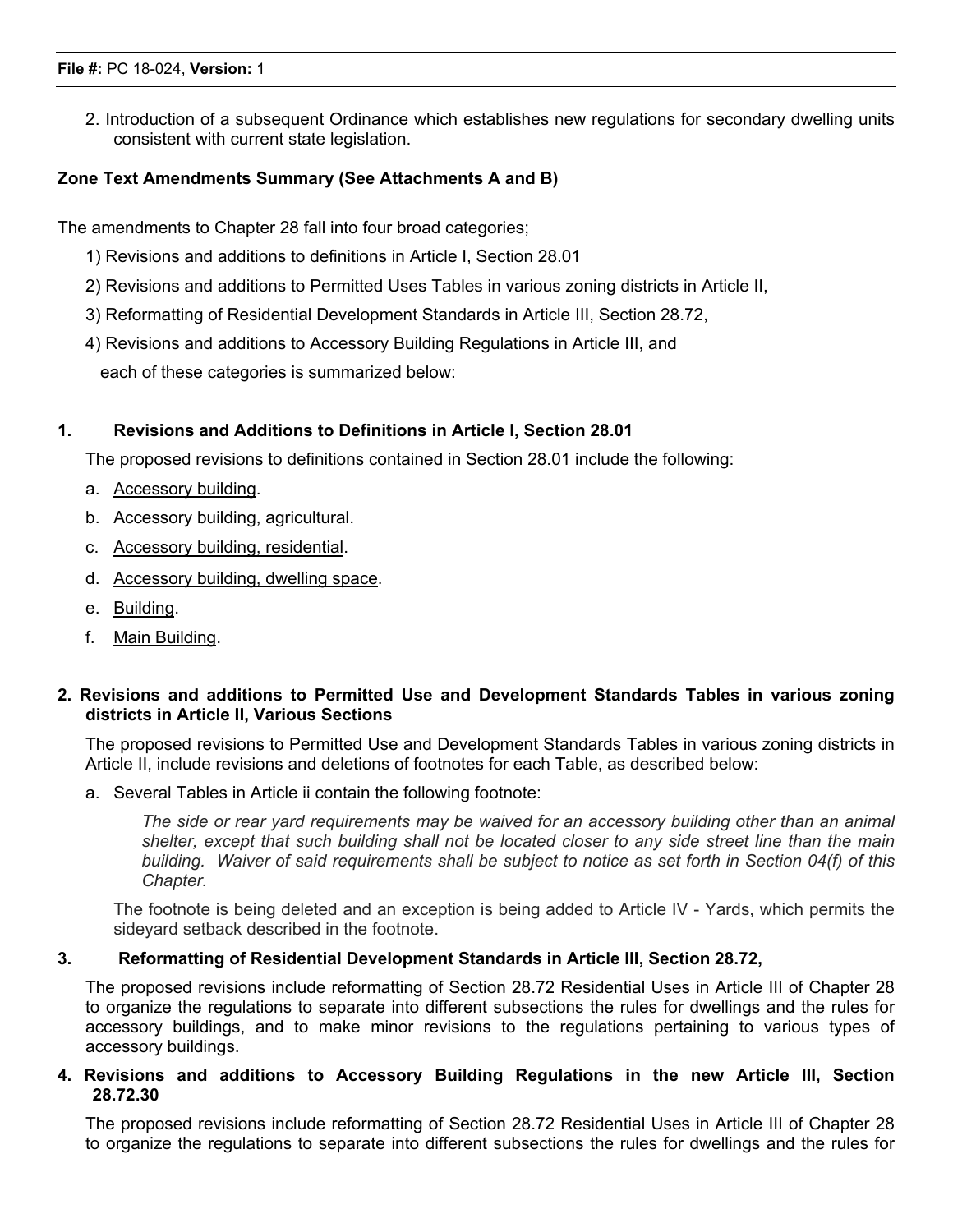2. Introduction of a subsequent Ordinance which establishes new regulations for secondary dwelling units consistent with current state legislation.

**Zone Text Amendments Summary (See Attachments A and B)**

The amendments to Chapter 28 fall into four broad categories;

1) Revisions and additions to definitions in Article I, Section 28.01
2) Revisions and additions to Permitted Uses Tables in various zoning districts in Article II,
3) Reformatting of Residential Development Standards in Article III, Section 28.72,
4) Revisions and additions to Accessory Building Regulations in Article III, and

each of these categories is summarized below:

**1. Revisions and Additions to Definitions in Article I, Section 28.01**

The proposed revisions to definitions contained in Section 28.01 include the following:

a. Accessory building.
b. Accessory building, agricultural.
c. Accessory building, residential.
d. Accessory building, dwelling space.
e. Building.
f. Main Building.

**2. Revisions and additions to Permitted Use and Development Standards Tables in various zoning districts in Article II, Various Sections**

The proposed revisions to Permitted Use and Development Standards Tables in various zoning districts in Article II, include revisions and deletions of footnotes for each Table, as described below:

a. Several Tables in Article ii contain the following footnote:

> *The side or rear yard requirements may be waived for an accessory building other than an animal shelter, except that such building shall not be located closer to any side street line than the main building. Waiver of said requirements shall be subject to notice as set forth in Section 04(f) of this Chapter.*

The footnote is being deleted and an exception is being added to Article IV - Yards, which permits the sideyard setback described in the footnote.

**3. Reformatting of Residential Development Standards in Article III, Section 28.72,**

The proposed revisions include reformatting of Section 28.72 Residential Uses in Article III of Chapter 28 to organize the regulations to separate into different subsections the rules for dwellings and the rules for accessory buildings, and to make minor revisions to the regulations pertaining to various types of accessory buildings.

**4. Revisions and additions to Accessory Building Regulations in the new Article III, Section 28.72.30**

The proposed revisions include reformatting of Section 28.72 Residential Uses in Article III of Chapter 28 to organize the regulations to separate into different subsections the rules for dwellings and the rules for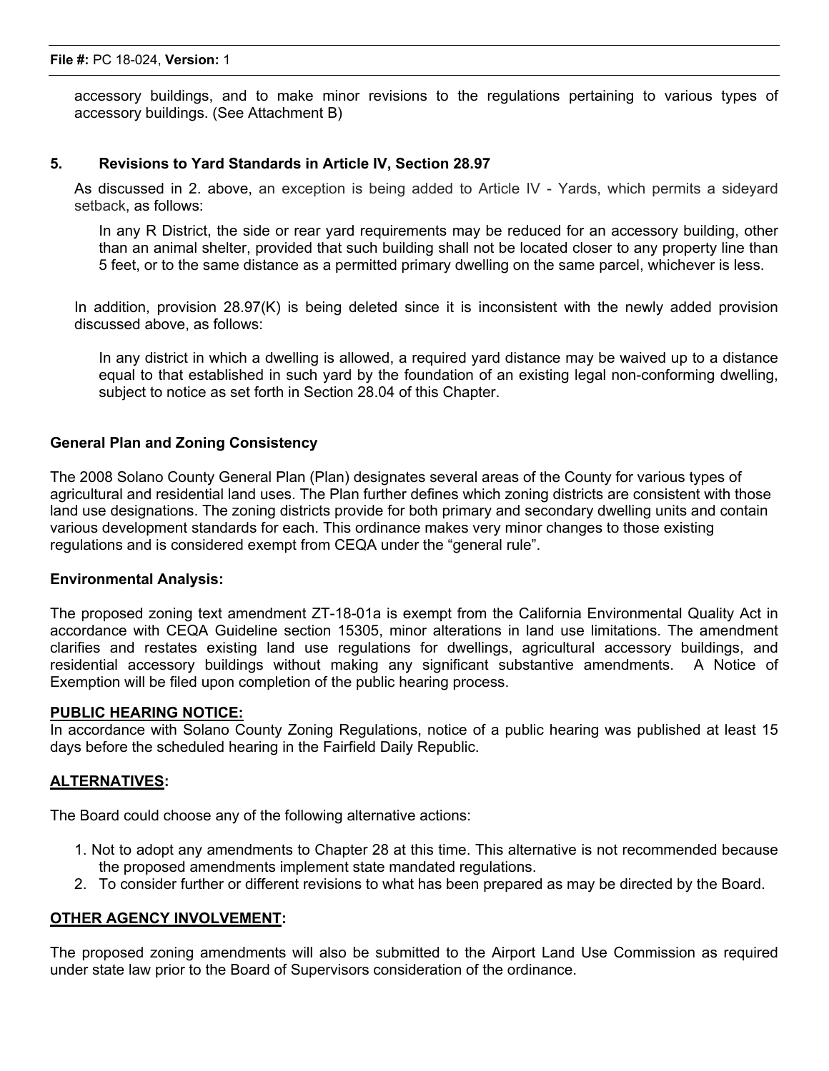accessory buildings, and to make minor revisions to the regulations pertaining to various types of accessory buildings. (See Attachment B)

### 5. Revisions to Yard Standards in Article IV, Section 28.97

As discussed in 2. above, an exception is being added to Article IV - Yards, which permits a sideyard setback, as follows:

> In any R District, the side or rear yard requirements may be reduced for an accessory building, other than an animal shelter, provided that such building shall not be located closer to any property line than 5 feet, or to the same distance as a permitted primary dwelling on the same parcel, whichever is less.

In addition, provision 28.97(K) is being deleted since it is inconsistent with the newly added provision discussed above, as follows:

> In any district in which a dwelling is allowed, a required yard distance may be waived up to a distance equal to that established in such yard by the foundation of an existing legal non-conforming dwelling, subject to notice as set forth in Section 28.04 of this Chapter.

**General Plan and Zoning Consistency**

The 2008 Solano County General Plan (Plan) designates several areas of the County for various types of agricultural and residential land uses. The Plan further defines which zoning districts are consistent with those land use designations. The zoning districts provide for both primary and secondary dwelling units and contain various development standards for each. This ordinance makes very minor changes to those existing regulations and is considered exempt from CEQA under the "general rule".

**Environmental Analysis:**

The proposed zoning text amendment ZT-18-01a is exempt from the California Environmental Quality Act in accordance with CEQA Guideline section 15305, minor alterations in land use limitations. The amendment clarifies and restates existing land use regulations for dwellings, agricultural accessory buildings, and residential accessory buildings without making any significant substantive amendments. A Notice of Exemption will be filed upon completion of the public hearing process.

**PUBLIC HEARING NOTICE:**

In accordance with Solano County Zoning Regulations, notice of a public hearing was published at least 15 days before the scheduled hearing in the Fairfield Daily Republic.

**ALTERNATIVES:**

The Board could choose any of the following alternative actions:

1. Not to adopt any amendments to Chapter 28 at this time. This alternative is not recommended because the proposed amendments implement state mandated regulations.
2. To consider further or different revisions to what has been prepared as may be directed by the Board.

**OTHER AGENCY INVOLVEMENT:**

The proposed zoning amendments will also be submitted to the Airport Land Use Commission as required under state law prior to the Board of Supervisors consideration of the ordinance.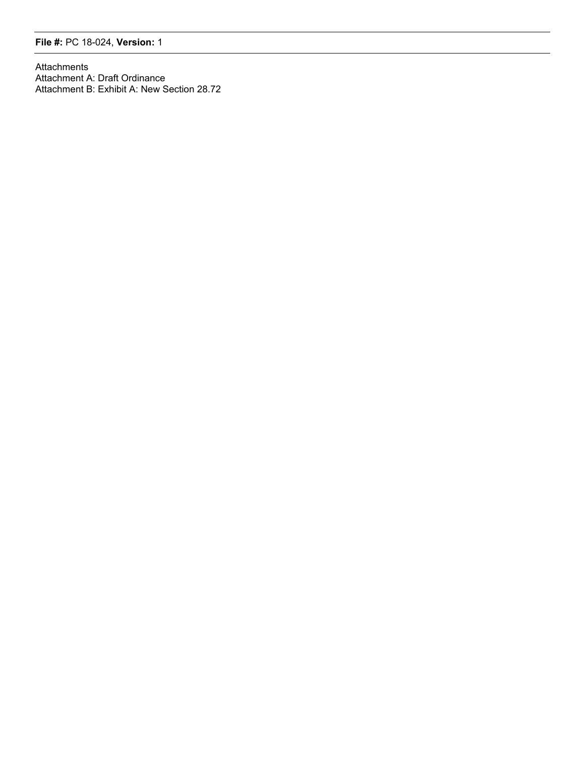**File #:** PC 18-024, **Version:** 1

Attachments

Attachment A: Draft Ordinance

Attachment B: Exhibit A: New Section 28.72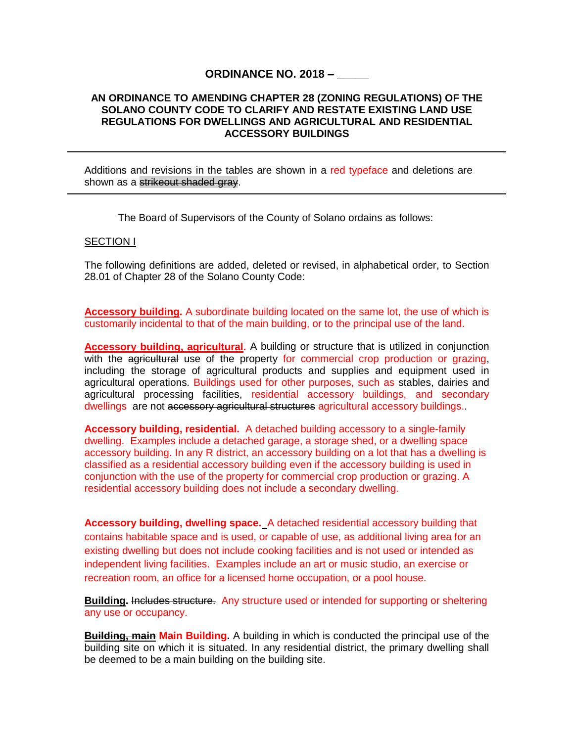## ORDINANCE NO. 2018 – _____

### AN ORDINANCE TO AMENDING CHAPTER 28 (ZONING REGULATIONS) OF THE SOLANO COUNTY CODE TO CLARIFY AND RESTATE EXISTING LAND USE REGULATIONS FOR DWELLINGS AND AGRICULTURAL AND RESIDENTIAL ACCESSORY BUILDINGS

---

Additions and revisions in the tables are shown in a red typeface and deletions are shown as a ~~strikeout shaded gray~~.

---

The Board of Supervisors of the County of Solano ordains as follows:

SECTION I

The following definitions are added, deleted or revised, in alphabetical order, to Section 28.01 of Chapter 28 of the Solano County Code:

**Accessory building.** A subordinate building located on the same lot, the use of which is customarily incidental to that of the main building, or to the principal use of the land.

**Accessory building, agricultural.** A building or structure that is utilized in conjunction with the ~~agricultural~~ use of the property for commercial crop production or grazing, including the storage of agricultural products and supplies and equipment used in agricultural operations. Buildings used for other purposes, such as stables, dairies and agricultural processing facilities, residential accessory buildings, and secondary dwellings are not ~~accessory agricultural structures~~ agricultural accessory buildings..

**Accessory building, residential.** A detached building accessory to a single-family dwelling. Examples include a detached garage, a storage shed, or a dwelling space accessory building. In any R district, an accessory building on a lot that has a dwelling is classified as a residential accessory building even if the accessory building is used in conjunction with the use of the property for commercial crop production or grazing. A residential accessory building does not include a secondary dwelling.

**Accessory building, dwelling space.** A detached residential accessory building that contains habitable space and is used, or capable of use, as additional living area for an existing dwelling but does not include cooking facilities and is not used or intended as independent living facilities. Examples include an art or music studio, an exercise or recreation room, an office for a licensed home occupation, or a pool house.

**Building.** ~~Includes structure.~~ Any structure used or intended for supporting or sheltering any use or occupancy.

**~~Building, main~~ Main Building.** A building in which is conducted the principal use of the building site on which it is situated. In any residential district, the primary dwelling shall be deemed to be a main building on the building site.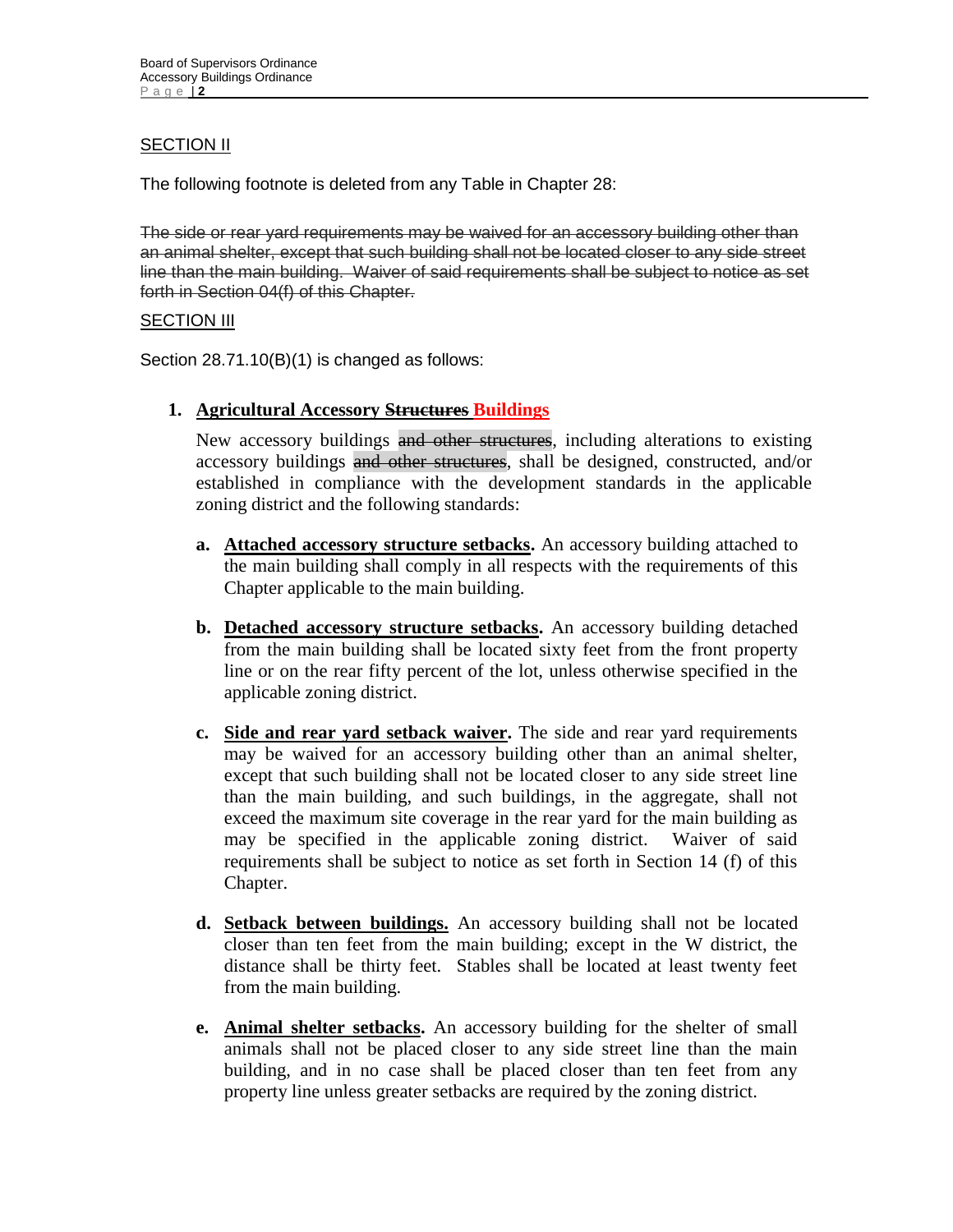SECTION II

The following footnote is deleted from any Table in Chapter 28:

~~The side or rear yard requirements may be waived for an accessory building other than an animal shelter, except that such building shall not be located closer to any side street line than the main building. Waiver of said requirements shall be subject to notice as set forth in Section 04(f) of this Chapter.~~

SECTION III

Section 28.71.10(B)(1) is changed as follows:

1. **Agricultural Accessory ~~Structures~~ Buildings**

   New accessory buildings ~~and other structures~~, including alterations to existing accessory buildings ~~and other structures~~, shall be designed, constructed, and/or established in compliance with the development standards in the applicable zoning district and the following standards:

   a. **Attached accessory structure setbacks.** An accessory building attached to the main building shall comply in all respects with the requirements of this Chapter applicable to the main building.

   b. **Detached accessory structure setbacks.** An accessory building detached from the main building shall be located sixty feet from the front property line or on the rear fifty percent of the lot, unless otherwise specified in the applicable zoning district.

   c. **Side and rear yard setback waiver.** The side and rear yard requirements may be waived for an accessory building other than an animal shelter, except that such building shall not be located closer to any side street line than the main building, and such buildings, in the aggregate, shall not exceed the maximum site coverage in the rear yard for the main building as may be specified in the applicable zoning district. Waiver of said requirements shall be subject to notice as set forth in Section 14 (f) of this Chapter.

   d. **Setback between buildings.** An accessory building shall not be located closer than ten feet from the main building; except in the W district, the distance shall be thirty feet. Stables shall be located at least twenty feet from the main building.

   e. **Animal shelter setbacks.** An accessory building for the shelter of small animals shall not be placed closer to any side street line than the main building, and in no case shall be placed closer than ten feet from any property line unless greater setbacks are required by the zoning district.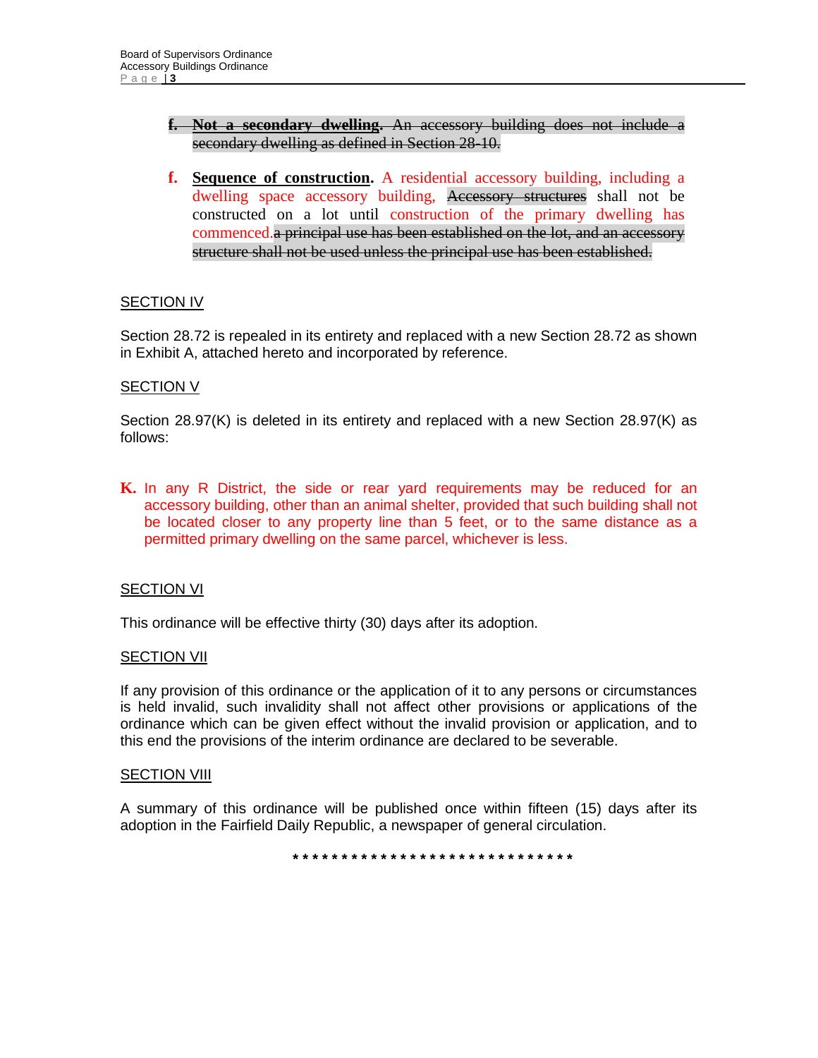f. ~~**Not a secondary dwelling.** An accessory building does not include a secondary dwelling as defined in Section 28-10.~~

f. **Sequence of construction.** A residential accessory building, including a dwelling space accessory building, ~~Accessory structures~~ shall not be constructed on a lot until construction of the primary dwelling has commenced.~~a principal use has been established on the lot, and an accessory structure shall not be used unless the principal use has been established.~~

SECTION IV

Section 28.72 is repealed in its entirety and replaced with a new Section 28.72 as shown in Exhibit A, attached hereto and incorporated by reference.

SECTION V

Section 28.97(K) is deleted in its entirety and replaced with a new Section 28.97(K) as follows:

**K.** In any R District, the side or rear yard requirements may be reduced for an accessory building, other than an animal shelter, provided that such building shall not be located closer to any property line than 5 feet, or to the same distance as a permitted primary dwelling on the same parcel, whichever is less.

SECTION VI

This ordinance will be effective thirty (30) days after its adoption.

SECTION VII

If any provision of this ordinance or the application of it to any persons or circumstances is held invalid, such invalidity shall not affect other provisions or applications of the ordinance which can be given effect without the invalid provision or application, and to this end the provisions of the interim ordinance are declared to be severable.

SECTION VIII

A summary of this ordinance will be published once within fifteen (15) days after its adoption in the Fairfield Daily Republic, a newspaper of general circulation.

\* \* \* \* \* \* \* \* \* \* \* \* \* \* \* \* \* \* \* \* \* \* \* \* \* \* \* \* \* \*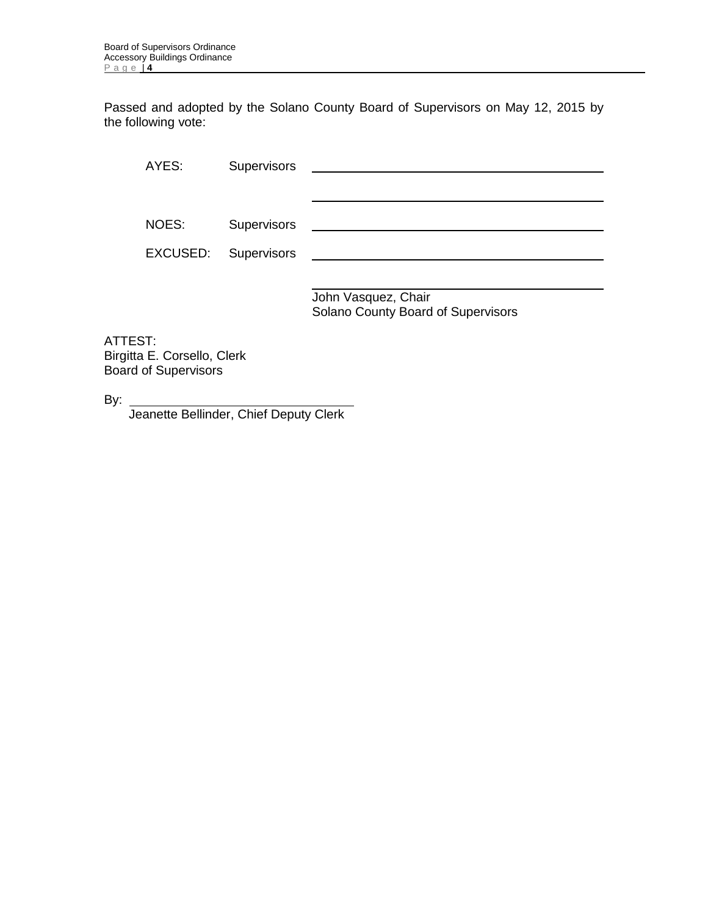Passed and adopted by the Solano County Board of Supervisors on May 12, 2015 by the following vote:

AYES: Supervisors \_\_\_\_\_\_\_\_\_\_\_\_\_\_\_\_\_\_\_\_\_\_\_\_\_\_\_\_\_\_\_\_

\_\_\_\_\_\_\_\_\_\_\_\_\_\_\_\_\_\_\_\_\_\_\_\_\_\_\_\_\_\_\_\_

NOES: Supervisors \_\_\_\_\_\_\_\_\_\_\_\_\_\_\_\_\_\_\_\_\_\_\_\_\_\_\_\_\_\_\_\_

EXCUSED: Supervisors \_\_\_\_\_\_\_\_\_\_\_\_\_\_\_\_\_\_\_\_\_\_\_\_\_\_\_\_\_\_\_\_

\_\_\_\_\_\_\_\_\_\_\_\_\_\_\_\_\_\_\_\_\_\_\_\_\_\_\_\_\_\_\_\_
John Vasquez, Chair
Solano County Board of Supervisors

ATTEST:
Birgitta E. Corsello, Clerk
Board of Supervisors

By: \_\_\_\_\_\_\_\_\_\_\_\_\_\_\_\_\_\_\_\_\_\_\_\_\_\_\_\_\_\_\_\_
Jeanette Bellinder, Chief Deputy Clerk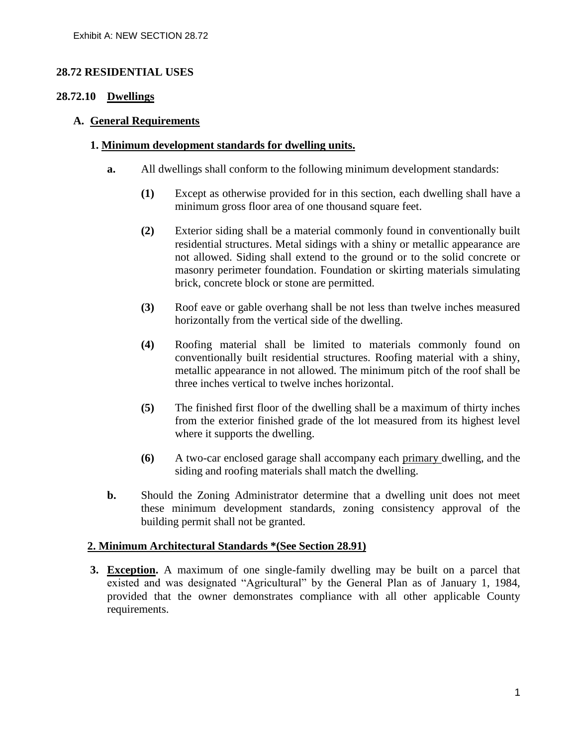Exhibit A: NEW SECTION 28.72

## 28.72 RESIDENTIAL USES

### 28.72.10 Dwellings

#### A. General Requirements

**1. Minimum development standards for dwelling units.**

**a.** All dwellings shall conform to the following minimum development standards:

**(1)** Except as otherwise provided for in this section, each dwelling shall have a minimum gross floor area of one thousand square feet.

**(2)** Exterior siding shall be a material commonly found in conventionally built residential structures. Metal sidings with a shiny or metallic appearance are not allowed. Siding shall extend to the ground or to the solid concrete or masonry perimeter foundation. Foundation or skirting materials simulating brick, concrete block or stone are permitted.

**(3)** Roof eave or gable overhang shall be not less than twelve inches measured horizontally from the vertical side of the dwelling.

**(4)** Roofing material shall be limited to materials commonly found on conventionally built residential structures. Roofing material with a shiny, metallic appearance in not allowed. The minimum pitch of the roof shall be three inches vertical to twelve inches horizontal.

**(5)** The finished first floor of the dwelling shall be a maximum of thirty inches from the exterior finished grade of the lot measured from its highest level where it supports the dwelling.

**(6)** A two-car enclosed garage shall accompany each primary dwelling, and the siding and roofing materials shall match the dwelling.

**b.** Should the Zoning Administrator determine that a dwelling unit does not meet these minimum development standards, zoning consistency approval of the building permit shall not be granted.

**2. Minimum Architectural Standards *(See Section 28.91)**

**3. Exception.** A maximum of one single-family dwelling may be built on a parcel that existed and was designated "Agricultural" by the General Plan as of January 1, 1984, provided that the owner demonstrates compliance with all other applicable County requirements.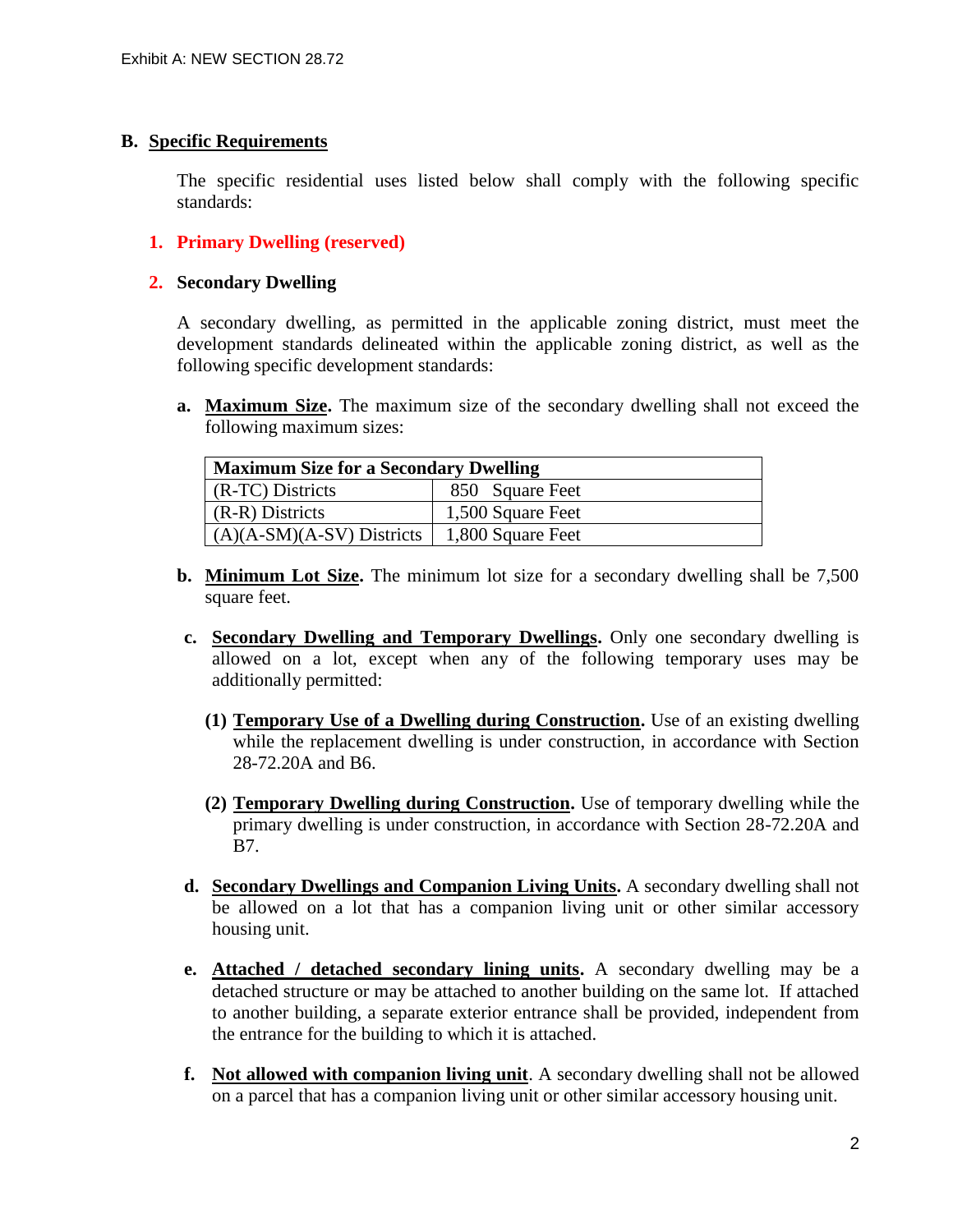## B. Specific Requirements

The specific residential uses listed below shall comply with the following specific standards:

### 1. Primary Dwelling (reserved)

### 2. Secondary Dwelling

A secondary dwelling, as permitted in the applicable zoning district, must meet the development standards delineated within the applicable zoning district, as well as the following specific development standards:

**a. Maximum Size.** The maximum size of the secondary dwelling shall not exceed the following maximum sizes:

| Maximum Size for a Secondary Dwelling | |
|---|---|
| (R-TC) Districts | 850 Square Feet |
| (R-R) Districts | 1,500 Square Feet |
| (A)(A-SM)(A-SV) Districts | 1,800 Square Feet |

**b. Minimum Lot Size.** The minimum lot size for a secondary dwelling shall be 7,500 square feet.

**c. Secondary Dwelling and Temporary Dwellings.** Only one secondary dwelling is allowed on a lot, except when any of the following temporary uses may be additionally permitted:

**(1) Temporary Use of a Dwelling during Construction.** Use of an existing dwelling while the replacement dwelling is under construction, in accordance with Section 28-72.20A and B6.

**(2) Temporary Dwelling during Construction.** Use of temporary dwelling while the primary dwelling is under construction, in accordance with Section 28-72.20A and B7.

**d. Secondary Dwellings and Companion Living Units.** A secondary dwelling shall not be allowed on a lot that has a companion living unit or other similar accessory housing unit.

**e. Attached / detached secondary lining units.** A secondary dwelling may be a detached structure or may be attached to another building on the same lot. If attached to another building, a separate exterior entrance shall be provided, independent from the entrance for the building to which it is attached.

**f. Not allowed with companion living unit**. A secondary dwelling shall not be allowed on a parcel that has a companion living unit or other similar accessory housing unit.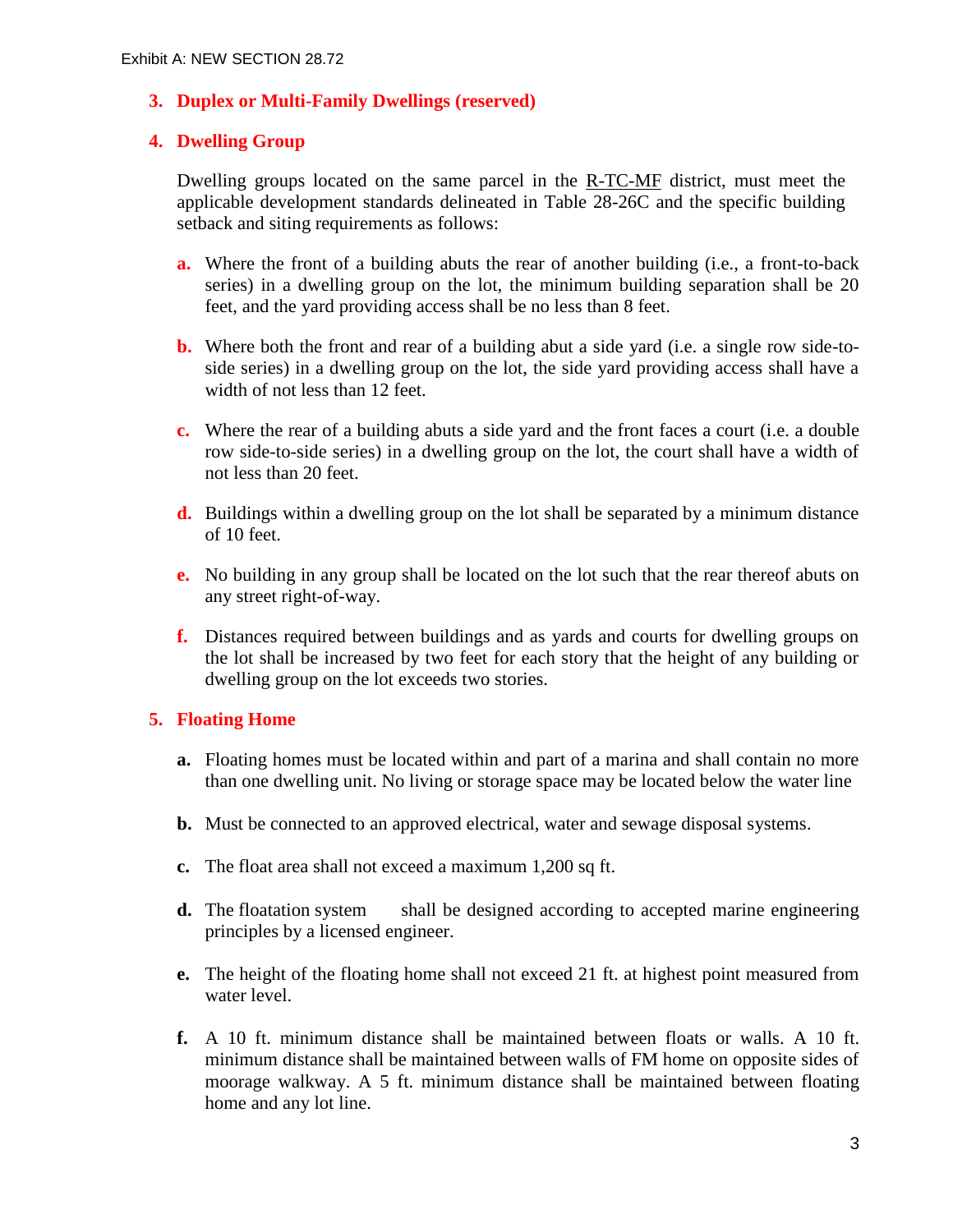### 3. Duplex or Multi-Family Dwellings (reserved)

### 4. Dwelling Group

Dwelling groups located on the same parcel in the R-TC-MF district, must meet the applicable development standards delineated in Table 28-26C and the specific building setback and siting requirements as follows:

**a.** Where the front of a building abuts the rear of another building (i.e., a front-to-back series) in a dwelling group on the lot, the minimum building separation shall be 20 feet, and the yard providing access shall be no less than 8 feet.

**b.** Where both the front and rear of a building abut a side yard (i.e. a single row side-to-side series) in a dwelling group on the lot, the side yard providing access shall have a width of not less than 12 feet.

**c.** Where the rear of a building abuts a side yard and the front faces a court (i.e. a double row side-to-side series) in a dwelling group on the lot, the court shall have a width of not less than 20 feet.

**d.** Buildings within a dwelling group on the lot shall be separated by a minimum distance of 10 feet.

**e.** No building in any group shall be located on the lot such that the rear thereof abuts on any street right-of-way.

**f.** Distances required between buildings and as yards and courts for dwelling groups on the lot shall be increased by two feet for each story that the height of any building or dwelling group on the lot exceeds two stories.

### 5. Floating Home

**a.** Floating homes must be located within and part of a marina and shall contain no more than one dwelling unit. No living or storage space may be located below the water line

**b.** Must be connected to an approved electrical, water and sewage disposal systems.

**c.** The float area shall not exceed a maximum 1,200 sq ft.

**d.** The floatation system shall be designed according to accepted marine engineering principles by a licensed engineer.

**e.** The height of the floating home shall not exceed 21 ft. at highest point measured from water level.

**f.** A 10 ft. minimum distance shall be maintained between floats or walls. A 10 ft. minimum distance shall be maintained between walls of FM home on opposite sides of moorage walkway. A 5 ft. minimum distance shall be maintained between floating home and any lot line.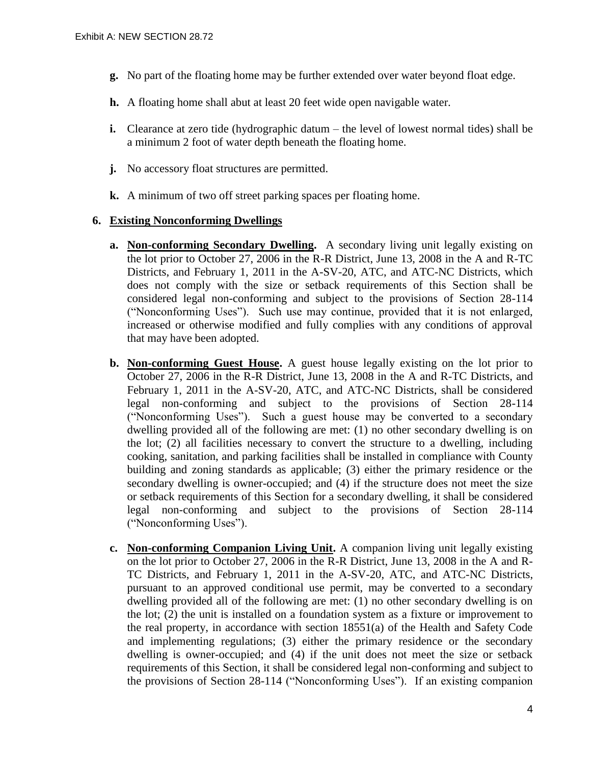- **g.** No part of the floating home may be further extended over water beyond float edge.
- **h.** A floating home shall abut at least 20 feet wide open navigable water.
- **i.** Clearance at zero tide (hydrographic datum – the level of lowest normal tides) shall be a minimum 2 foot of water depth beneath the floating home.
- **j.** No accessory float structures are permitted.
- **k.** A minimum of two off street parking spaces per floating home.

**6. <u>Existing Nonconforming Dwellings</u>**

- **a. <u>Non-conforming Secondary Dwelling</u>.** A secondary living unit legally existing on the lot prior to October 27, 2006 in the R-R District, June 13, 2008 in the A and R-TC Districts, and February 1, 2011 in the A-SV-20, ATC, and ATC-NC Districts, which does not comply with the size or setback requirements of this Section shall be considered legal non-conforming and subject to the provisions of Section 28-114 ("Nonconforming Uses"). Such use may continue, provided that it is not enlarged, increased or otherwise modified and fully complies with any conditions of approval that may have been adopted.

- **b. <u>Non-conforming Guest House</u>.** A guest house legally existing on the lot prior to October 27, 2006 in the R-R District, June 13, 2008 in the A and R-TC Districts, and February 1, 2011 in the A-SV-20, ATC, and ATC-NC Districts, shall be considered legal non-conforming and subject to the provisions of Section 28-114 ("Nonconforming Uses"). Such a guest house may be converted to a secondary dwelling provided all of the following are met: (1) no other secondary dwelling is on the lot; (2) all facilities necessary to convert the structure to a dwelling, including cooking, sanitation, and parking facilities shall be installed in compliance with County building and zoning standards as applicable; (3) either the primary residence or the secondary dwelling is owner-occupied; and (4) if the structure does not meet the size or setback requirements of this Section for a secondary dwelling, it shall be considered legal non-conforming and subject to the provisions of Section 28-114 ("Nonconforming Uses").

- **c. <u>Non-conforming Companion Living Unit</u>.** A companion living unit legally existing on the lot prior to October 27, 2006 in the R-R District, June 13, 2008 in the A and R-TC Districts, and February 1, 2011 in the A-SV-20, ATC, and ATC-NC Districts, pursuant to an approved conditional use permit, may be converted to a secondary dwelling provided all of the following are met: (1) no other secondary dwelling is on the lot; (2) the unit is installed on a foundation system as a fixture or improvement to the real property, in accordance with section 18551(a) of the Health and Safety Code and implementing regulations; (3) either the primary residence or the secondary dwelling is owner-occupied; and (4) if the unit does not meet the size or setback requirements of this Section, it shall be considered legal non-conforming and subject to the provisions of Section 28-114 ("Nonconforming Uses"). If an existing companion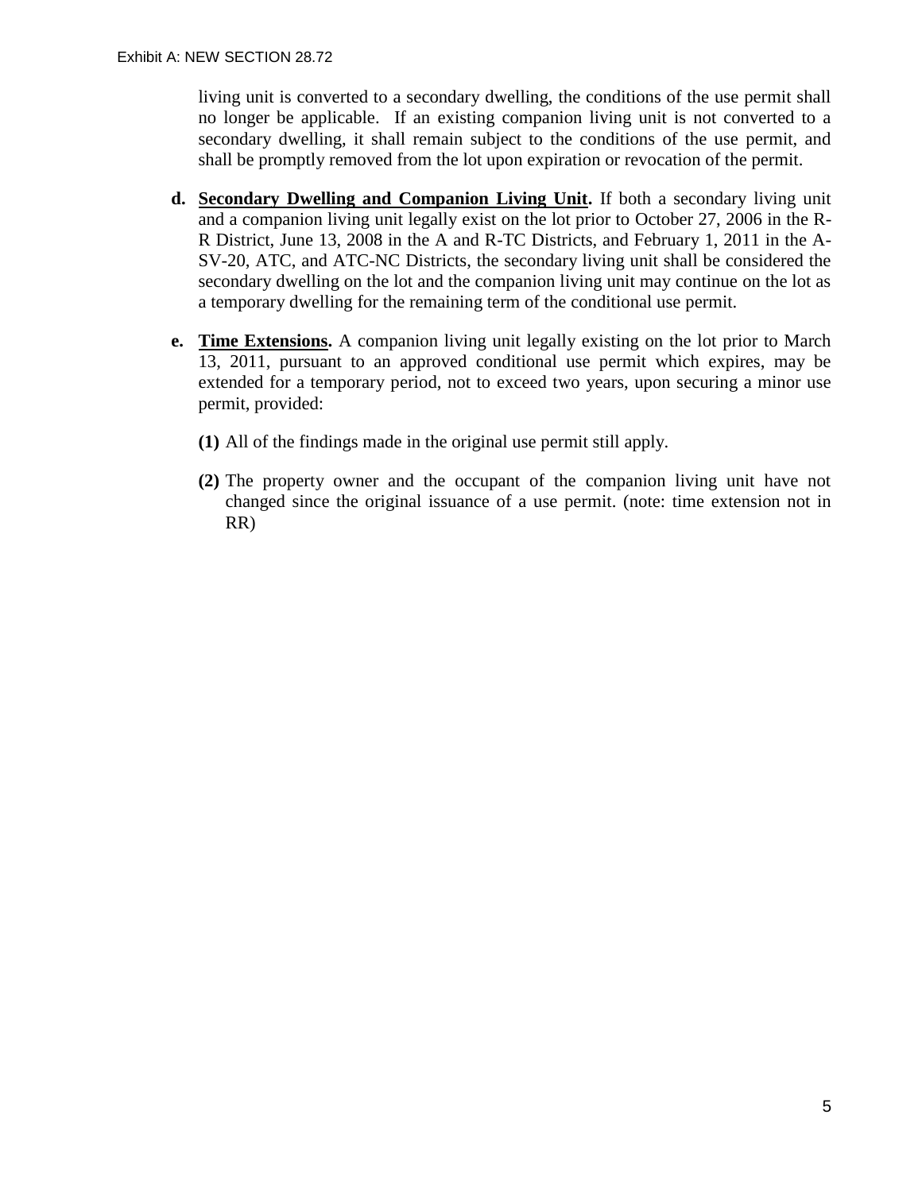living unit is converted to a secondary dwelling, the conditions of the use permit shall no longer be applicable. If an existing companion living unit is not converted to a secondary dwelling, it shall remain subject to the conditions of the use permit, and shall be promptly removed from the lot upon expiration or revocation of the permit.

**d. Secondary Dwelling and Companion Living Unit.** If both a secondary living unit and a companion living unit legally exist on the lot prior to October 27, 2006 in the R-R District, June 13, 2008 in the A and R-TC Districts, and February 1, 2011 in the A-SV-20, ATC, and ATC-NC Districts, the secondary living unit shall be considered the secondary dwelling on the lot and the companion living unit may continue on the lot as a temporary dwelling for the remaining term of the conditional use permit.

**e. Time Extensions.** A companion living unit legally existing on the lot prior to March 13, 2011, pursuant to an approved conditional use permit which expires, may be extended for a temporary period, not to exceed two years, upon securing a minor use permit, provided:

**(1)** All of the findings made in the original use permit still apply.

**(2)** The property owner and the occupant of the companion living unit have not changed since the original issuance of a use permit. (note: time extension not in RR)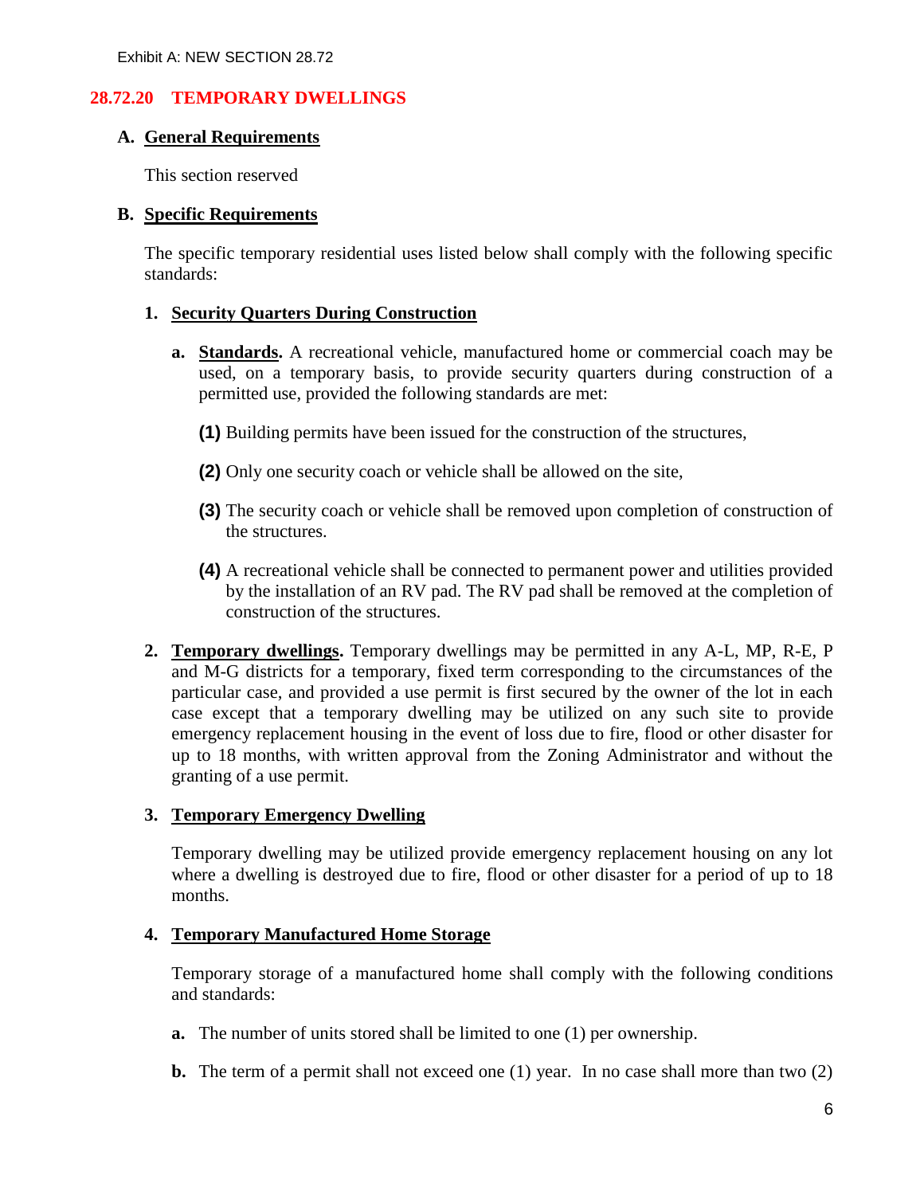Exhibit A: NEW SECTION 28.72

## 28.72.20 TEMPORARY DWELLINGS

### A. General Requirements

This section reserved

### B. Specific Requirements

The specific temporary residential uses listed below shall comply with the following specific standards:

#### 1. Security Quarters During Construction

**a. Standards.** A recreational vehicle, manufactured home or commercial coach may be used, on a temporary basis, to provide security quarters during construction of a permitted use, provided the following standards are met:

**(1)** Building permits have been issued for the construction of the structures,

**(2)** Only one security coach or vehicle shall be allowed on the site,

**(3)** The security coach or vehicle shall be removed upon completion of construction of the structures.

**(4)** A recreational vehicle shall be connected to permanent power and utilities provided by the installation of an RV pad. The RV pad shall be removed at the completion of construction of the structures.

**2. Temporary dwellings.** Temporary dwellings may be permitted in any A-L, MP, R-E, P and M-G districts for a temporary, fixed term corresponding to the circumstances of the particular case, and provided a use permit is first secured by the owner of the lot in each case except that a temporary dwelling may be utilized on any such site to provide emergency replacement housing in the event of loss due to fire, flood or other disaster for up to 18 months, with written approval from the Zoning Administrator and without the granting of a use permit.

#### 3. Temporary Emergency Dwelling

Temporary dwelling may be utilized provide emergency replacement housing on any lot where a dwelling is destroyed due to fire, flood or other disaster for a period of up to 18 months.

#### 4. Temporary Manufactured Home Storage

Temporary storage of a manufactured home shall comply with the following conditions and standards:

**a.** The number of units stored shall be limited to one (1) per ownership.

**b.** The term of a permit shall not exceed one (1) year. In no case shall more than two (2)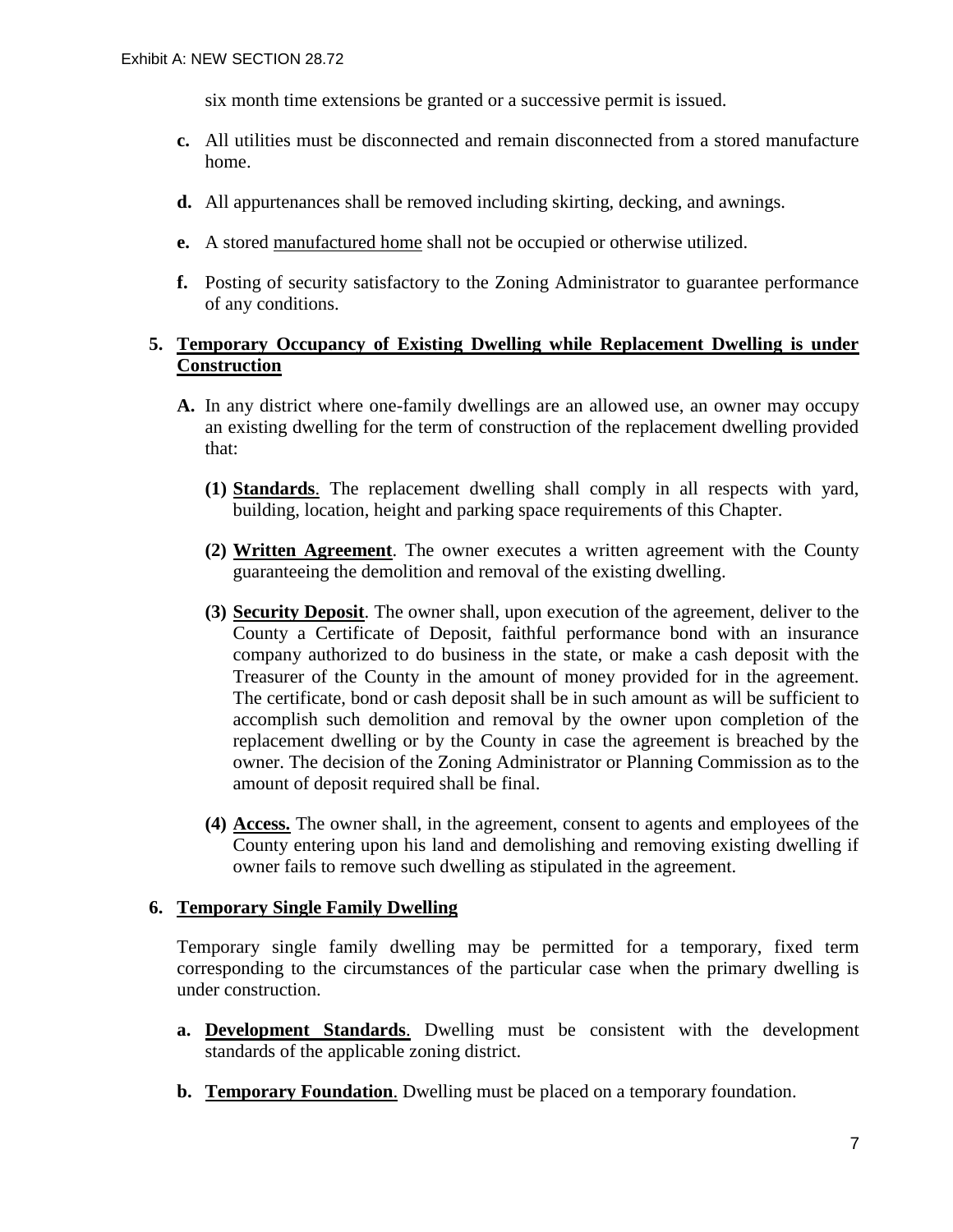six month time extensions be granted or a successive permit is issued.

**c.** All utilities must be disconnected and remain disconnected from a stored manufacture home.

**d.** All appurtenances shall be removed including skirting, decking, and awnings.

**e.** A stored manufactured home shall not be occupied or otherwise utilized.

**f.** Posting of security satisfactory to the Zoning Administrator to guarantee performance of any conditions.

**5. Temporary Occupancy of Existing Dwelling while Replacement Dwelling is under Construction**

**A.** In any district where one-family dwellings are an allowed use, an owner may occupy an existing dwelling for the term of construction of the replacement dwelling provided that:

**(1) Standards**. The replacement dwelling shall comply in all respects with yard, building, location, height and parking space requirements of this Chapter.

**(2) Written Agreement**. The owner executes a written agreement with the County guaranteeing the demolition and removal of the existing dwelling.

**(3) Security Deposit**. The owner shall, upon execution of the agreement, deliver to the County a Certificate of Deposit, faithful performance bond with an insurance company authorized to do business in the state, or make a cash deposit with the Treasurer of the County in the amount of money provided for in the agreement. The certificate, bond or cash deposit shall be in such amount as will be sufficient to accomplish such demolition and removal by the owner upon completion of the replacement dwelling or by the County in case the agreement is breached by the owner. The decision of the Zoning Administrator or Planning Commission as to the amount of deposit required shall be final.

**(4) Access.** The owner shall, in the agreement, consent to agents and employees of the County entering upon his land and demolishing and removing existing dwelling if owner fails to remove such dwelling as stipulated in the agreement.

**6. Temporary Single Family Dwelling**

Temporary single family dwelling may be permitted for a temporary, fixed term corresponding to the circumstances of the particular case when the primary dwelling is under construction.

**a. Development Standards**. Dwelling must be consistent with the development standards of the applicable zoning district.

**b. Temporary Foundation**. Dwelling must be placed on a temporary foundation.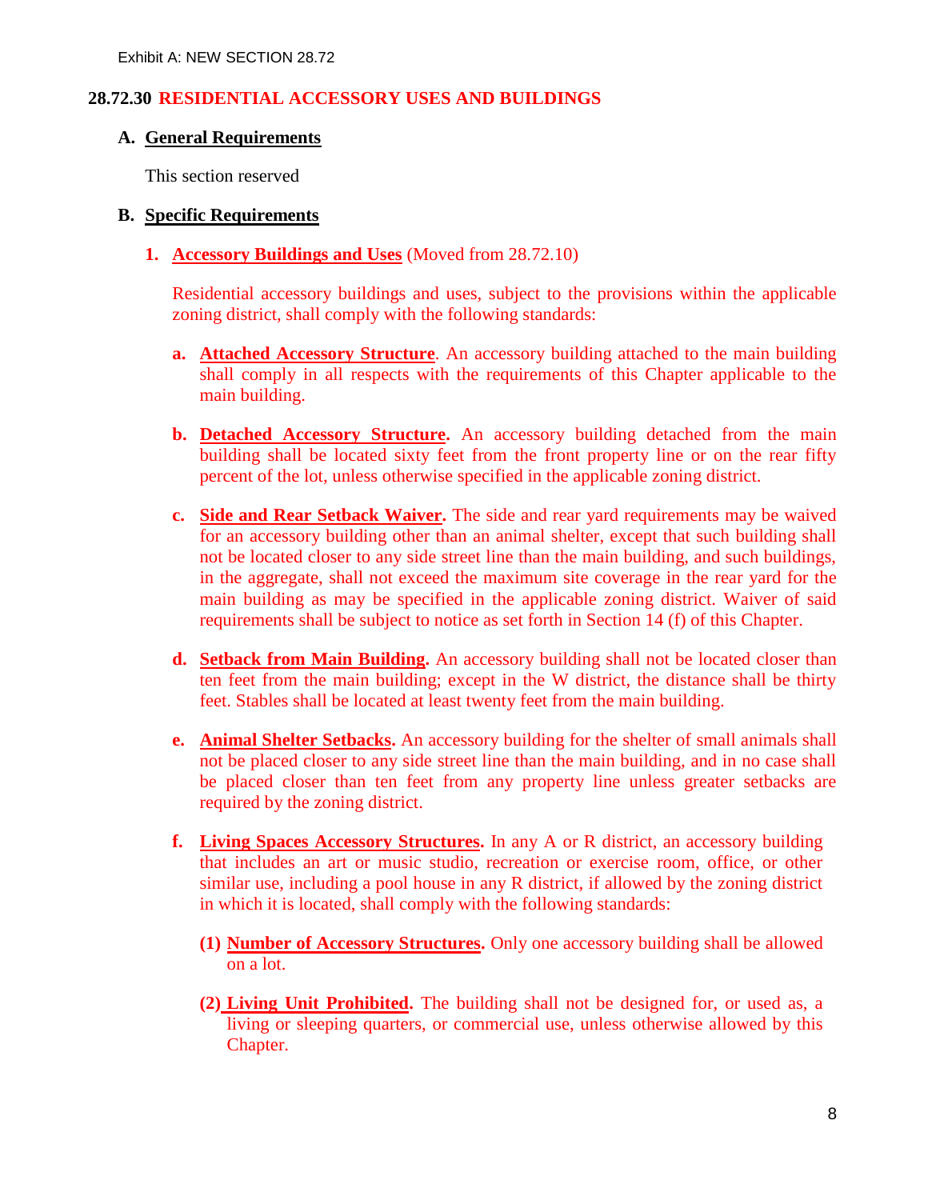Exhibit A: NEW SECTION 28.72

## 28.72.30 RESIDENTIAL ACCESSORY USES AND BUILDINGS

### A. General Requirements

This section reserved

### B. Specific Requirements

**1. Accessory Buildings and Uses** (Moved from 28.72.10)

Residential accessory buildings and uses, subject to the provisions within the applicable zoning district, shall comply with the following standards:

**a. Attached Accessory Structure**. An accessory building attached to the main building shall comply in all respects with the requirements of this Chapter applicable to the main building.

**b. Detached Accessory Structure.** An accessory building detached from the main building shall be located sixty feet from the front property line or on the rear fifty percent of the lot, unless otherwise specified in the applicable zoning district.

**c. Side and Rear Setback Waiver.** The side and rear yard requirements may be waived for an accessory building other than an animal shelter, except that such building shall not be located closer to any side street line than the main building, and such buildings, in the aggregate, shall not exceed the maximum site coverage in the rear yard for the main building as may be specified in the applicable zoning district. Waiver of said requirements shall be subject to notice as set forth in Section 14 (f) of this Chapter.

**d. Setback from Main Building.** An accessory building shall not be located closer than ten feet from the main building; except in the W district, the distance shall be thirty feet. Stables shall be located at least twenty feet from the main building.

**e. Animal Shelter Setbacks.** An accessory building for the shelter of small animals shall not be placed closer to any side street line than the main building, and in no case shall be placed closer than ten feet from any property line unless greater setbacks are required by the zoning district.

**f. Living Spaces Accessory Structures.** In any A or R district, an accessory building that includes an art or music studio, recreation or exercise room, office, or other similar use, including a pool house in any R district, if allowed by the zoning district in which it is located, shall comply with the following standards:

**(1) Number of Accessory Structures.** Only one accessory building shall be allowed on a lot.

**(2) Living Unit Prohibited.** The building shall not be designed for, or used as, a living or sleeping quarters, or commercial use, unless otherwise allowed by this Chapter.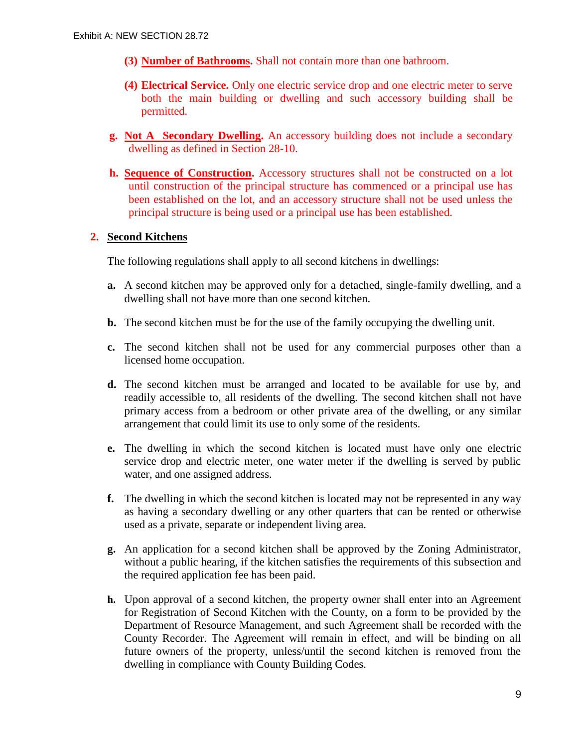**(3) Number of Bathrooms.** Shall not contain more than one bathroom.

**(4) Electrical Service.** Only one electric service drop and one electric meter to serve both the main building or dwelling and such accessory building shall be permitted.

**g. Not A Secondary Dwelling.** An accessory building does not include a secondary dwelling as defined in Section 28-10.

**h. Sequence of Construction.** Accessory structures shall not be constructed on a lot until construction of the principal structure has commenced or a principal use has been established on the lot, and an accessory structure shall not be used unless the principal structure is being used or a principal use has been established.

**2. Second Kitchens**

The following regulations shall apply to all second kitchens in dwellings:

**a.** A second kitchen may be approved only for a detached, single-family dwelling, and a dwelling shall not have more than one second kitchen.

**b.** The second kitchen must be for the use of the family occupying the dwelling unit.

**c.** The second kitchen shall not be used for any commercial purposes other than a licensed home occupation.

**d.** The second kitchen must be arranged and located to be available for use by, and readily accessible to, all residents of the dwelling. The second kitchen shall not have primary access from a bedroom or other private area of the dwelling, or any similar arrangement that could limit its use to only some of the residents.

**e.** The dwelling in which the second kitchen is located must have only one electric service drop and electric meter, one water meter if the dwelling is served by public water, and one assigned address.

**f.** The dwelling in which the second kitchen is located may not be represented in any way as having a secondary dwelling or any other quarters that can be rented or otherwise used as a private, separate or independent living area.

**g.** An application for a second kitchen shall be approved by the Zoning Administrator, without a public hearing, if the kitchen satisfies the requirements of this subsection and the required application fee has been paid.

**h.** Upon approval of a second kitchen, the property owner shall enter into an Agreement for Registration of Second Kitchen with the County, on a form to be provided by the Department of Resource Management, and such Agreement shall be recorded with the County Recorder. The Agreement will remain in effect, and will be binding on all future owners of the property, unless/until the second kitchen is removed from the dwelling in compliance with County Building Codes.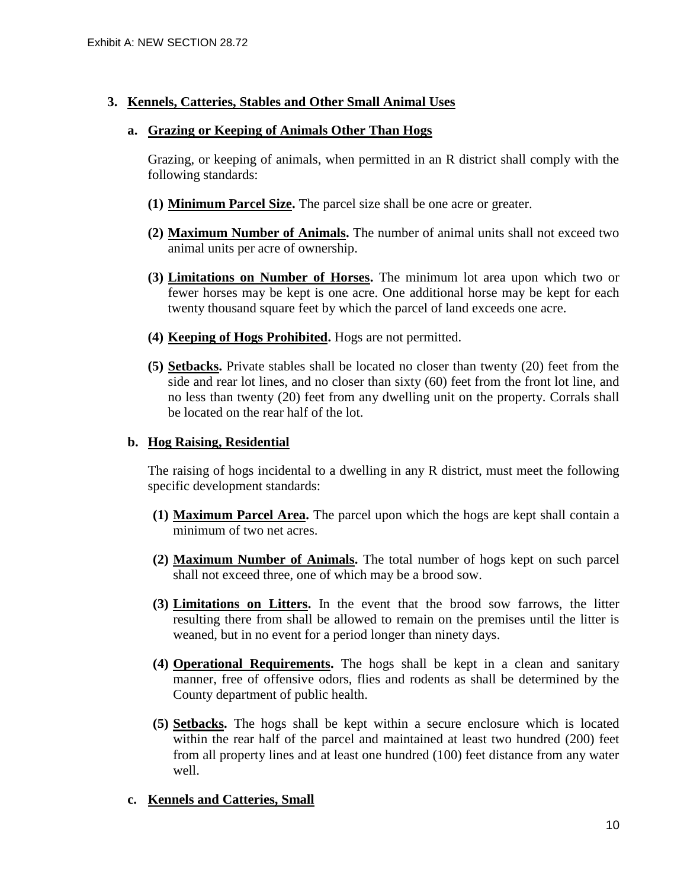# 3. Kennels, Catteries, Stables and Other Small Animal Uses

## a. Grazing or Keeping of Animals Other Than Hogs

Grazing, or keeping of animals, when permitted in an R district shall comply with the following standards:

**(1) Minimum Parcel Size.** The parcel size shall be one acre or greater.

**(2) Maximum Number of Animals.** The number of animal units shall not exceed two animal units per acre of ownership.

**(3) Limitations on Number of Horses.** The minimum lot area upon which two or fewer horses may be kept is one acre. One additional horse may be kept for each twenty thousand square feet by which the parcel of land exceeds one acre.

**(4) Keeping of Hogs Prohibited.** Hogs are not permitted.

**(5) Setbacks.** Private stables shall be located no closer than twenty (20) feet from the side and rear lot lines, and no closer than sixty (60) feet from the front lot line, and no less than twenty (20) feet from any dwelling unit on the property. Corrals shall be located on the rear half of the lot.

## b. Hog Raising, Residential

The raising of hogs incidental to a dwelling in any R district, must meet the following specific development standards:

**(1) Maximum Parcel Area.** The parcel upon which the hogs are kept shall contain a minimum of two net acres.

**(2) Maximum Number of Animals.** The total number of hogs kept on such parcel shall not exceed three, one of which may be a brood sow.

**(3) Limitations on Litters.** In the event that the brood sow farrows, the litter resulting there from shall be allowed to remain on the premises until the litter is weaned, but in no event for a period longer than ninety days.

**(4) Operational Requirements.** The hogs shall be kept in a clean and sanitary manner, free of offensive odors, flies and rodents as shall be determined by the County department of public health.

**(5) Setbacks.** The hogs shall be kept within a secure enclosure which is located within the rear half of the parcel and maintained at least two hundred (200) feet from all property lines and at least one hundred (100) feet distance from any water well.

## c. Kennels and Catteries, Small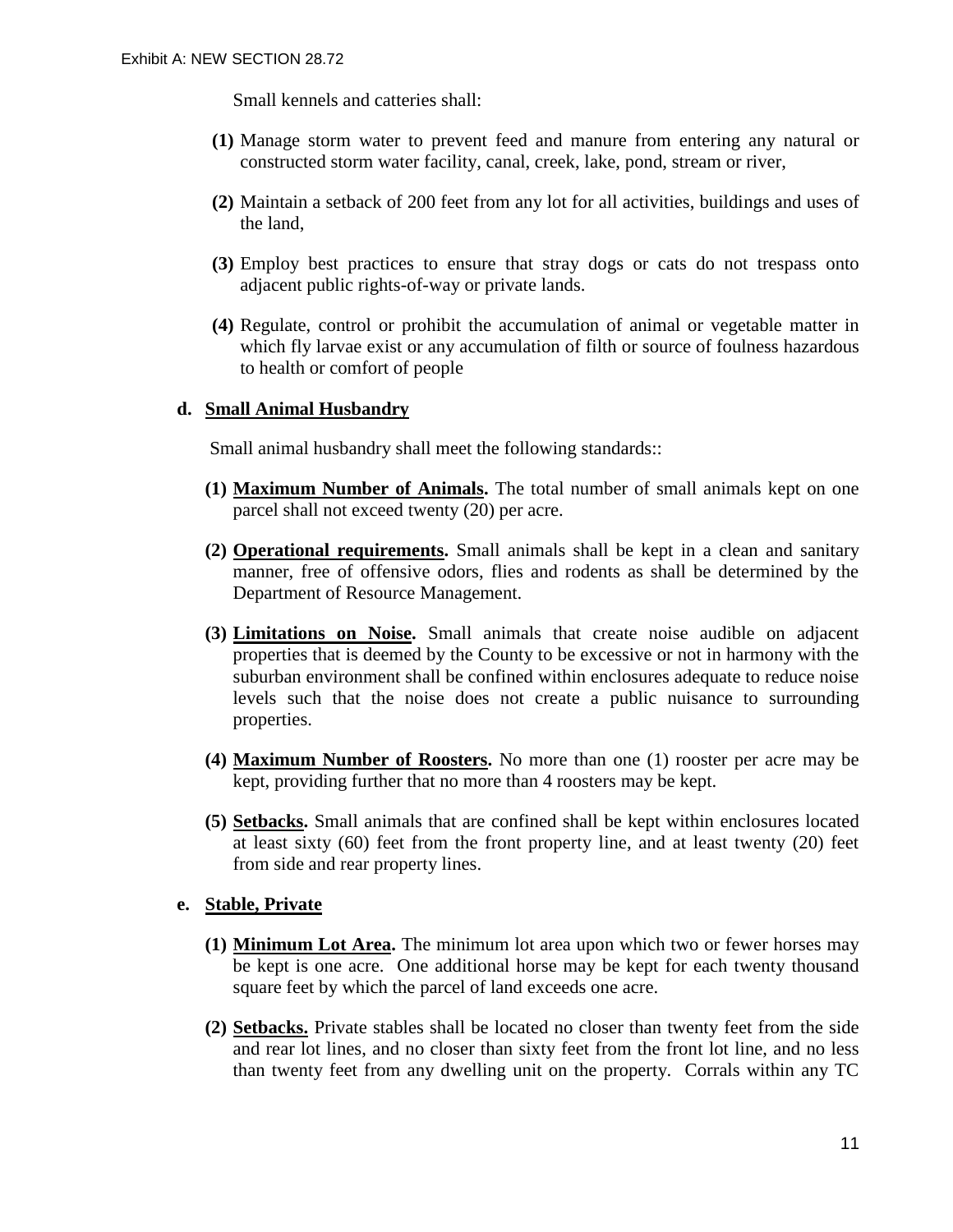Small kennels and catteries shall:

**(1)** Manage storm water to prevent feed and manure from entering any natural or constructed storm water facility, canal, creek, lake, pond, stream or river,

**(2)** Maintain a setback of 200 feet from any lot for all activities, buildings and uses of the land,

**(3)** Employ best practices to ensure that stray dogs or cats do not trespass onto adjacent public rights-of-way or private lands.

**(4)** Regulate, control or prohibit the accumulation of animal or vegetable matter in which fly larvae exist or any accumulation of filth or source of foulness hazardous to health or comfort of people

**d. <u>Small Animal Husbandry</u>**

Small animal husbandry shall meet the following standards::

**(1) <u>Maximum Number of Animals</u>.** The total number of small animals kept on one parcel shall not exceed twenty (20) per acre.

**(2) <u>Operational requirements</u>.** Small animals shall be kept in a clean and sanitary manner, free of offensive odors, flies and rodents as shall be determined by the Department of Resource Management.

**(3) <u>Limitations on Noise</u>.** Small animals that create noise audible on adjacent properties that is deemed by the County to be excessive or not in harmony with the suburban environment shall be confined within enclosures adequate to reduce noise levels such that the noise does not create a public nuisance to surrounding properties.

**(4) <u>Maximum Number of Roosters</u>.** No more than one (1) rooster per acre may be kept, providing further that no more than 4 roosters may be kept.

**(5) <u>Setbacks</u>.** Small animals that are confined shall be kept within enclosures located at least sixty (60) feet from the front property line, and at least twenty (20) feet from side and rear property lines.

**e. <u>Stable, Private</u>**

**(1) <u>Minimum Lot Area</u>.** The minimum lot area upon which two or fewer horses may be kept is one acre. One additional horse may be kept for each twenty thousand square feet by which the parcel of land exceeds one acre.

**(2) <u>Setbacks</u>.** Private stables shall be located no closer than twenty feet from the side and rear lot lines, and no closer than sixty feet from the front lot line, and no less than twenty feet from any dwelling unit on the property. Corrals within any TC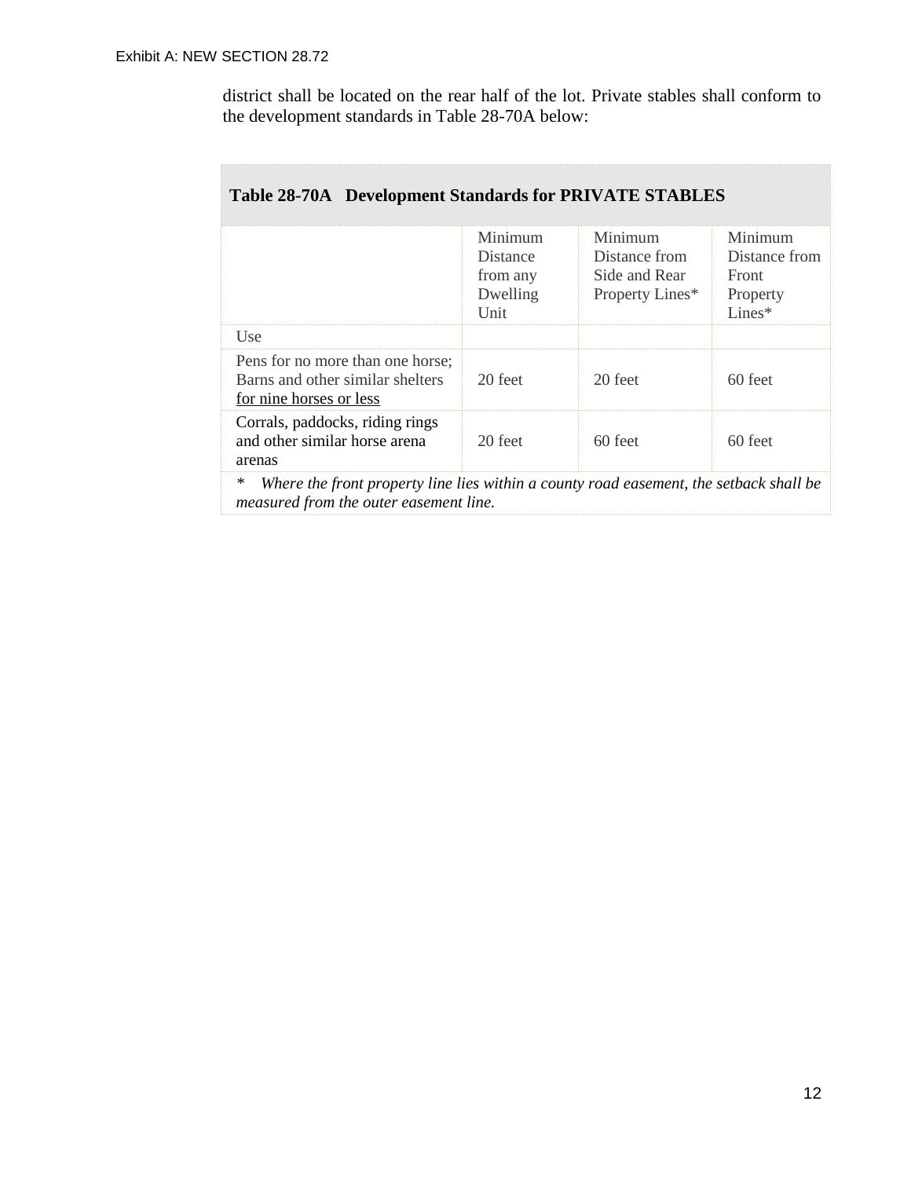district shall be located on the rear half of the lot. Private stables shall conform to the development standards in Table 28-70A below:

**Table 28-70A Development Standards for PRIVATE STABLES**

| | Minimum Distance from any Dwelling Unit | Minimum Distance from Side and Rear Property Lines* | Minimum Distance from Front Property Lines* |
|---|---|---|---|
| Use | | | |
| Pens for no more than one horse; Barns and other similar shelters <u>for nine horses or less</u> | 20 feet | 20 feet | 60 feet |
| Corrals, paddocks, riding rings and other similar horse arena arenas | 20 feet | 60 feet | 60 feet |

\* *Where the front property line lies within a county road easement, the setback shall be measured from the outer easement line.*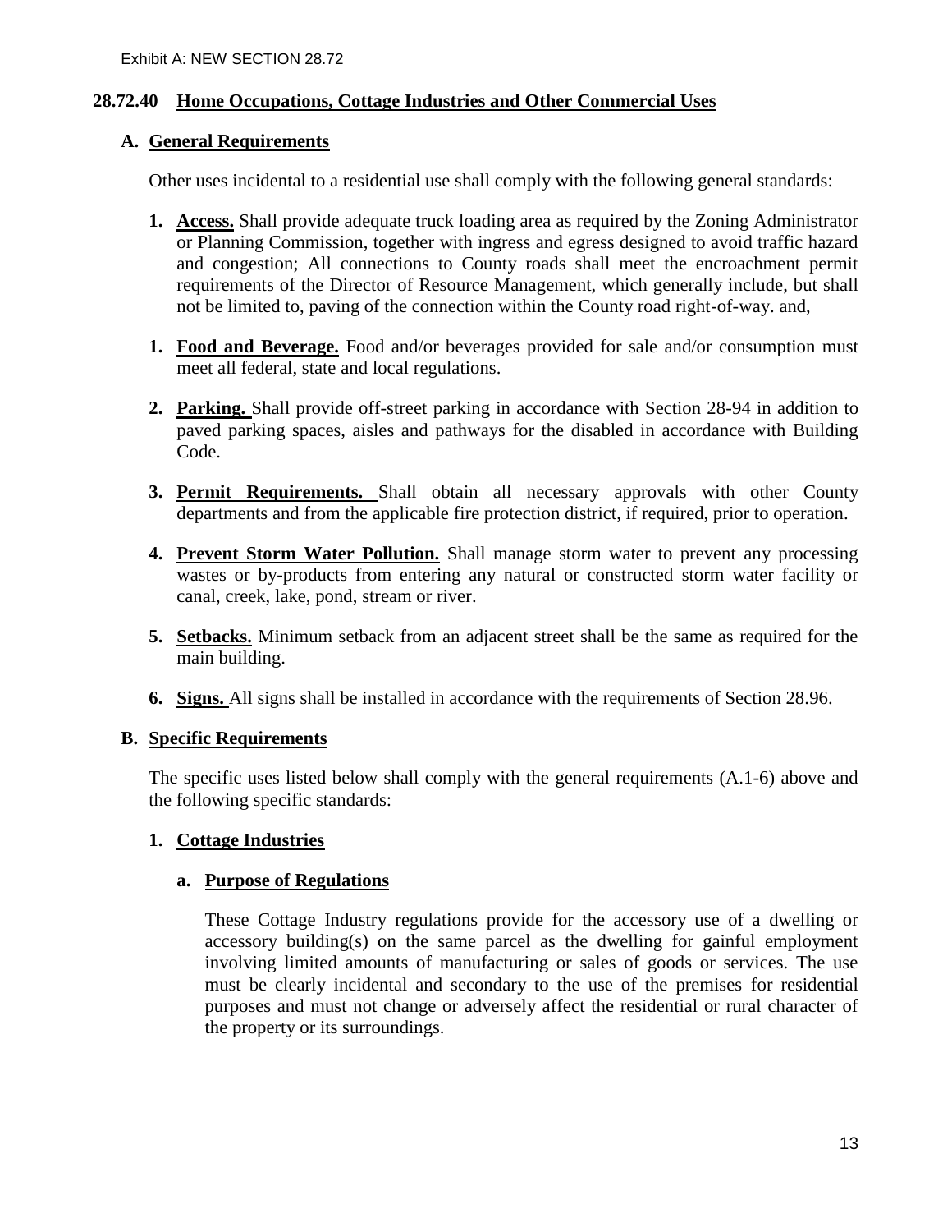Exhibit A: NEW SECTION 28.72

## 28.72.40 Home Occupations, Cottage Industries and Other Commercial Uses

### A. General Requirements

Other uses incidental to a residential use shall comply with the following general standards:

1. **Access.** Shall provide adequate truck loading area as required by the Zoning Administrator or Planning Commission, together with ingress and egress designed to avoid traffic hazard and congestion; All connections to County roads shall meet the encroachment permit requirements of the Director of Resource Management, which generally include, but shall not be limited to, paving of the connection within the County road right-of-way. and,

1. **Food and Beverage.** Food and/or beverages provided for sale and/or consumption must meet all federal, state and local regulations.

2. **Parking.** Shall provide off-street parking in accordance with Section 28-94 in addition to paved parking spaces, aisles and pathways for the disabled in accordance with Building Code.

3. **Permit Requirements.** Shall obtain all necessary approvals with other County departments and from the applicable fire protection district, if required, prior to operation.

4. **Prevent Storm Water Pollution.** Shall manage storm water to prevent any processing wastes or by-products from entering any natural or constructed storm water facility or canal, creek, lake, pond, stream or river.

5. **Setbacks.** Minimum setback from an adjacent street shall be the same as required for the main building.

6. **Signs.** All signs shall be installed in accordance with the requirements of Section 28.96.

### B. Specific Requirements

The specific uses listed below shall comply with the general requirements (A.1-6) above and the following specific standards:

#### 1. Cottage Industries

##### a. Purpose of Regulations

These Cottage Industry regulations provide for the accessory use of a dwelling or accessory building(s) on the same parcel as the dwelling for gainful employment involving limited amounts of manufacturing or sales of goods or services. The use must be clearly incidental and secondary to the use of the premises for residential purposes and must not change or adversely affect the residential or rural character of the property or its surroundings.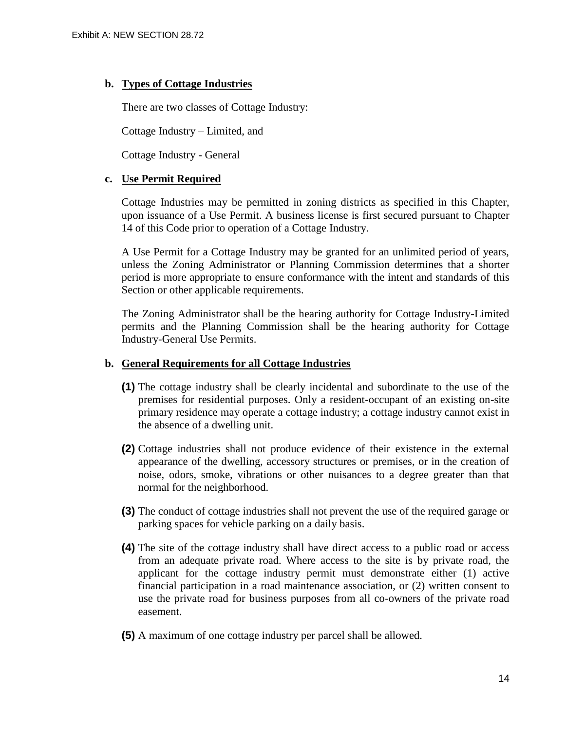**b. Types of Cottage Industries**

There are two classes of Cottage Industry:

Cottage Industry – Limited, and

Cottage Industry - General

**c. Use Permit Required**

Cottage Industries may be permitted in zoning districts as specified in this Chapter, upon issuance of a Use Permit. A business license is first secured pursuant to Chapter 14 of this Code prior to operation of a Cottage Industry.

A Use Permit for a Cottage Industry may be granted for an unlimited period of years, unless the Zoning Administrator or Planning Commission determines that a shorter period is more appropriate to ensure conformance with the intent and standards of this Section or other applicable requirements.

The Zoning Administrator shall be the hearing authority for Cottage Industry-Limited permits and the Planning Commission shall be the hearing authority for Cottage Industry-General Use Permits.

**b. General Requirements for all Cottage Industries**

**(1)** The cottage industry shall be clearly incidental and subordinate to the use of the premises for residential purposes. Only a resident-occupant of an existing on-site primary residence may operate a cottage industry; a cottage industry cannot exist in the absence of a dwelling unit.

**(2)** Cottage industries shall not produce evidence of their existence in the external appearance of the dwelling, accessory structures or premises, or in the creation of noise, odors, smoke, vibrations or other nuisances to a degree greater than that normal for the neighborhood.

**(3)** The conduct of cottage industries shall not prevent the use of the required garage or parking spaces for vehicle parking on a daily basis.

**(4)** The site of the cottage industry shall have direct access to a public road or access from an adequate private road. Where access to the site is by private road, the applicant for the cottage industry permit must demonstrate either (1) active financial participation in a road maintenance association, or (2) written consent to use the private road for business purposes from all co-owners of the private road easement.

**(5)** A maximum of one cottage industry per parcel shall be allowed.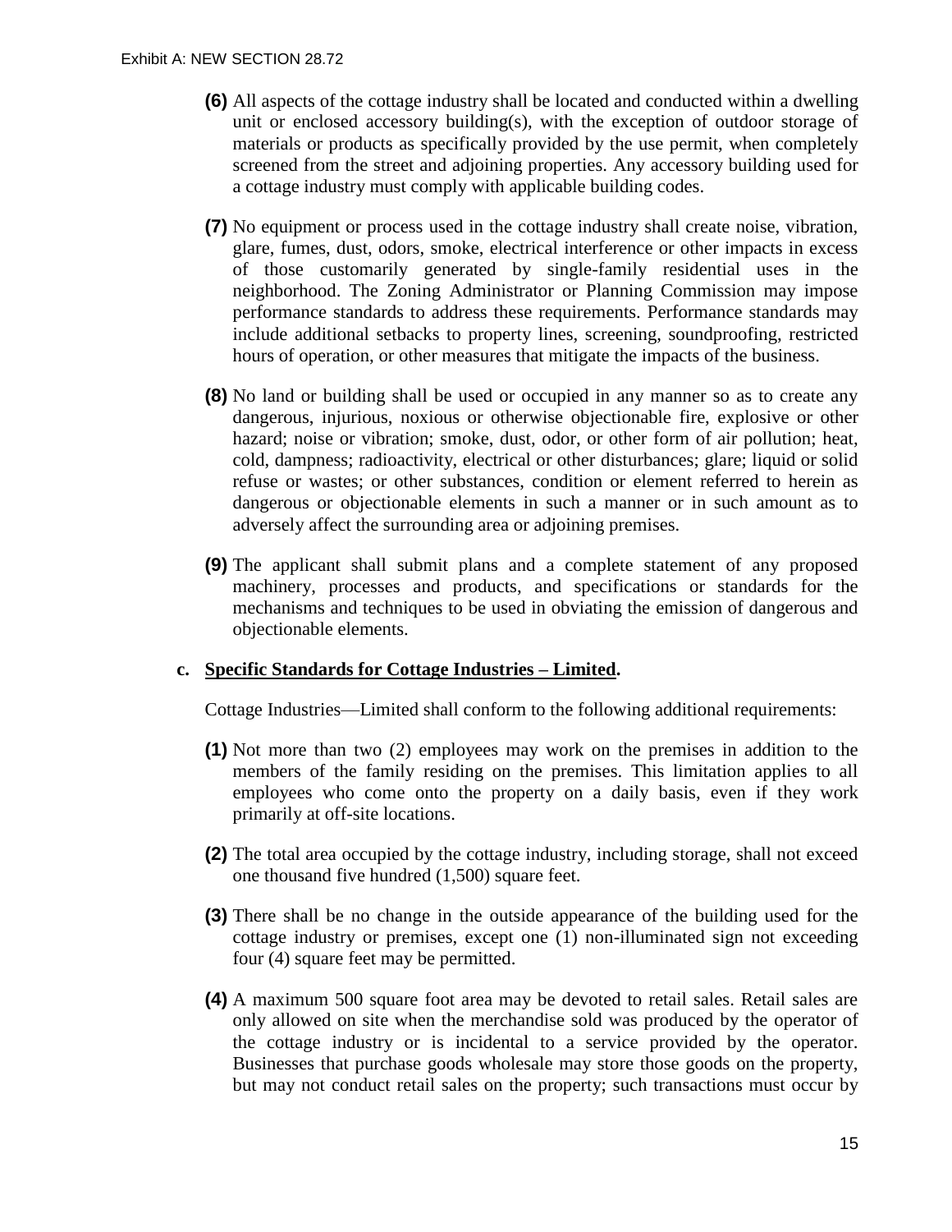**(6)** All aspects of the cottage industry shall be located and conducted within a dwelling unit or enclosed accessory building(s), with the exception of outdoor storage of materials or products as specifically provided by the use permit, when completely screened from the street and adjoining properties. Any accessory building used for a cottage industry must comply with applicable building codes.

**(7)** No equipment or process used in the cottage industry shall create noise, vibration, glare, fumes, dust, odors, smoke, electrical interference or other impacts in excess of those customarily generated by single-family residential uses in the neighborhood. The Zoning Administrator or Planning Commission may impose performance standards to address these requirements. Performance standards may include additional setbacks to property lines, screening, soundproofing, restricted hours of operation, or other measures that mitigate the impacts of the business.

**(8)** No land or building shall be used or occupied in any manner so as to create any dangerous, injurious, noxious or otherwise objectionable fire, explosive or other hazard; noise or vibration; smoke, dust, odor, or other form of air pollution; heat, cold, dampness; radioactivity, electrical or other disturbances; glare; liquid or solid refuse or wastes; or other substances, condition or element referred to herein as dangerous or objectionable elements in such a manner or in such amount as to adversely affect the surrounding area or adjoining premises.

**(9)** The applicant shall submit plans and a complete statement of any proposed machinery, processes and products, and specifications or standards for the mechanisms and techniques to be used in obviating the emission of dangerous and objectionable elements.

**c. Specific Standards for Cottage Industries – Limited.**

Cottage Industries—Limited shall conform to the following additional requirements:

**(1)** Not more than two (2) employees may work on the premises in addition to the members of the family residing on the premises. This limitation applies to all employees who come onto the property on a daily basis, even if they work primarily at off-site locations.

**(2)** The total area occupied by the cottage industry, including storage, shall not exceed one thousand five hundred (1,500) square feet.

**(3)** There shall be no change in the outside appearance of the building used for the cottage industry or premises, except one (1) non-illuminated sign not exceeding four (4) square feet may be permitted.

**(4)** A maximum 500 square foot area may be devoted to retail sales. Retail sales are only allowed on site when the merchandise sold was produced by the operator of the cottage industry or is incidental to a service provided by the operator. Businesses that purchase goods wholesale may store those goods on the property, but may not conduct retail sales on the property; such transactions must occur by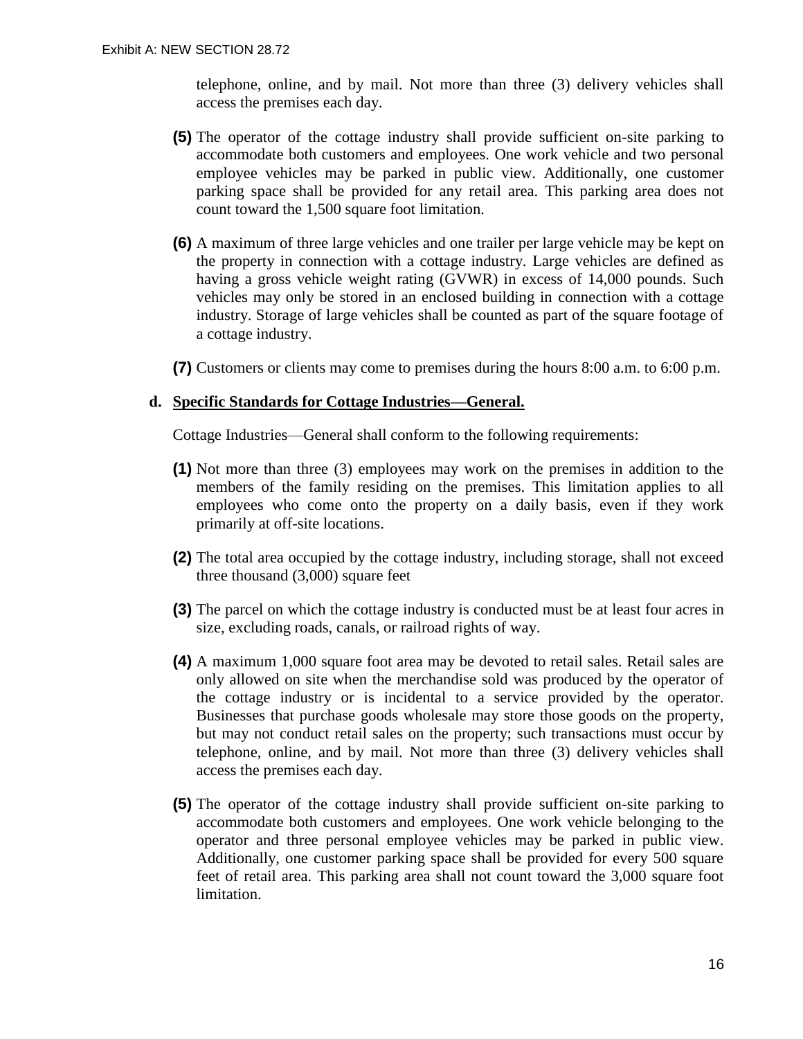telephone, online, and by mail. Not more than three (3) delivery vehicles shall access the premises each day.

**(5)** The operator of the cottage industry shall provide sufficient on-site parking to accommodate both customers and employees. One work vehicle and two personal employee vehicles may be parked in public view. Additionally, one customer parking space shall be provided for any retail area. This parking area does not count toward the 1,500 square foot limitation.

**(6)** A maximum of three large vehicles and one trailer per large vehicle may be kept on the property in connection with a cottage industry. Large vehicles are defined as having a gross vehicle weight rating (GVWR) in excess of 14,000 pounds. Such vehicles may only be stored in an enclosed building in connection with a cottage industry. Storage of large vehicles shall be counted as part of the square footage of a cottage industry.

**(7)** Customers or clients may come to premises during the hours 8:00 a.m. to 6:00 p.m.

**d. Specific Standards for Cottage Industries—General.**

Cottage Industries—General shall conform to the following requirements:

**(1)** Not more than three (3) employees may work on the premises in addition to the members of the family residing on the premises. This limitation applies to all employees who come onto the property on a daily basis, even if they work primarily at off-site locations.

**(2)** The total area occupied by the cottage industry, including storage, shall not exceed three thousand (3,000) square feet

**(3)** The parcel on which the cottage industry is conducted must be at least four acres in size, excluding roads, canals, or railroad rights of way.

**(4)** A maximum 1,000 square foot area may be devoted to retail sales. Retail sales are only allowed on site when the merchandise sold was produced by the operator of the cottage industry or is incidental to a service provided by the operator. Businesses that purchase goods wholesale may store those goods on the property, but may not conduct retail sales on the property; such transactions must occur by telephone, online, and by mail. Not more than three (3) delivery vehicles shall access the premises each day.

**(5)** The operator of the cottage industry shall provide sufficient on-site parking to accommodate both customers and employees. One work vehicle belonging to the operator and three personal employee vehicles may be parked in public view. Additionally, one customer parking space shall be provided for every 500 square feet of retail area. This parking area shall not count toward the 3,000 square foot limitation.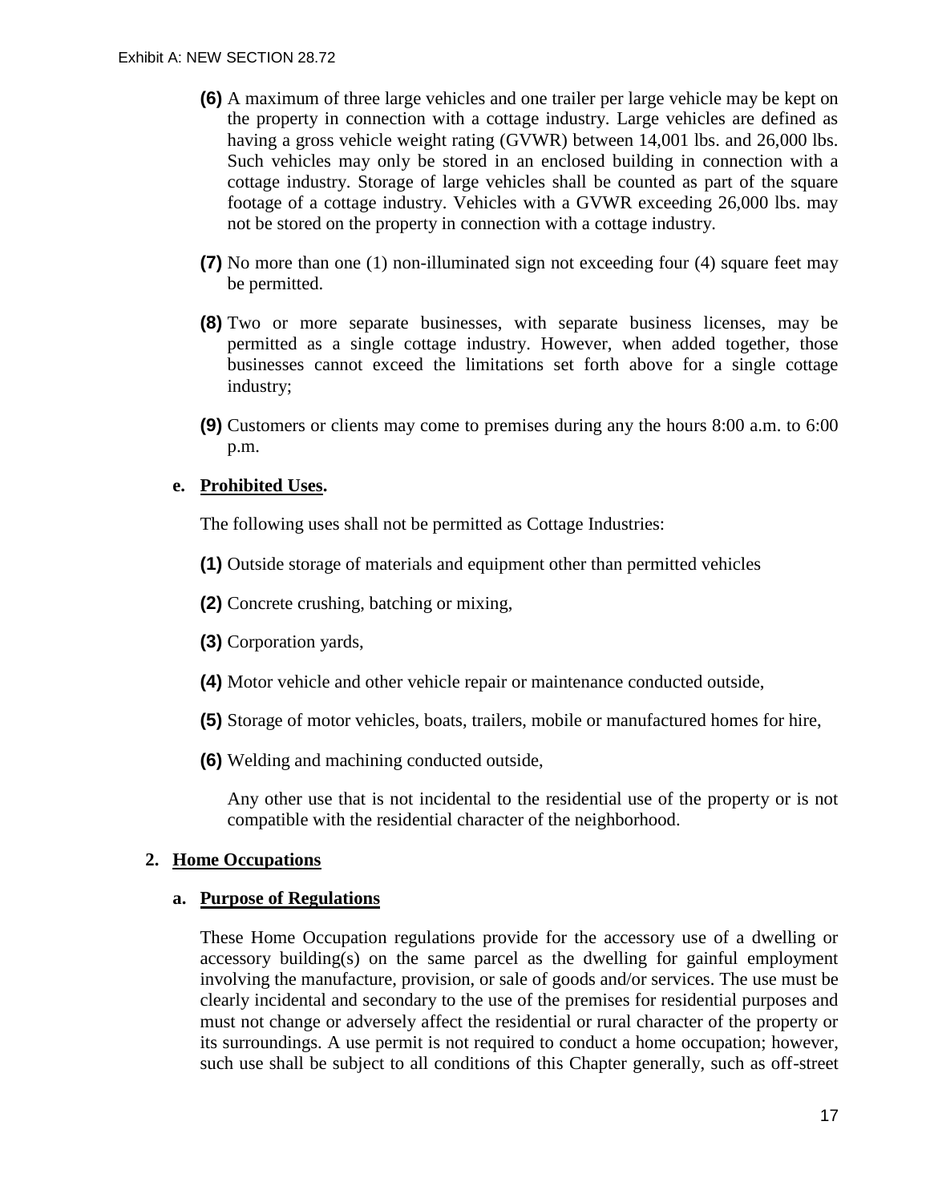**(6)** A maximum of three large vehicles and one trailer per large vehicle may be kept on the property in connection with a cottage industry. Large vehicles are defined as having a gross vehicle weight rating (GVWR) between 14,001 lbs. and 26,000 lbs. Such vehicles may only be stored in an enclosed building in connection with a cottage industry. Storage of large vehicles shall be counted as part of the square footage of a cottage industry. Vehicles with a GVWR exceeding 26,000 lbs. may not be stored on the property in connection with a cottage industry.

**(7)** No more than one (1) non-illuminated sign not exceeding four (4) square feet may be permitted.

**(8)** Two or more separate businesses, with separate business licenses, may be permitted as a single cottage industry. However, when added together, those businesses cannot exceed the limitations set forth above for a single cottage industry;

**(9)** Customers or clients may come to premises during any the hours 8:00 a.m. to 6:00 p.m.

**e. Prohibited Uses.**

The following uses shall not be permitted as Cottage Industries:

**(1)** Outside storage of materials and equipment other than permitted vehicles

**(2)** Concrete crushing, batching or mixing,

**(3)** Corporation yards,

**(4)** Motor vehicle and other vehicle repair or maintenance conducted outside,

**(5)** Storage of motor vehicles, boats, trailers, mobile or manufactured homes for hire,

**(6)** Welding and machining conducted outside,

Any other use that is not incidental to the residential use of the property or is not compatible with the residential character of the neighborhood.

## 2. Home Occupations

### a. Purpose of Regulations

These Home Occupation regulations provide for the accessory use of a dwelling or accessory building(s) on the same parcel as the dwelling for gainful employment involving the manufacture, provision, or sale of goods and/or services. The use must be clearly incidental and secondary to the use of the premises for residential purposes and must not change or adversely affect the residential or rural character of the property or its surroundings. A use permit is not required to conduct a home occupation; however, such use shall be subject to all conditions of this Chapter generally, such as off-street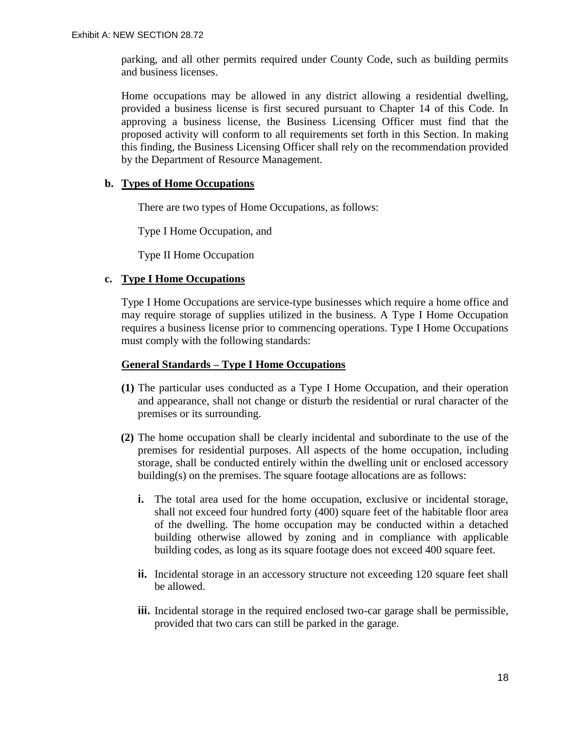parking, and all other permits required under County Code, such as building permits and business licenses.

Home occupations may be allowed in any district allowing a residential dwelling, provided a business license is first secured pursuant to Chapter 14 of this Code. In approving a business license, the Business Licensing Officer must find that the proposed activity will conform to all requirements set forth in this Section. In making this finding, the Business Licensing Officer shall rely on the recommendation provided by the Department of Resource Management.

**b. Types of Home Occupations**

There are two types of Home Occupations, as follows:

Type I Home Occupation, and

Type II Home Occupation

**c. Type I Home Occupations**

Type I Home Occupations are service-type businesses which require a home office and may require storage of supplies utilized in the business. A Type I Home Occupation requires a business license prior to commencing operations. Type I Home Occupations must comply with the following standards:

**General Standards – Type I Home Occupations**

**(1)** The particular uses conducted as a Type I Home Occupation, and their operation and appearance, shall not change or disturb the residential or rural character of the premises or its surrounding.

**(2)** The home occupation shall be clearly incidental and subordinate to the use of the premises for residential purposes. All aspects of the home occupation, including storage, shall be conducted entirely within the dwelling unit or enclosed accessory building(s) on the premises. The square footage allocations are as follows:

- **i.** The total area used for the home occupation, exclusive or incidental storage, shall not exceed four hundred forty (400) square feet of the habitable floor area of the dwelling. The home occupation may be conducted within a detached building otherwise allowed by zoning and in compliance with applicable building codes, as long as its square footage does not exceed 400 square feet.

- **ii.** Incidental storage in an accessory structure not exceeding 120 square feet shall be allowed.

- **iii.** Incidental storage in the required enclosed two-car garage shall be permissible, provided that two cars can still be parked in the garage.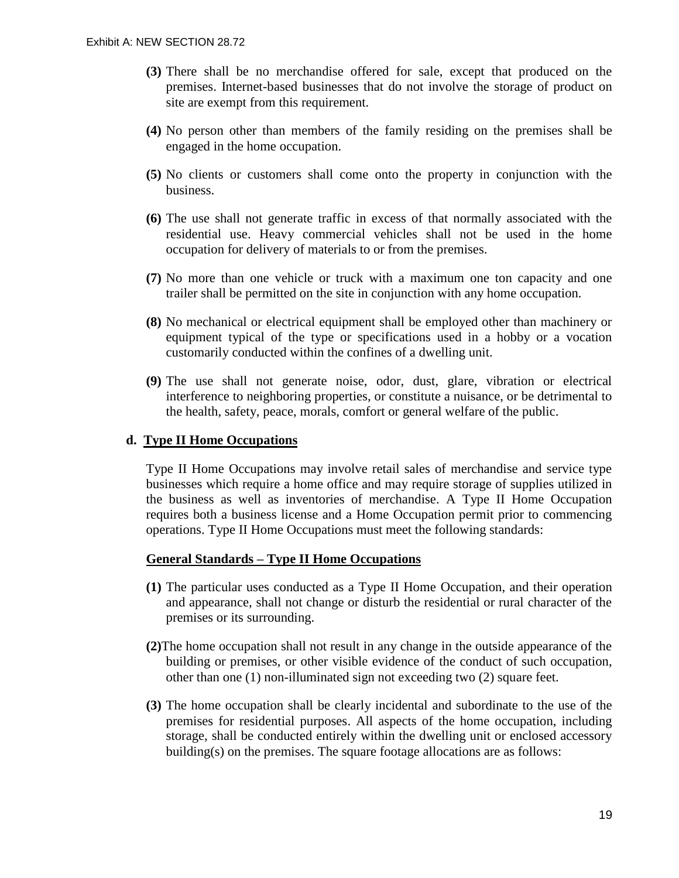**(3)** There shall be no merchandise offered for sale, except that produced on the premises. Internet-based businesses that do not involve the storage of product on site are exempt from this requirement.

**(4)** No person other than members of the family residing on the premises shall be engaged in the home occupation.

**(5)** No clients or customers shall come onto the property in conjunction with the business.

**(6)** The use shall not generate traffic in excess of that normally associated with the residential use. Heavy commercial vehicles shall not be used in the home occupation for delivery of materials to or from the premises.

**(7)** No more than one vehicle or truck with a maximum one ton capacity and one trailer shall be permitted on the site in conjunction with any home occupation.

**(8)** No mechanical or electrical equipment shall be employed other than machinery or equipment typical of the type or specifications used in a hobby or a vocation customarily conducted within the confines of a dwelling unit.

**(9)** The use shall not generate noise, odor, dust, glare, vibration or electrical interference to neighboring properties, or constitute a nuisance, or be detrimental to the health, safety, peace, morals, comfort or general welfare of the public.

### d. <u>Type II Home Occupations</u>

Type II Home Occupations may involve retail sales of merchandise and service type businesses which require a home office and may require storage of supplies utilized in the business as well as inventories of merchandise. A Type II Home Occupation requires both a business license and a Home Occupation permit prior to commencing operations. Type II Home Occupations must meet the following standards:

**<u>General Standards – Type II Home Occupations</u>**

**(1)** The particular uses conducted as a Type II Home Occupation, and their operation and appearance, shall not change or disturb the residential or rural character of the premises or its surrounding.

**(2)** The home occupation shall not result in any change in the outside appearance of the building or premises, or other visible evidence of the conduct of such occupation, other than one (1) non-illuminated sign not exceeding two (2) square feet.

**(3)** The home occupation shall be clearly incidental and subordinate to the use of the premises for residential purposes. All aspects of the home occupation, including storage, shall be conducted entirely within the dwelling unit or enclosed accessory building(s) on the premises. The square footage allocations are as follows: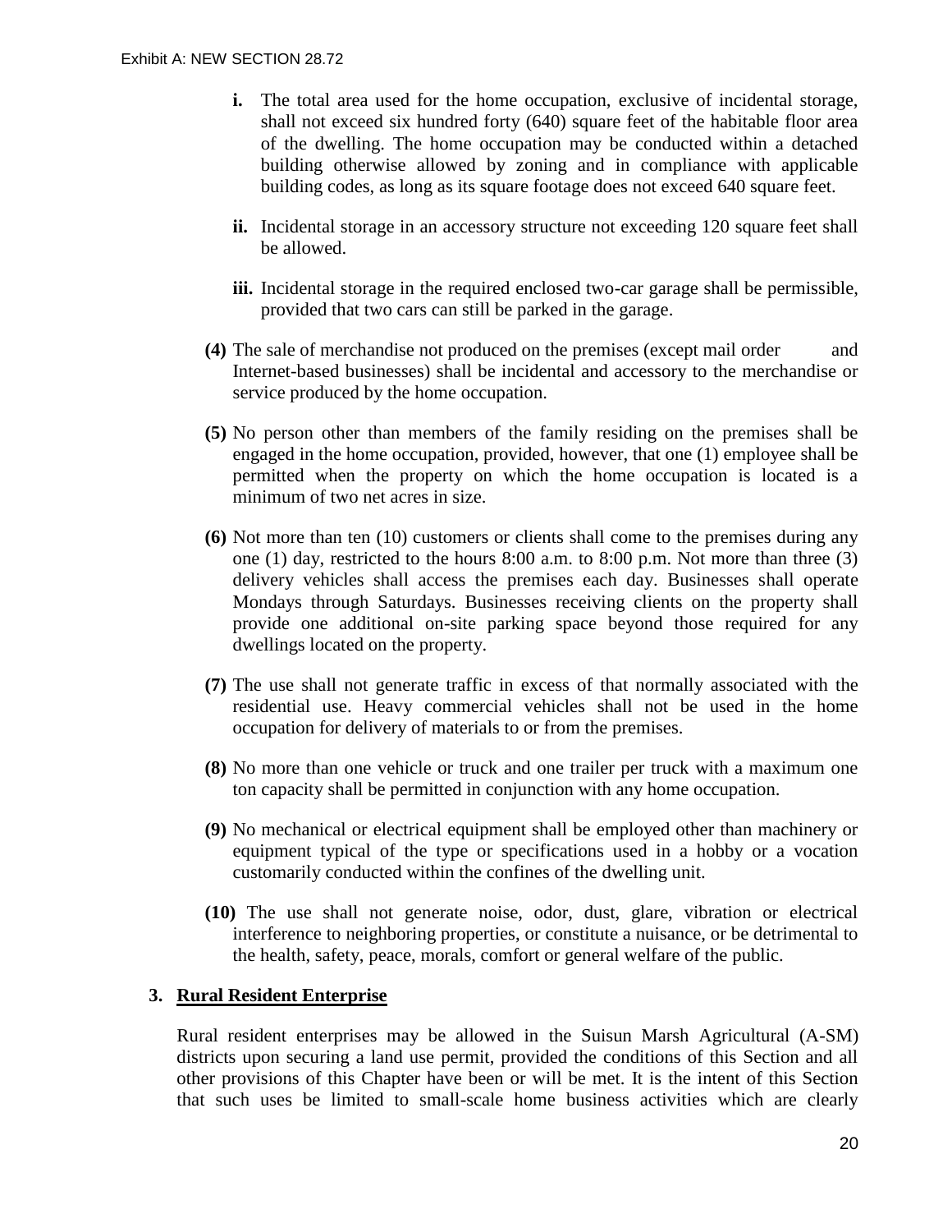- **i.** The total area used for the home occupation, exclusive of incidental storage, shall not exceed six hundred forty (640) square feet of the habitable floor area of the dwelling. The home occupation may be conducted within a detached building otherwise allowed by zoning and in compliance with applicable building codes, as long as its square footage does not exceed 640 square feet.

- **ii.** Incidental storage in an accessory structure not exceeding 120 square feet shall be allowed.

- **iii.** Incidental storage in the required enclosed two-car garage shall be permissible, provided that two cars can still be parked in the garage.

**(4)** The sale of merchandise not produced on the premises (except mail order and Internet-based businesses) shall be incidental and accessory to the merchandise or service produced by the home occupation.

**(5)** No person other than members of the family residing on the premises shall be engaged in the home occupation, provided, however, that one (1) employee shall be permitted when the property on which the home occupation is located is a minimum of two net acres in size.

**(6)** Not more than ten (10) customers or clients shall come to the premises during any one (1) day, restricted to the hours 8:00 a.m. to 8:00 p.m. Not more than three (3) delivery vehicles shall access the premises each day. Businesses shall operate Mondays through Saturdays. Businesses receiving clients on the property shall provide one additional on-site parking space beyond those required for any dwellings located on the property.

**(7)** The use shall not generate traffic in excess of that normally associated with the residential use. Heavy commercial vehicles shall not be used in the home occupation for delivery of materials to or from the premises.

**(8)** No more than one vehicle or truck and one trailer per truck with a maximum one ton capacity shall be permitted in conjunction with any home occupation.

**(9)** No mechanical or electrical equipment shall be employed other than machinery or equipment typical of the type or specifications used in a hobby or a vocation customarily conducted within the confines of the dwelling unit.

**(10)** The use shall not generate noise, odor, dust, glare, vibration or electrical interference to neighboring properties, or constitute a nuisance, or be detrimental to the health, safety, peace, morals, comfort or general welfare of the public.

**3. <u>Rural Resident Enterprise</u>**

Rural resident enterprises may be allowed in the Suisun Marsh Agricultural (A-SM) districts upon securing a land use permit, provided the conditions of this Section and all other provisions of this Chapter have been or will be met. It is the intent of this Section that such uses be limited to small-scale home business activities which are clearly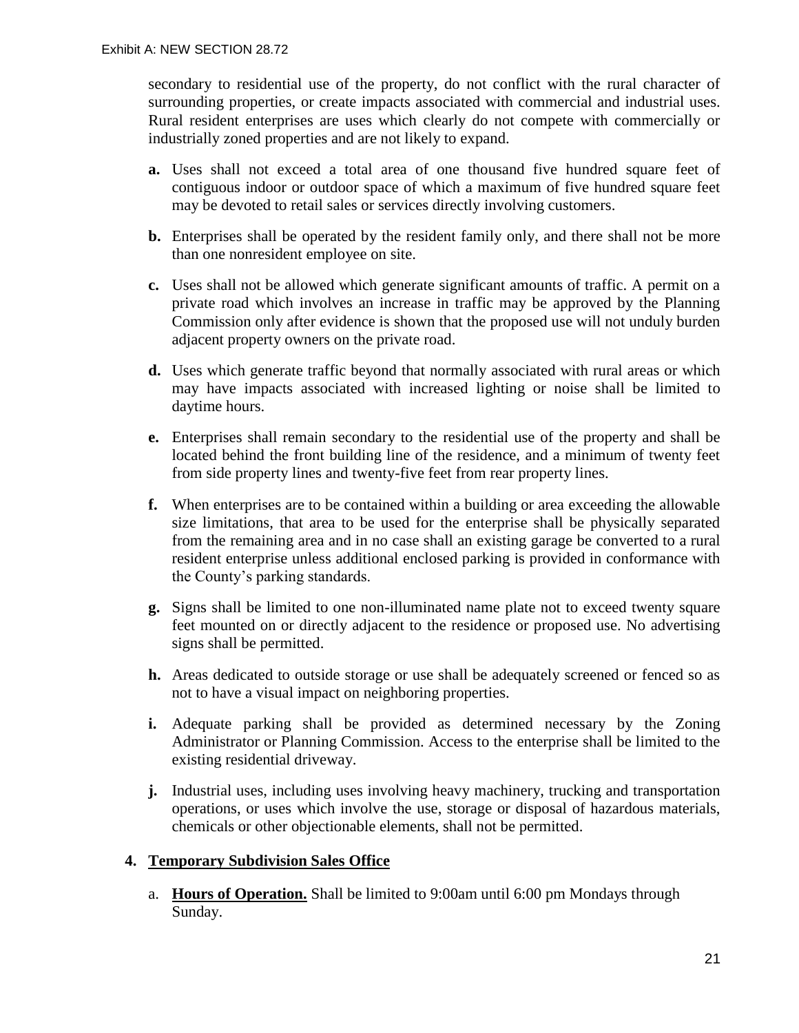secondary to residential use of the property, do not conflict with the rural character of surrounding properties, or create impacts associated with commercial and industrial uses. Rural resident enterprises are uses which clearly do not compete with commercially or industrially zoned properties and are not likely to expand.

- **a.** Uses shall not exceed a total area of one thousand five hundred square feet of contiguous indoor or outdoor space of which a maximum of five hundred square feet may be devoted to retail sales or services directly involving customers.
- **b.** Enterprises shall be operated by the resident family only, and there shall not be more than one nonresident employee on site.
- **c.** Uses shall not be allowed which generate significant amounts of traffic. A permit on a private road which involves an increase in traffic may be approved by the Planning Commission only after evidence is shown that the proposed use will not unduly burden adjacent property owners on the private road.
- **d.** Uses which generate traffic beyond that normally associated with rural areas or which may have impacts associated with increased lighting or noise shall be limited to daytime hours.
- **e.** Enterprises shall remain secondary to the residential use of the property and shall be located behind the front building line of the residence, and a minimum of twenty feet from side property lines and twenty-five feet from rear property lines.
- **f.** When enterprises are to be contained within a building or area exceeding the allowable size limitations, that area to be used for the enterprise shall be physically separated from the remaining area and in no case shall an existing garage be converted to a rural resident enterprise unless additional enclosed parking is provided in conformance with the County's parking standards.
- **g.** Signs shall be limited to one non-illuminated name plate not to exceed twenty square feet mounted on or directly adjacent to the residence or proposed use. No advertising signs shall be permitted.
- **h.** Areas dedicated to outside storage or use shall be adequately screened or fenced so as not to have a visual impact on neighboring properties.
- **i.** Adequate parking shall be provided as determined necessary by the Zoning Administrator or Planning Commission. Access to the enterprise shall be limited to the existing residential driveway.
- **j.** Industrial uses, including uses involving heavy machinery, trucking and transportation operations, or uses which involve the use, storage or disposal of hazardous materials, chemicals or other objectionable elements, shall not be permitted.

**4. <u>Temporary Subdivision Sales Office</u>**

a. **<u>Hours of Operation.</u>** Shall be limited to 9:00am until 6:00 pm Mondays through Sunday.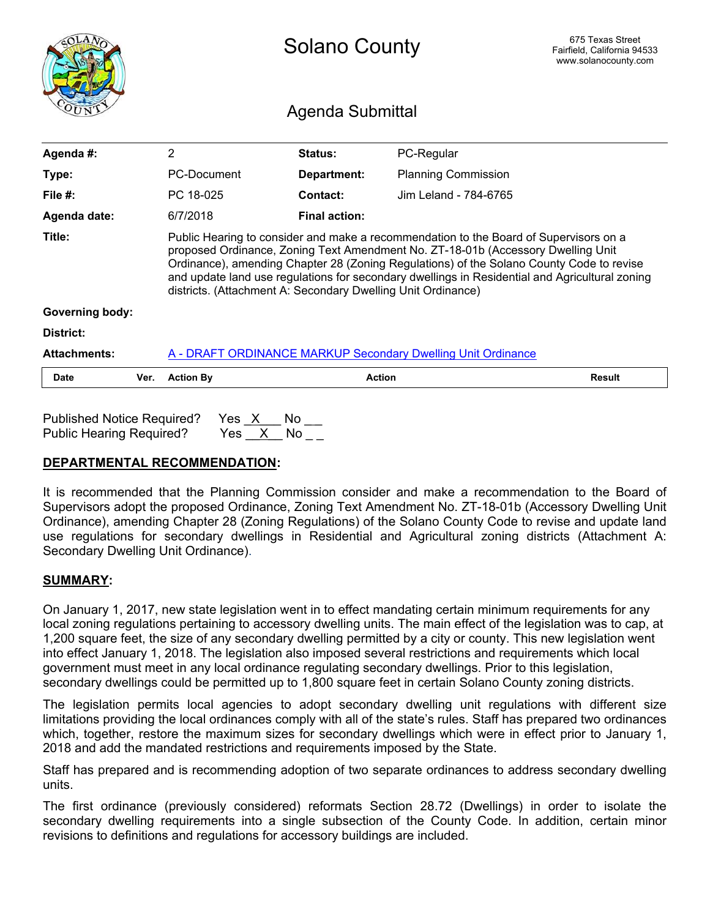# Solano County

675 Texas Street
Fairfield, California 94533
www.solanocounty.com

## Agenda Submittal

| | | | |
|---|---|---|---|
| **Agenda #:** | 2 | **Status:** | PC-Regular |
| **Type:** | PC-Document | **Department:** | Planning Commission |
| **File #:** | PC 18-025 | **Contact:** | Jim Leland - 784-6765 |
| **Agenda date:** | 6/7/2018 | **Final action:** | |
| **Title:** | Public Hearing to consider and make a recommendation to the Board of Supervisors on a proposed Ordinance, Zoning Text Amendment No. ZT-18-01b (Accessory Dwelling Unit Ordinance), amending Chapter 28 (Zoning Regulations) of the Solano County Code to revise and update land use regulations for secondary dwellings in Residential and Agricultural zoning districts. (Attachment A: Secondary Dwelling Unit Ordinance) | | |
| **Governing body:** | | | |
| **District:** | | | |
| **Attachments:** | A - DRAFT ORDINANCE MARKUP Secondary Dwelling Unit Ordinance | | |

| Date | Ver. | Action By | Action | Result |
|---|---|---|---|---|

Published Notice Required? Yes _X___ No ___
Public Hearing Required? Yes __X__ No _ _

**DEPARTMENTAL RECOMMENDATION:**

It is recommended that the Planning Commission consider and make a recommendation to the Board of Supervisors adopt the proposed Ordinance, Zoning Text Amendment No. ZT-18-01b (Accessory Dwelling Unit Ordinance), amending Chapter 28 (Zoning Regulations) of the Solano County Code to revise and update land use regulations for secondary dwellings in Residential and Agricultural zoning districts (Attachment A: Secondary Dwelling Unit Ordinance).

**SUMMARY:**

On January 1, 2017, new state legislation went in to effect mandating certain minimum requirements for any local zoning regulations pertaining to accessory dwelling units. The main effect of the legislation was to cap, at 1,200 square feet, the size of any secondary dwelling permitted by a city or county. This new legislation went into effect January 1, 2018. The legislation also imposed several restrictions and requirements which local government must meet in any local ordinance regulating secondary dwellings. Prior to this legislation, secondary dwellings could be permitted up to 1,800 square feet in certain Solano County zoning districts.

The legislation permits local agencies to adopt secondary dwelling unit regulations with different size limitations providing the local ordinances comply with all of the state's rules. Staff has prepared two ordinances which, together, restore the maximum sizes for secondary dwellings which were in effect prior to January 1, 2018 and add the mandated restrictions and requirements imposed by the State.

Staff has prepared and is recommending adoption of two separate ordinances to address secondary dwelling units.

The first ordinance (previously considered) reformats Section 28.72 (Dwellings) in order to isolate the secondary dwelling requirements into a single subsection of the County Code. In addition, certain minor revisions to definitions and regulations for accessory buildings are included.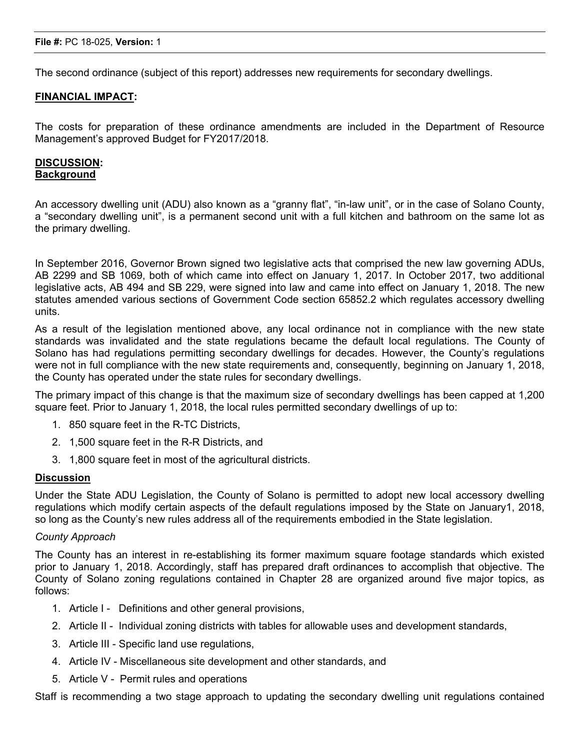The second ordinance (subject of this report) addresses new requirements for secondary dwellings.

**FINANCIAL IMPACT:**

The costs for preparation of these ordinance amendments are included in the Department of Resource Management's approved Budget for FY2017/2018.

**DISCUSSION:**
**Background**

An accessory dwelling unit (ADU) also known as a "granny flat", "in-law unit", or in the case of Solano County, a "secondary dwelling unit", is a permanent second unit with a full kitchen and bathroom on the same lot as the primary dwelling.

In September 2016, Governor Brown signed two legislative acts that comprised the new law governing ADUs, AB 2299 and SB 1069, both of which came into effect on January 1, 2017. In October 2017, two additional legislative acts, AB 494 and SB 229, were signed into law and came into effect on January 1, 2018. The new statutes amended various sections of Government Code section 65852.2 which regulates accessory dwelling units.

As a result of the legislation mentioned above, any local ordinance not in compliance with the new state standards was invalidated and the state regulations became the default local regulations. The County of Solano has had regulations permitting secondary dwellings for decades. However, the County's regulations were not in full compliance with the new state requirements and, consequently, beginning on January 1, 2018, the County has operated under the state rules for secondary dwellings.

The primary impact of this change is that the maximum size of secondary dwellings has been capped at 1,200 square feet. Prior to January 1, 2018, the local rules permitted secondary dwellings of up to:

1. 850 square feet in the R-TC Districts,
2. 1,500 square feet in the R-R Districts, and
3. 1,800 square feet in most of the agricultural districts.

**Discussion**

Under the State ADU Legislation, the County of Solano is permitted to adopt new local accessory dwelling regulations which modify certain aspects of the default regulations imposed by the State on January1, 2018, so long as the County's new rules address all of the requirements embodied in the State legislation.

*County Approach*

The County has an interest in re-establishing its former maximum square footage standards which existed prior to January 1, 2018. Accordingly, staff has prepared draft ordinances to accomplish that objective. The County of Solano zoning regulations contained in Chapter 28 are organized around five major topics, as follows:

1. Article I - Definitions and other general provisions,
2. Article II - Individual zoning districts with tables for allowable uses and development standards,
3. Article III - Specific land use regulations,
4. Article IV - Miscellaneous site development and other standards, and
5. Article V - Permit rules and operations

Staff is recommending a two stage approach to updating the secondary dwelling unit regulations contained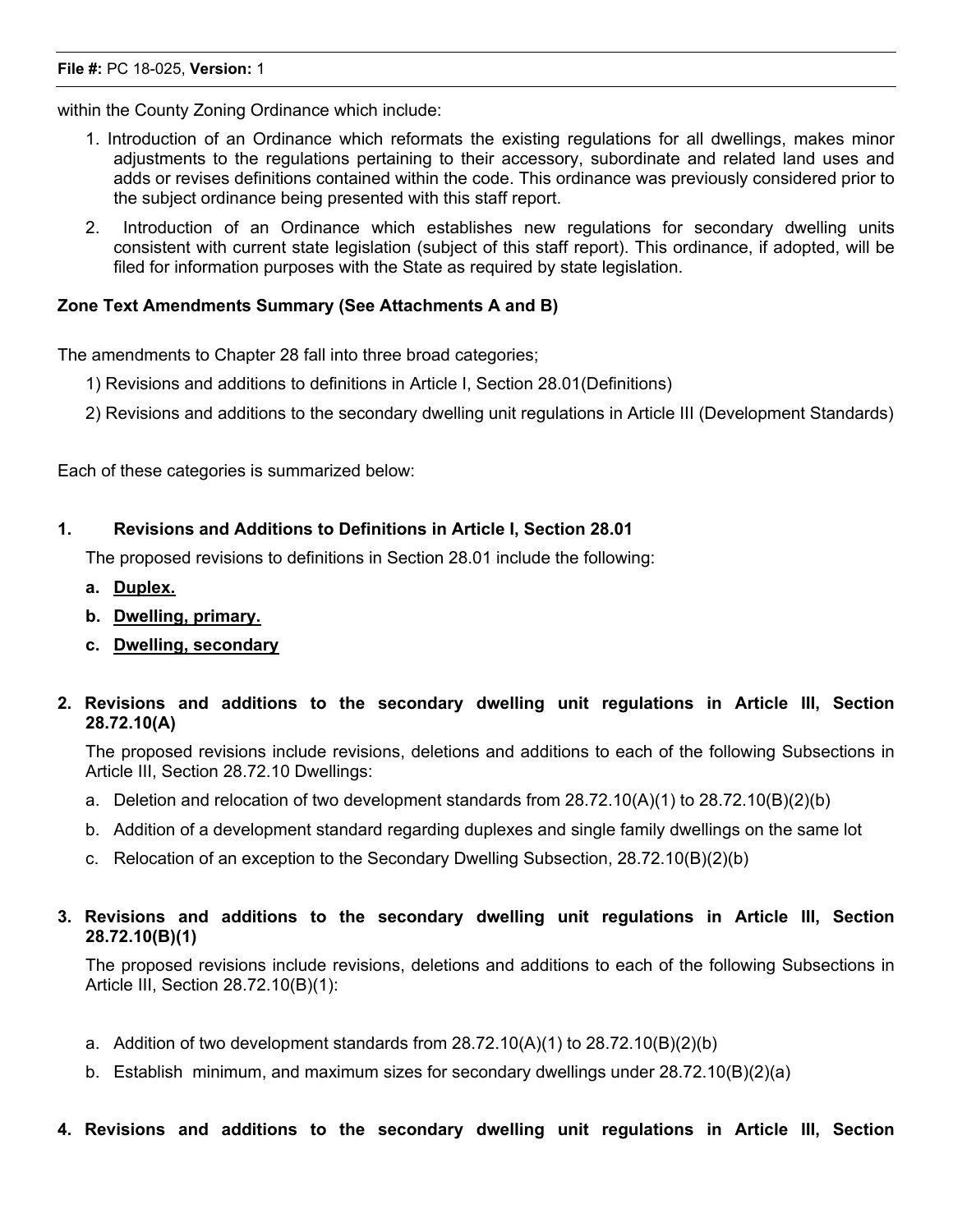within the County Zoning Ordinance which include:

1. Introduction of an Ordinance which reformats the existing regulations for all dwellings, makes minor adjustments to the regulations pertaining to their accessory, subordinate and related land uses and adds or revises definitions contained within the code. This ordinance was previously considered prior to the subject ordinance being presented with this staff report.
2. Introduction of an Ordinance which establishes new regulations for secondary dwelling units consistent with current state legislation (subject of this staff report). This ordinance, if adopted, will be filed for information purposes with the State as required by state legislation.

**Zone Text Amendments Summary (See Attachments A and B)**

The amendments to Chapter 28 fall into three broad categories;

1) Revisions and additions to definitions in Article I, Section 28.01(Definitions)

2) Revisions and additions to the secondary dwelling unit regulations in Article III (Development Standards)

Each of these categories is summarized below:

**1. Revisions and Additions to Definitions in Article I, Section 28.01**

The proposed revisions to definitions in Section 28.01 include the following:

a. **Duplex.**
b. **Dwelling, primary.**
c. **Dwelling, secondary**

**2. Revisions and additions to the secondary dwelling unit regulations in Article III, Section 28.72.10(A)**

The proposed revisions include revisions, deletions and additions to each of the following Subsections in Article III, Section 28.72.10 Dwellings:

a. Deletion and relocation of two development standards from 28.72.10(A)(1) to 28.72.10(B)(2)(b)
b. Addition of a development standard regarding duplexes and single family dwellings on the same lot
c. Relocation of an exception to the Secondary Dwelling Subsection, 28.72.10(B)(2)(b)

**3. Revisions and additions to the secondary dwelling unit regulations in Article III, Section 28.72.10(B)(1)**

The proposed revisions include revisions, deletions and additions to each of the following Subsections in Article III, Section 28.72.10(B)(1):

a. Addition of two development standards from 28.72.10(A)(1) to 28.72.10(B)(2)(b)
b. Establish minimum, and maximum sizes for secondary dwellings under 28.72.10(B)(2)(a)

**4. Revisions and additions to the secondary dwelling unit regulations in Article III, Section**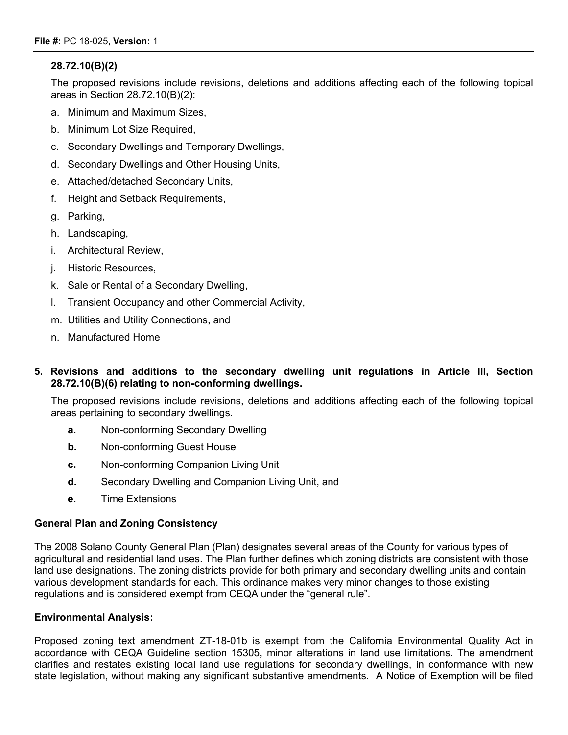**28.72.10(B)(2)**

The proposed revisions include revisions, deletions and additions affecting each of the following topical areas in Section 28.72.10(B)(2):

a. Minimum and Maximum Sizes,
b. Minimum Lot Size Required,
c. Secondary Dwellings and Temporary Dwellings,
d. Secondary Dwellings and Other Housing Units,
e. Attached/detached Secondary Units,
f. Height and Setback Requirements,
g. Parking,
h. Landscaping,
i. Architectural Review,
j. Historic Resources,
k. Sale or Rental of a Secondary Dwelling,
l. Transient Occupancy and other Commercial Activity,
m. Utilities and Utility Connections, and
n. Manufactured Home

5. **Revisions and additions to the secondary dwelling unit regulations in Article III, Section 28.72.10(B)(6) relating to non-conforming dwellings.**

   The proposed revisions include revisions, deletions and additions affecting each of the following topical areas pertaining to secondary dwellings.

   **a.** Non-conforming Secondary Dwelling
   **b.** Non-conforming Guest House
   **c.** Non-conforming Companion Living Unit
   **d.** Secondary Dwelling and Companion Living Unit, and
   **e.** Time Extensions

**General Plan and Zoning Consistency**

The 2008 Solano County General Plan (Plan) designates several areas of the County for various types of agricultural and residential land uses. The Plan further defines which zoning districts are consistent with those land use designations. The zoning districts provide for both primary and secondary dwelling units and contain various development standards for each. This ordinance makes very minor changes to those existing regulations and is considered exempt from CEQA under the "general rule".

**Environmental Analysis:**

Proposed zoning text amendment ZT-18-01b is exempt from the California Environmental Quality Act in accordance with CEQA Guideline section 15305, minor alterations in land use limitations. The amendment clarifies and restates existing local land use regulations for secondary dwellings, in conformance with new state legislation, without making any significant substantive amendments. A Notice of Exemption will be filed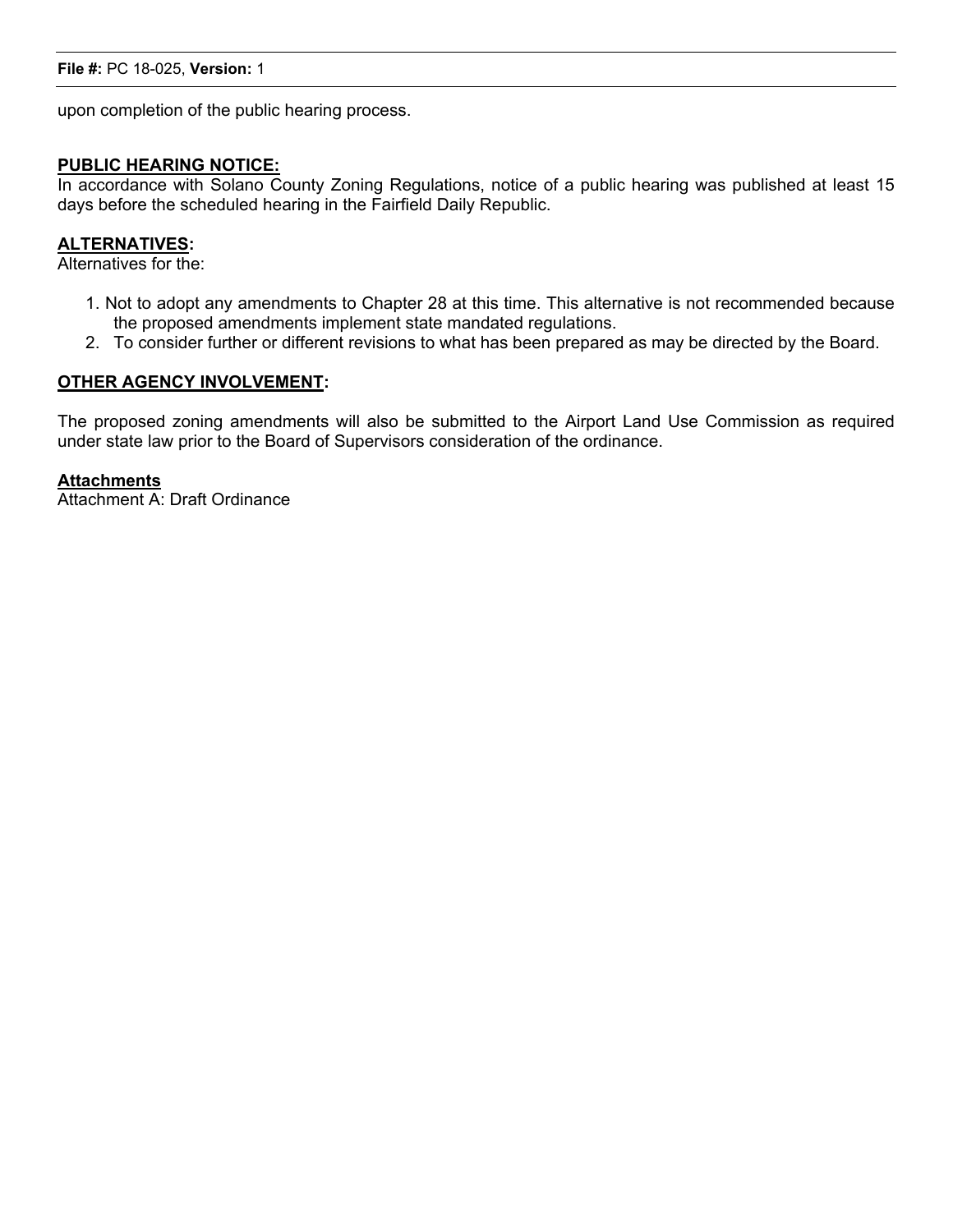upon completion of the public hearing process.

**PUBLIC HEARING NOTICE:**
In accordance with Solano County Zoning Regulations, notice of a public hearing was published at least 15 days before the scheduled hearing in the Fairfield Daily Republic.

**ALTERNATIVES:**
Alternatives for the:

1. Not to adopt any amendments to Chapter 28 at this time. This alternative is not recommended because the proposed amendments implement state mandated regulations.
2. To consider further or different revisions to what has been prepared as may be directed by the Board.

**OTHER AGENCY INVOLVEMENT:**

The proposed zoning amendments will also be submitted to the Airport Land Use Commission as required under state law prior to the Board of Supervisors consideration of the ordinance.

**Attachments**
Attachment A: Draft Ordinance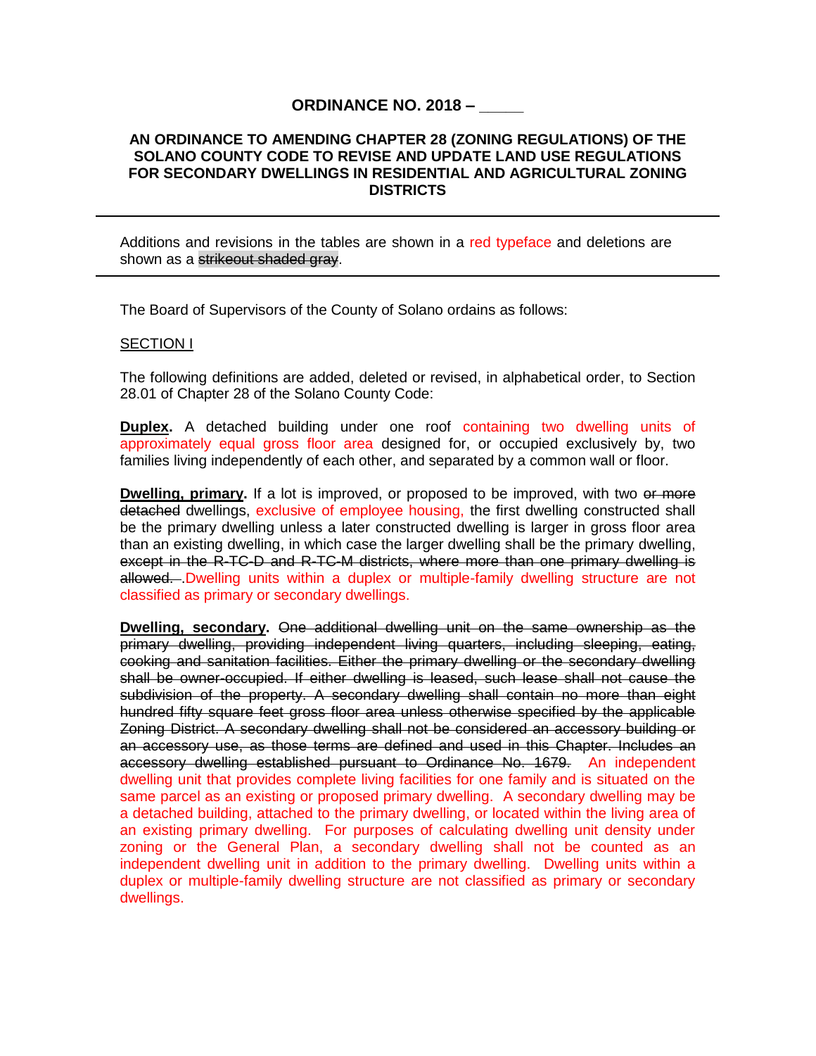**ORDINANCE NO. 2018 – _____**

**AN ORDINANCE TO AMENDING CHAPTER 28 (ZONING REGULATIONS) OF THE SOLANO COUNTY CODE TO REVISE AND UPDATE LAND USE REGULATIONS FOR SECONDARY DWELLINGS IN RESIDENTIAL AND AGRICULTURAL ZONING DISTRICTS**

---

Additions and revisions in the tables are shown in a red typeface and deletions are shown as a ~~strikeout shaded gray~~.

---

The Board of Supervisors of the County of Solano ordains as follows:

SECTION I

The following definitions are added, deleted or revised, in alphabetical order, to Section 28.01 of Chapter 28 of the Solano County Code:

**Duplex.** A detached building under one roof containing two dwelling units of approximately equal gross floor area designed for, or occupied exclusively by, two families living independently of each other, and separated by a common wall or floor.

**Dwelling, primary.** If a lot is improved, or proposed to be improved, with two ~~or more detached~~ dwellings, exclusive of employee housing, the first dwelling constructed shall be the primary dwelling unless a later constructed dwelling is larger in gross floor area than an existing dwelling, in which case the larger dwelling shall be the primary dwelling, ~~except in the R-TC-D and R-TC-M districts, where more than one primary dwelling is allowed.~~ .Dwelling units within a duplex or multiple-family dwelling structure are not classified as primary or secondary dwellings.

**Dwelling, secondary.** ~~One additional dwelling unit on the same ownership as the primary dwelling, providing independent living quarters, including sleeping, eating, cooking and sanitation facilities. Either the primary dwelling or the secondary dwelling shall be owner-occupied. If either dwelling is leased, such lease shall not cause the subdivision of the property. A secondary dwelling shall contain no more than eight hundred fifty square feet gross floor area unless otherwise specified by the applicable Zoning District. A secondary dwelling shall not be considered an accessory building or an accessory use, as those terms are defined and used in this Chapter. Includes an accessory dwelling established pursuant to Ordinance No. 1679.~~ An independent dwelling unit that provides complete living facilities for one family and is situated on the same parcel as an existing or proposed primary dwelling. A secondary dwelling may be a detached building, attached to the primary dwelling, or located within the living area of an existing primary dwelling. For purposes of calculating dwelling unit density under zoning or the General Plan, a secondary dwelling shall not be counted as an independent dwelling unit in addition to the primary dwelling. Dwelling units within a duplex or multiple-family dwelling structure are not classified as primary or secondary dwellings.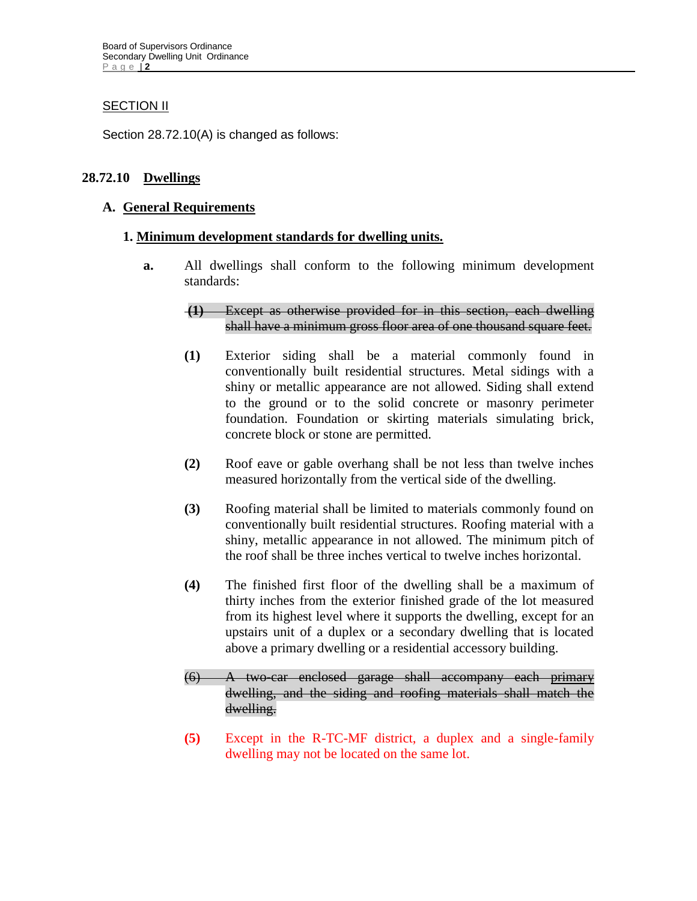## SECTION II

Section 28.72.10(A) is changed as follows:

### 28.72.10 Dwellings

#### A. General Requirements

**1. Minimum development standards for dwelling units.**

**a.** All dwellings shall conform to the following minimum development standards:

~~**(1)** Except as otherwise provided for in this section, each dwelling shall have a minimum gross floor area of one thousand square feet.~~

**(1)** Exterior siding shall be a material commonly found in conventionally built residential structures. Metal sidings with a shiny or metallic appearance are not allowed. Siding shall extend to the ground or to the solid concrete or masonry perimeter foundation. Foundation or skirting materials simulating brick, concrete block or stone are permitted.

**(2)** Roof eave or gable overhang shall be not less than twelve inches measured horizontally from the vertical side of the dwelling.

**(3)** Roofing material shall be limited to materials commonly found on conventionally built residential structures. Roofing material with a shiny, metallic appearance in not allowed. The minimum pitch of the roof shall be three inches vertical to twelve inches horizontal.

**(4)** The finished first floor of the dwelling shall be a maximum of thirty inches from the exterior finished grade of the lot measured from its highest level where it supports the dwelling, except for an upstairs unit of a duplex or a secondary dwelling that is located above a primary dwelling or a residential accessory building.

~~(6) A two-car enclosed garage shall accompany each primary dwelling, and the siding and roofing materials shall match the dwelling.~~

**(5)** Except in the R-TC-MF district, a duplex and a single-family dwelling may not be located on the same lot.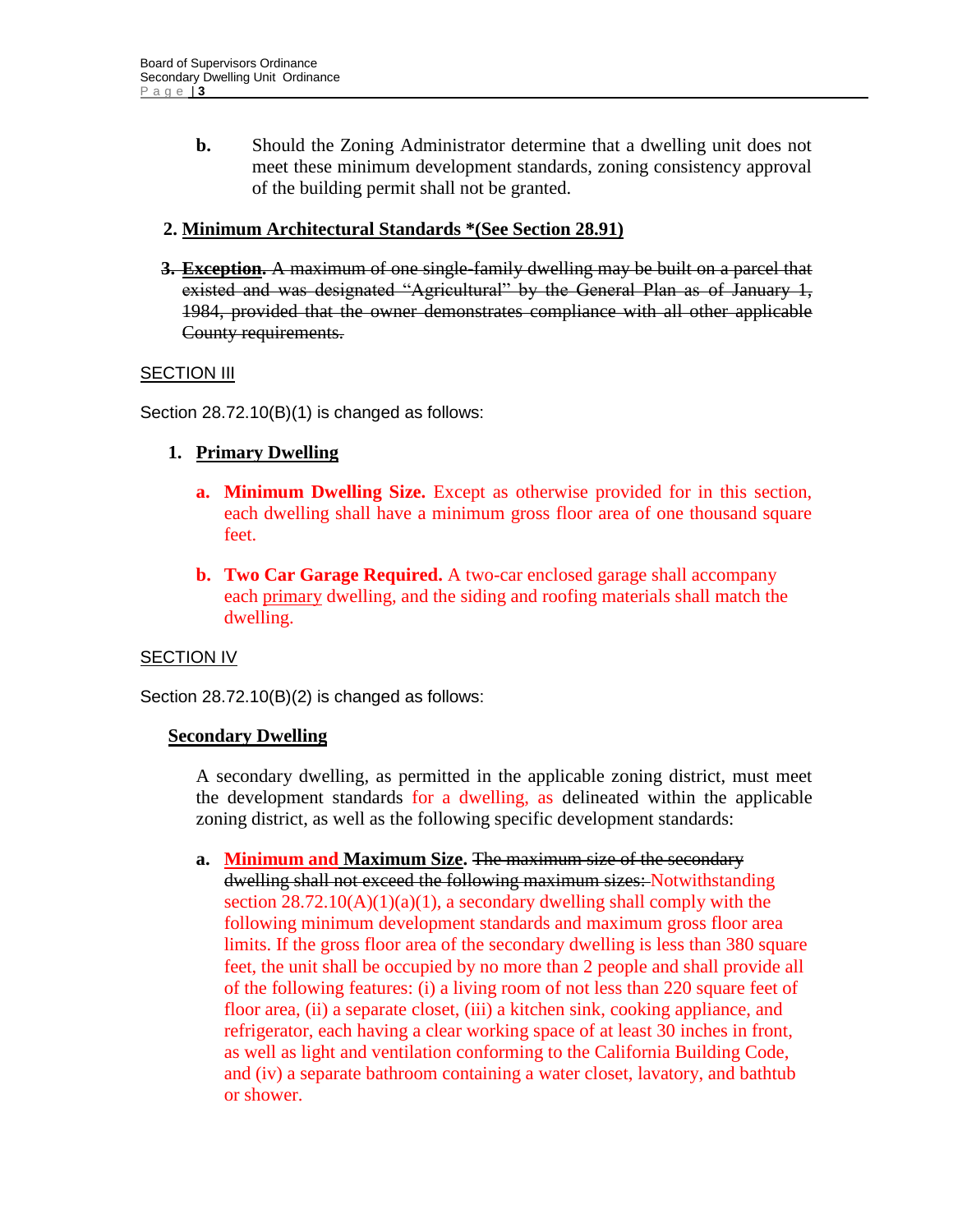**b.** Should the Zoning Administrator determine that a dwelling unit does not meet these minimum development standards, zoning consistency approval of the building permit shall not be granted.

**2. Minimum Architectural Standards *(See Section 28.91)**

~~**3. Exception.** A maximum of one single-family dwelling may be built on a parcel that existed and was designated "Agricultural" by the General Plan as of January 1, 1984, provided that the owner demonstrates compliance with all other applicable County requirements.~~

SECTION III

Section 28.72.10(B)(1) is changed as follows:

**1. Primary Dwelling**

**a. Minimum Dwelling Size.** Except as otherwise provided for in this section, each dwelling shall have a minimum gross floor area of one thousand square feet.

**b. Two Car Garage Required.** A two-car enclosed garage shall accompany each primary dwelling, and the siding and roofing materials shall match the dwelling.

SECTION IV

Section 28.72.10(B)(2) is changed as follows:

**Secondary Dwelling**

A secondary dwelling, as permitted in the applicable zoning district, must meet the development standards for a dwelling, as delineated within the applicable zoning district, as well as the following specific development standards:

**a. Minimum and Maximum Size.** ~~The maximum size of the secondary dwelling shall not exceed the following maximum sizes:~~ Notwithstanding section 28.72.10(A)(1)(a)(1), a secondary dwelling shall comply with the following minimum development standards and maximum gross floor area limits. If the gross floor area of the secondary dwelling is less than 380 square feet, the unit shall be occupied by no more than 2 people and shall provide all of the following features: (i) a living room of not less than 220 square feet of floor area, (ii) a separate closet, (iii) a kitchen sink, cooking appliance, and refrigerator, each having a clear working space of at least 30 inches in front, as well as light and ventilation conforming to the California Building Code, and (iv) a separate bathroom containing a water closet, lavatory, and bathtub or shower.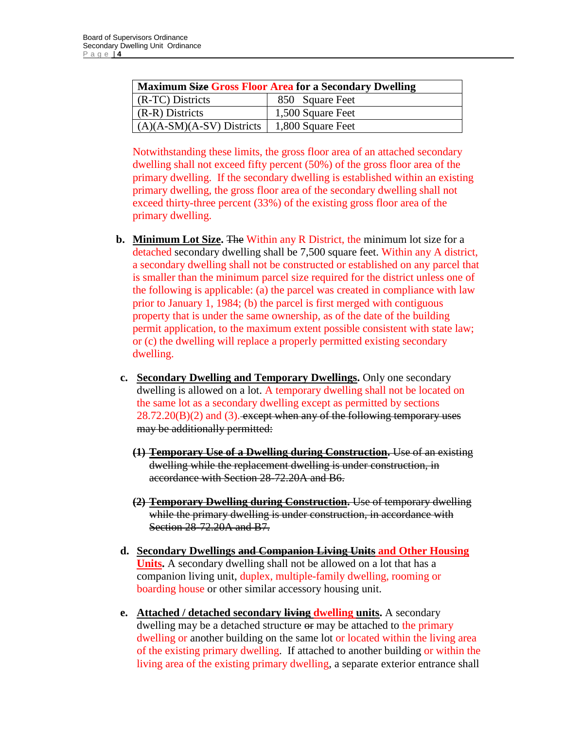| Maximum ~~Size~~ Gross Floor Area for a Secondary Dwelling | |
|---|---|
| (R-TC) Districts | 850 Square Feet |
| (R-R) Districts | 1,500 Square Feet |
| (A)(A-SM)(A-SV) Districts | 1,800 Square Feet |

Notwithstanding these limits, the gross floor area of an attached secondary dwelling shall not exceed fifty percent (50%) of the gross floor area of the primary dwelling. If the secondary dwelling is established within an existing primary dwelling, the gross floor area of the secondary dwelling shall not exceed thirty-three percent (33%) of the existing gross floor area of the primary dwelling.

**b.** **Minimum Lot Size.** ~~The~~ Within any R District, the minimum lot size for a detached secondary dwelling shall be 7,500 square feet. Within any A district, a secondary dwelling shall not be constructed or established on any parcel that is smaller than the minimum parcel size required for the district unless one of the following is applicable: (a) the parcel was created in compliance with law prior to January 1, 1984; (b) the parcel is first merged with contiguous property that is under the same ownership, as of the date of the building permit application, to the maximum extent possible consistent with state law; or (c) the dwelling will replace a properly permitted existing secondary dwelling.

**c.** **Secondary Dwelling and Temporary Dwellings.** Only one secondary dwelling is allowed on a lot. A temporary dwelling shall not be located on the same lot as a secondary dwelling except as permitted by sections 28.72.20(B)(2) and (3). ~~except when any of the following temporary uses may be additionally permitted:~~

~~**(1) Temporary Use of a Dwelling during Construction.** Use of an existing dwelling while the replacement dwelling is under construction, in accordance with Section 28-72.20A and B6.~~

~~**(2) Temporary Dwelling during Construction.** Use of temporary dwelling while the primary dwelling is under construction, in accordance with Section 28-72.20A and B7.~~

**d.** **Secondary Dwellings ~~and Companion Living Units~~ and Other Housing Units.** A secondary dwelling shall not be allowed on a lot that has a companion living unit, duplex, multiple-family dwelling, rooming or boarding house or other similar accessory housing unit.

**e.** **Attached / detached secondary ~~living~~ dwelling units.** A secondary dwelling may be a detached structure ~~or~~ may be attached to the primary dwelling or another building on the same lot or located within the living area of the existing primary dwelling. If attached to another building or within the living area of the existing primary dwelling, a separate exterior entrance shall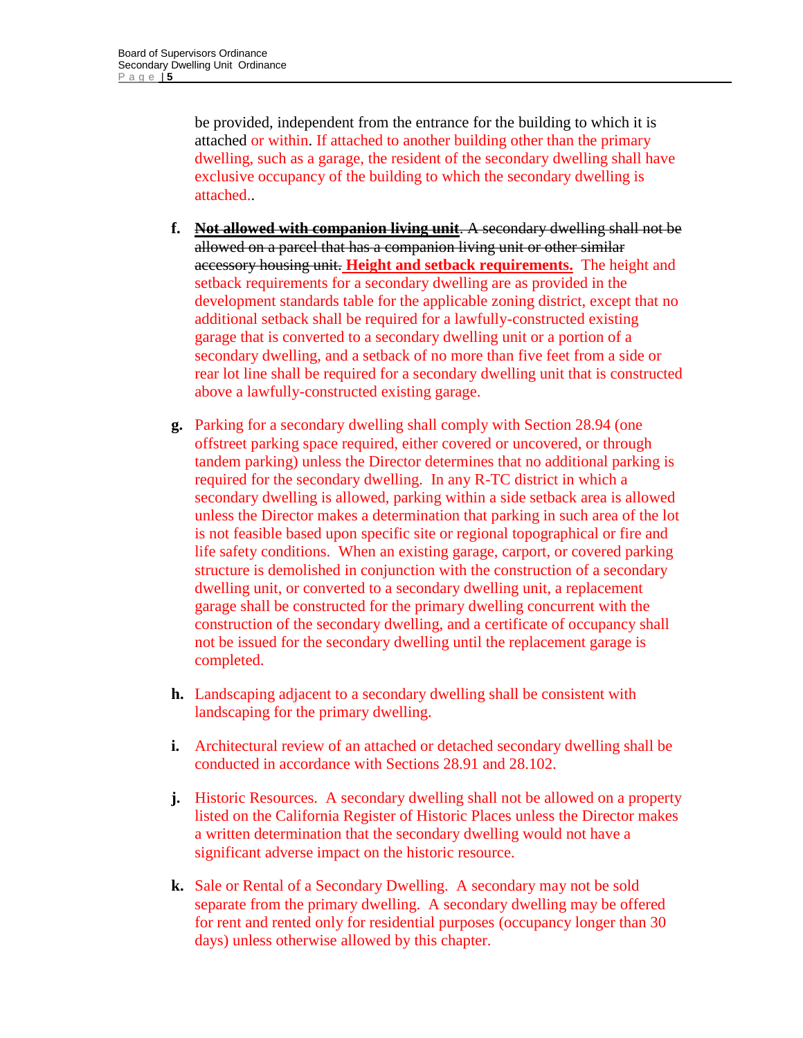be provided, independent from the entrance for the building to which it is attached or within. If attached to another building other than the primary dwelling, such as a garage, the resident of the secondary dwelling shall have exclusive occupancy of the building to which the secondary dwelling is attached..

**f.** ~~**Not allowed with companion living unit**. A secondary dwelling shall not be allowed on a parcel that has a companion living unit or other similar accessory housing unit.~~ **Height and setback requirements.** The height and setback requirements for a secondary dwelling are as provided in the development standards table for the applicable zoning district, except that no additional setback shall be required for a lawfully-constructed existing garage that is converted to a secondary dwelling unit or a portion of a secondary dwelling, and a setback of no more than five feet from a side or rear lot line shall be required for a secondary dwelling unit that is constructed above a lawfully-constructed existing garage.

**g.** Parking for a secondary dwelling shall comply with Section 28.94 (one offstreet parking space required, either covered or uncovered, or through tandem parking) unless the Director determines that no additional parking is required for the secondary dwelling. In any R-TC district in which a secondary dwelling is allowed, parking within a side setback area is allowed unless the Director makes a determination that parking in such area of the lot is not feasible based upon specific site or regional topographical or fire and life safety conditions. When an existing garage, carport, or covered parking structure is demolished in conjunction with the construction of a secondary dwelling unit, or converted to a secondary dwelling unit, a replacement garage shall be constructed for the primary dwelling concurrent with the construction of the secondary dwelling, and a certificate of occupancy shall not be issued for the secondary dwelling until the replacement garage is completed.

**h.** Landscaping adjacent to a secondary dwelling shall be consistent with landscaping for the primary dwelling.

**i.** Architectural review of an attached or detached secondary dwelling shall be conducted in accordance with Sections 28.91 and 28.102.

**j.** Historic Resources. A secondary dwelling shall not be allowed on a property listed on the California Register of Historic Places unless the Director makes a written determination that the secondary dwelling would not have a significant adverse impact on the historic resource.

**k.** Sale or Rental of a Secondary Dwelling. A secondary may not be sold separate from the primary dwelling. A secondary dwelling may be offered for rent and rented only for residential purposes (occupancy longer than 30 days) unless otherwise allowed by this chapter.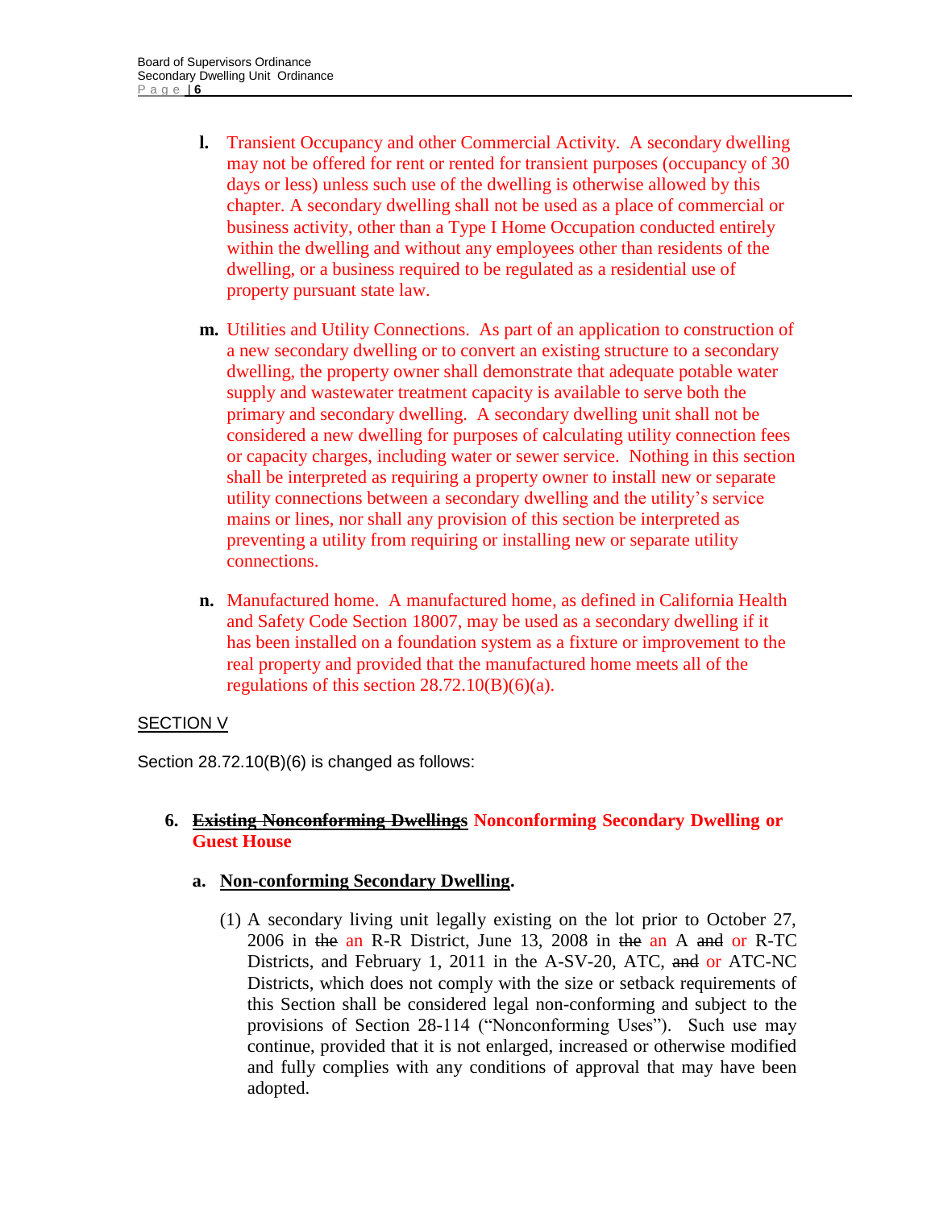**l.** Transient Occupancy and other Commercial Activity. A secondary dwelling may not be offered for rent or rented for transient purposes (occupancy of 30 days or less) unless such use of the dwelling is otherwise allowed by this chapter. A secondary dwelling shall not be used as a place of commercial or business activity, other than a Type I Home Occupation conducted entirely within the dwelling and without any employees other than residents of the dwelling, or a business required to be regulated as a residential use of property pursuant state law.

**m.** Utilities and Utility Connections. As part of an application to construction of a new secondary dwelling or to convert an existing structure to a secondary dwelling, the property owner shall demonstrate that adequate potable water supply and wastewater treatment capacity is available to serve both the primary and secondary dwelling. A secondary dwelling unit shall not be considered a new dwelling for purposes of calculating utility connection fees or capacity charges, including water or sewer service. Nothing in this section shall be interpreted as requiring a property owner to install new or separate utility connections between a secondary dwelling and the utility's service mains or lines, nor shall any provision of this section be interpreted as preventing a utility from requiring or installing new or separate utility connections.

**n.** Manufactured home. A manufactured home, as defined in California Health and Safety Code Section 18007, may be used as a secondary dwelling if it has been installed on a foundation system as a fixture or improvement to the real property and provided that the manufactured home meets all of the regulations of this section 28.72.10(B)(6)(a).

SECTION V

Section 28.72.10(B)(6) is changed as follows:

**6. ~~Existing Nonconforming Dwellings~~ Nonconforming Secondary Dwelling or Guest House**

**a. Non-conforming Secondary Dwelling.**

(1) A secondary living unit legally existing on the lot prior to October 27, 2006 in ~~the~~ an R-R District, June 13, 2008 in ~~the~~ an A ~~and~~ or R-TC Districts, and February 1, 2011 in the A-SV-20, ATC, ~~and~~ or ATC-NC Districts, which does not comply with the size or setback requirements of this Section shall be considered legal non-conforming and subject to the provisions of Section 28-114 ("Nonconforming Uses"). Such use may continue, provided that it is not enlarged, increased or otherwise modified and fully complies with any conditions of approval that may have been adopted.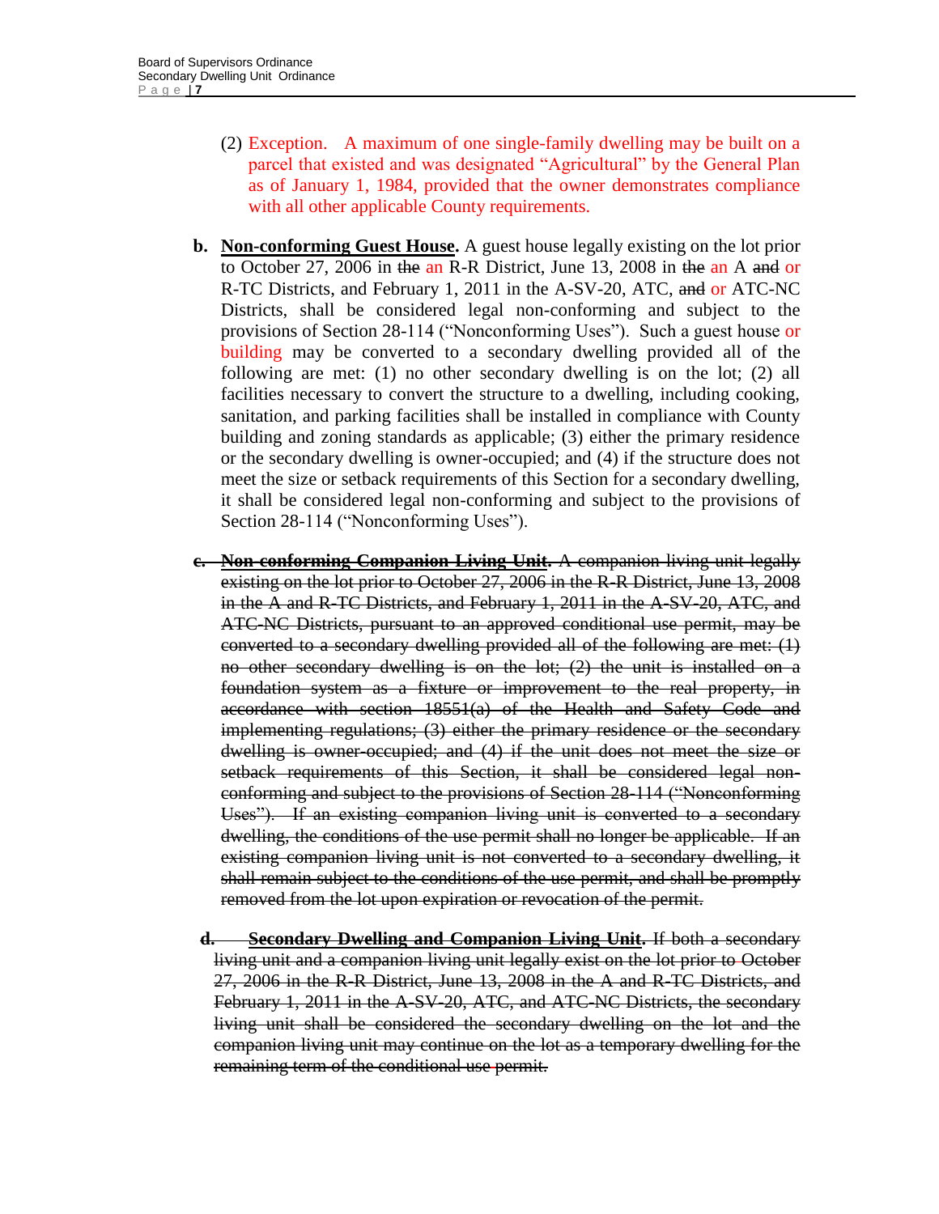(2) Exception. A maximum of one single-family dwelling may be built on a parcel that existed and was designated "Agricultural" by the General Plan as of January 1, 1984, provided that the owner demonstrates compliance with all other applicable County requirements.

**b.** **<u>Non-conforming Guest House</u>.** A guest house legally existing on the lot prior to October 27, 2006 in ~~the~~ an R-R District, June 13, 2008 in ~~the~~ an A ~~and~~ or R-TC Districts, and February 1, 2011 in the A-SV-20, ATC, ~~and~~ or ATC-NC Districts, shall be considered legal non-conforming and subject to the provisions of Section 28-114 ("Nonconforming Uses"). Such a guest house or building may be converted to a secondary dwelling provided all of the following are met: (1) no other secondary dwelling is on the lot; (2) all facilities necessary to convert the structure to a dwelling, including cooking, sanitation, and parking facilities shall be installed in compliance with County building and zoning standards as applicable; (3) either the primary residence or the secondary dwelling is owner-occupied; and (4) if the structure does not meet the size or setback requirements of this Section for a secondary dwelling, it shall be considered legal non-conforming and subject to the provisions of Section 28-114 ("Nonconforming Uses").

~~**c.** **Non-conforming Companion Living Unit.** A companion living unit legally existing on the lot prior to October 27, 2006 in the R-R District, June 13, 2008 in the A and R-TC Districts, and February 1, 2011 in the A-SV-20, ATC, and ATC-NC Districts, pursuant to an approved conditional use permit, may be converted to a secondary dwelling provided all of the following are met: (1) no other secondary dwelling is on the lot; (2) the unit is installed on a foundation system as a fixture or improvement to the real property, in accordance with section 18551(a) of the Health and Safety Code and implementing regulations; (3) either the primary residence or the secondary dwelling is owner-occupied; and (4) if the unit does not meet the size or setback requirements of this Section, it shall be considered legal non-conforming and subject to the provisions of Section 28-114 ("Nonconforming Uses"). If an existing companion living unit is converted to a secondary dwelling, the conditions of the use permit shall no longer be applicable. If an existing companion living unit is not converted to a secondary dwelling, it shall remain subject to the conditions of the use permit, and shall be promptly removed from the lot upon expiration or revocation of the permit.~~

~~**d.** **Secondary Dwelling and Companion Living Unit.** If both a secondary living unit and a companion living unit legally exist on the lot prior to October 27, 2006 in the R-R District, June 13, 2008 in the A and R-TC Districts, and February 1, 2011 in the A-SV-20, ATC, and ATC-NC Districts, the secondary living unit shall be considered the secondary dwelling on the lot and the companion living unit may continue on the lot as a temporary dwelling for the remaining term of the conditional use permit.~~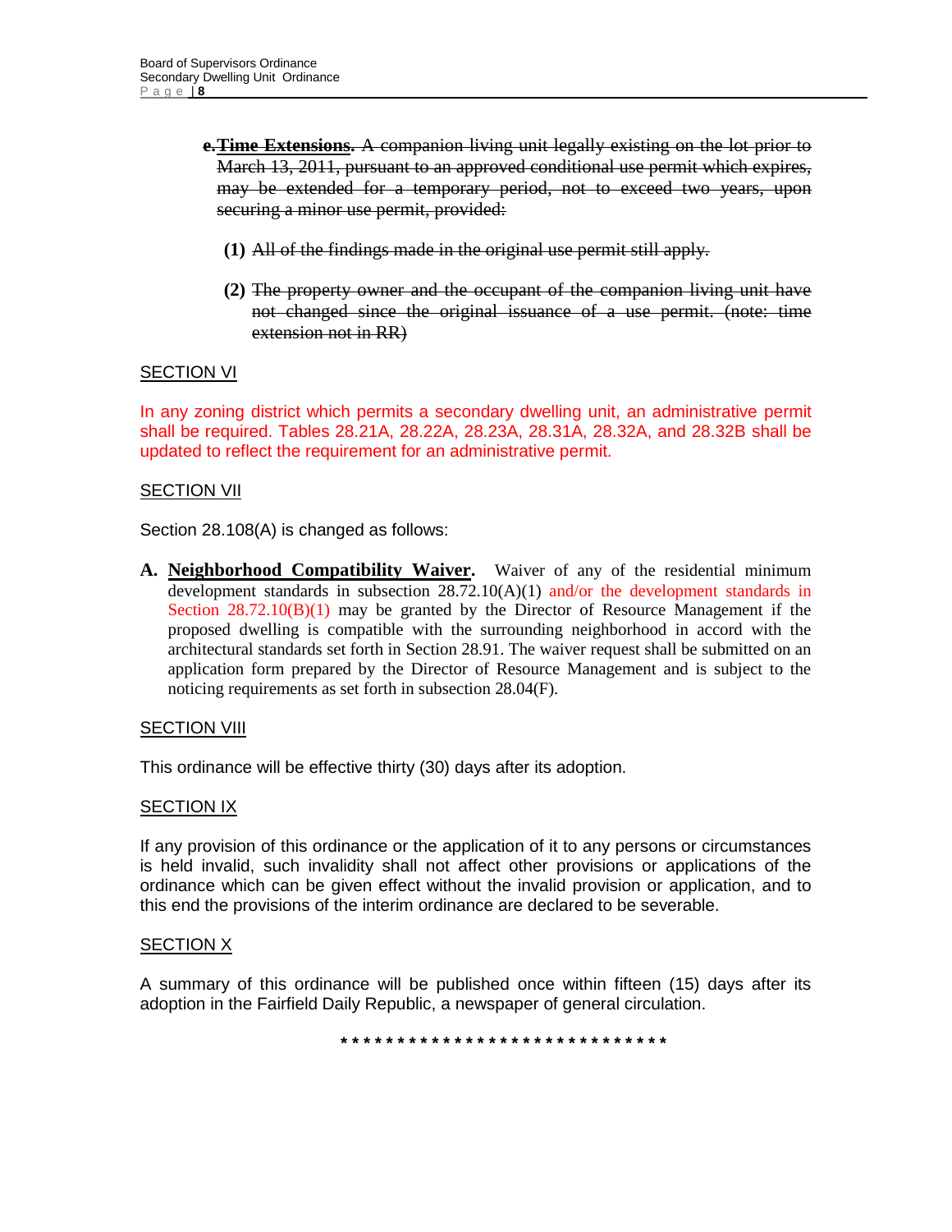~~**e. Time Extensions.** A companion living unit legally existing on the lot prior to March 13, 2011, pursuant to an approved conditional use permit which expires, may be extended for a temporary period, not to exceed two years, upon securing a minor use permit, provided:~~

**(1)** ~~All of the findings made in the original use permit still apply.~~

**(2)** ~~The property owner and the occupant of the companion living unit have not changed since the original issuance of a use permit. (note: time extension not in RR)~~

SECTION VI

In any zoning district which permits a secondary dwelling unit, an administrative permit shall be required. Tables 28.21A, 28.22A, 28.23A, 28.31A, 28.32A, and 28.32B shall be updated to reflect the requirement for an administrative permit.

SECTION VII

Section 28.108(A) is changed as follows:

**A. Neighborhood Compatibility Waiver.** Waiver of any of the residential minimum development standards in subsection 28.72.10(A)(1) and/or the development standards in Section 28.72.10(B)(1) may be granted by the Director of Resource Management if the proposed dwelling is compatible with the surrounding neighborhood in accord with the architectural standards set forth in Section 28.91. The waiver request shall be submitted on an application form prepared by the Director of Resource Management and is subject to the noticing requirements as set forth in subsection 28.04(F).

SECTION VIII

This ordinance will be effective thirty (30) days after its adoption.

SECTION IX

If any provision of this ordinance or the application of it to any persons or circumstances is held invalid, such invalidity shall not affect other provisions or applications of the ordinance which can be given effect without the invalid provision or application, and to this end the provisions of the interim ordinance are declared to be severable.

SECTION X

A summary of this ordinance will be published once within fifteen (15) days after its adoption in the Fairfield Daily Republic, a newspaper of general circulation.

\* \* \* \* \* \* \* \* \* \* \* \* \* \* \* \* \* \* \* \* \* \* \* \* \* \* \* \* \* \* \*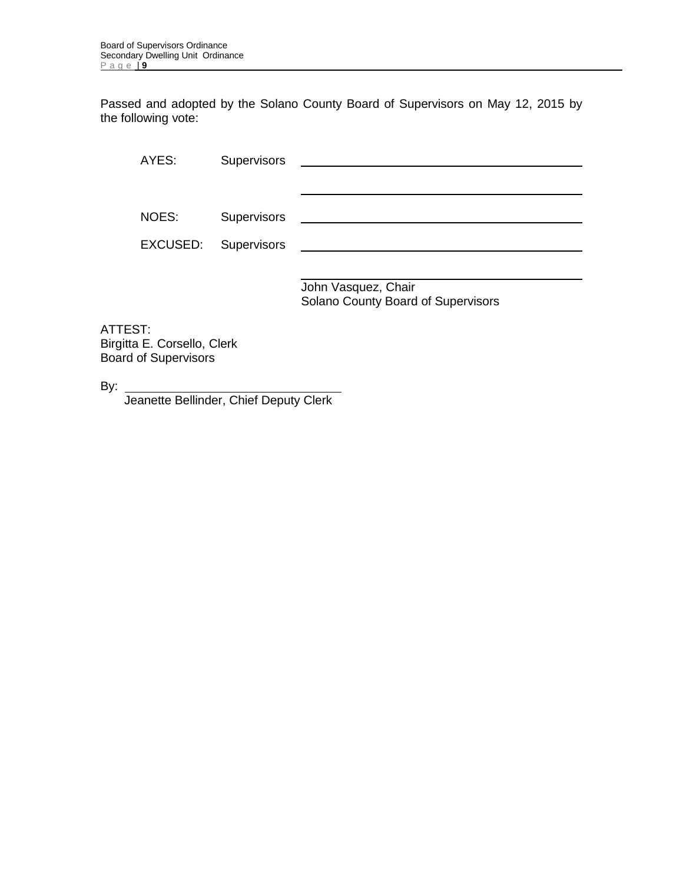Passed and adopted by the Solano County Board of Supervisors on May 12, 2015 by the following vote:

AYES: Supervisors \_\_\_\_\_\_\_\_\_\_\_\_\_\_\_\_\_\_\_\_\_\_\_\_\_\_\_\_\_\_\_\_\_\_\_\_\_\_\_\_

\_\_\_\_\_\_\_\_\_\_\_\_\_\_\_\_\_\_\_\_\_\_\_\_\_\_\_\_\_\_\_\_\_\_\_\_\_\_\_\_

NOES: Supervisors \_\_\_\_\_\_\_\_\_\_\_\_\_\_\_\_\_\_\_\_\_\_\_\_\_\_\_\_\_\_\_\_\_\_\_\_\_\_\_\_

EXCUSED: Supervisors \_\_\_\_\_\_\_\_\_\_\_\_\_\_\_\_\_\_\_\_\_\_\_\_\_\_\_\_\_\_\_\_\_\_\_\_\_\_\_\_

\_\_\_\_\_\_\_\_\_\_\_\_\_\_\_\_\_\_\_\_\_\_\_\_\_\_\_\_\_\_\_\_\_\_\_\_\_\_\_\_

John Vasquez, Chair
Solano County Board of Supervisors

ATTEST:
Birgitta E. Corsello, Clerk
Board of Supervisors

By: \_\_\_\_\_\_\_\_\_\_\_\_\_\_\_\_\_\_\_\_\_\_\_\_\_\_\_\_\_\_\_\_
Jeanette Bellinder, Chief Deputy Clerk